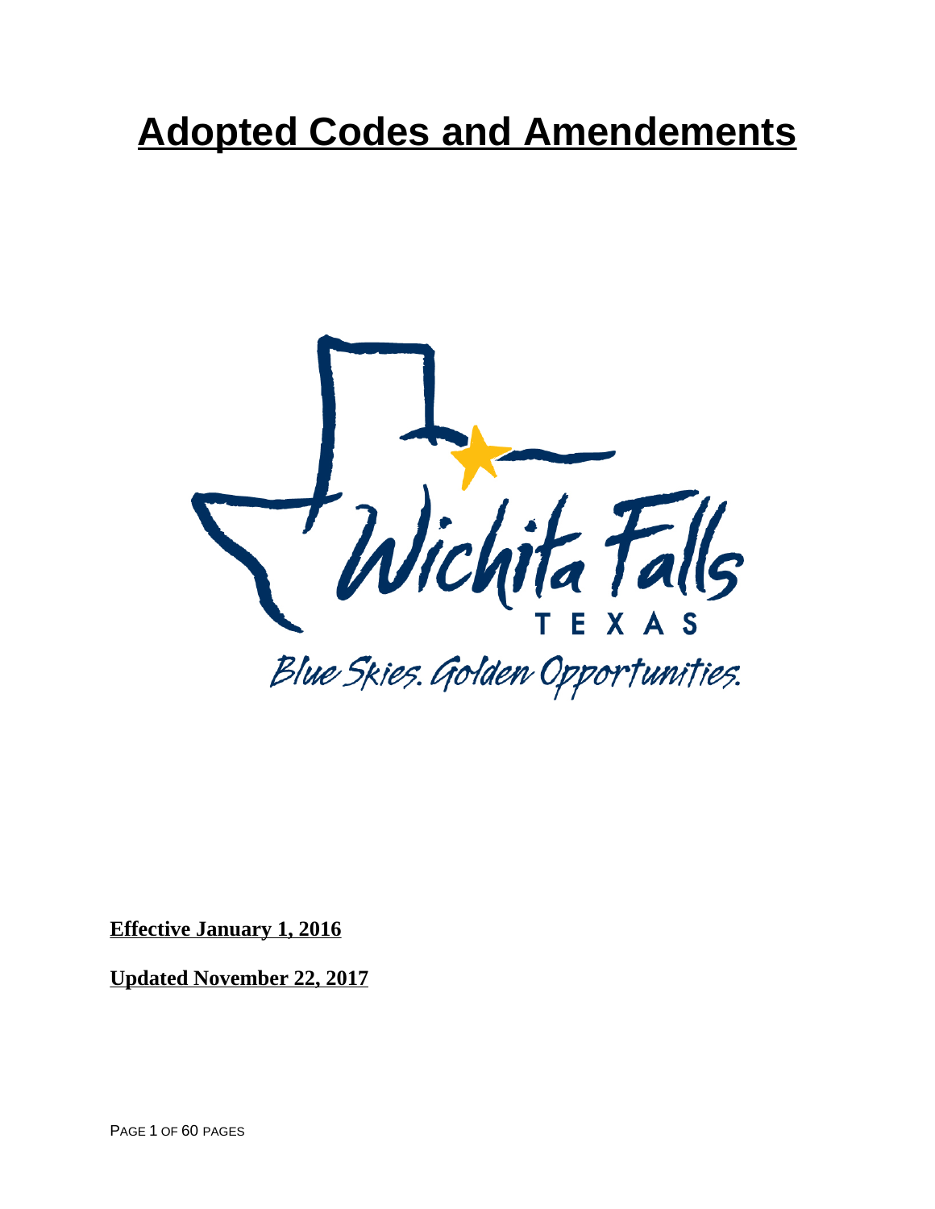# Adopted Codes and Amendements

Wichita Falls
TEXAS
Blue Skies. Golden Opportunities.

**Effective January 1, 2016**

**Updated November 22, 2017**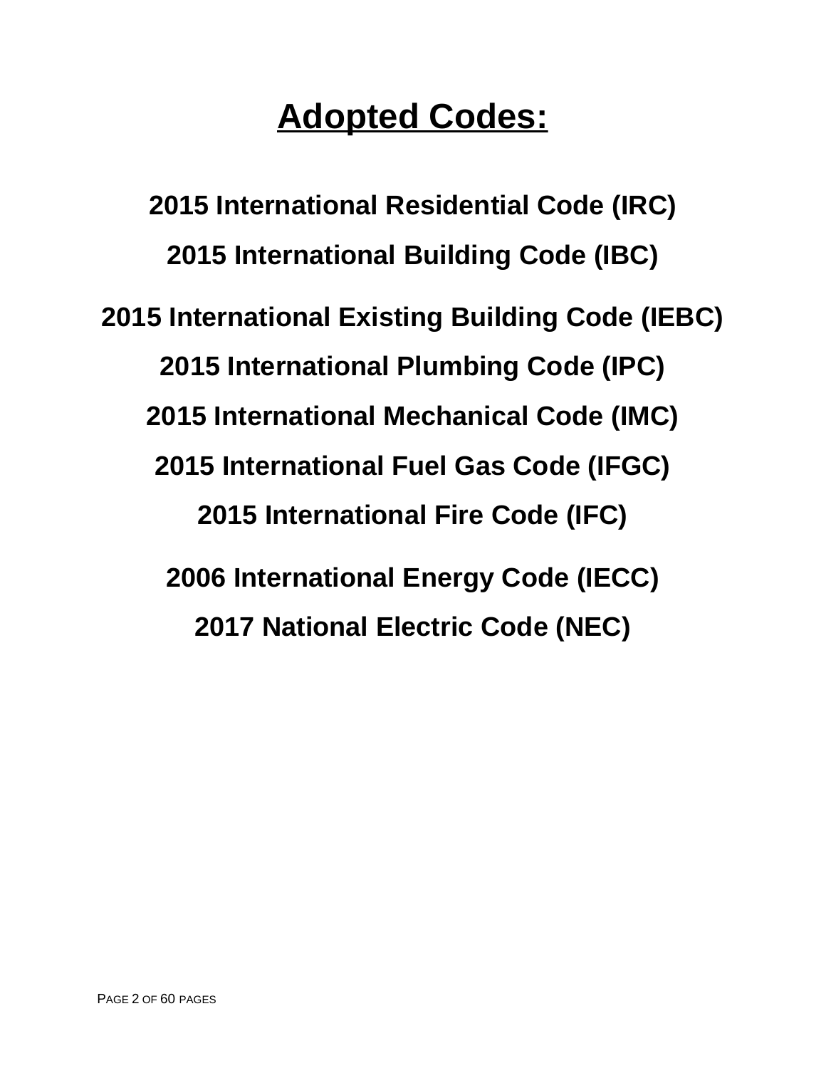# Adopted Codes:

**2015 International Residential Code (IRC)**

**2015 International Building Code (IBC)**

**2015 International Existing Building Code (IEBC)**

**2015 International Plumbing Code (IPC)**

**2015 International Mechanical Code (IMC)**

**2015 International Fuel Gas Code (IFGC)**

**2015 International Fire Code (IFC)**

**2006 International Energy Code (IECC)**

**2017 National Electric Code (NEC)**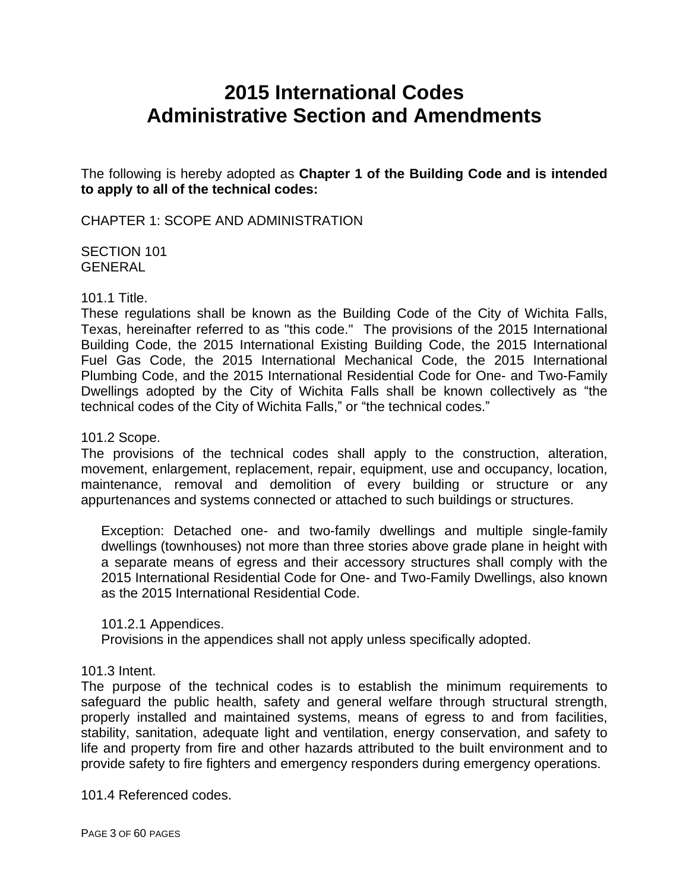# 2015 International Codes
# Administrative Section and Amendments

The following is hereby adopted as **Chapter 1 of the Building Code and is intended to apply to all of the technical codes:**

CHAPTER 1: SCOPE AND ADMINISTRATION

SECTION 101
GENERAL

101.1 Title.
These regulations shall be known as the Building Code of the City of Wichita Falls, Texas, hereinafter referred to as "this code." The provisions of the 2015 International Building Code, the 2015 International Existing Building Code, the 2015 International Fuel Gas Code, the 2015 International Mechanical Code, the 2015 International Plumbing Code, and the 2015 International Residential Code for One- and Two-Family Dwellings adopted by the City of Wichita Falls shall be known collectively as "the technical codes of the City of Wichita Falls," or "the technical codes."

101.2 Scope.
The provisions of the technical codes shall apply to the construction, alteration, movement, enlargement, replacement, repair, equipment, use and occupancy, location, maintenance, removal and demolition of every building or structure or any appurtenances and systems connected or attached to such buildings or structures.

> Exception: Detached one- and two-family dwellings and multiple single-family dwellings (townhouses) not more than three stories above grade plane in height with a separate means of egress and their accessory structures shall comply with the 2015 International Residential Code for One- and Two-Family Dwellings, also known as the 2015 International Residential Code.
>
> 101.2.1 Appendices.
> Provisions in the appendices shall not apply unless specifically adopted.

101.3 Intent.
The purpose of the technical codes is to establish the minimum requirements to safeguard the public health, safety and general welfare through structural strength, properly installed and maintained systems, means of egress to and from facilities, stability, sanitation, adequate light and ventilation, energy conservation, and safety to life and property from fire and other hazards attributed to the built environment and to provide safety to fire fighters and emergency responders during emergency operations.

101.4 Referenced codes.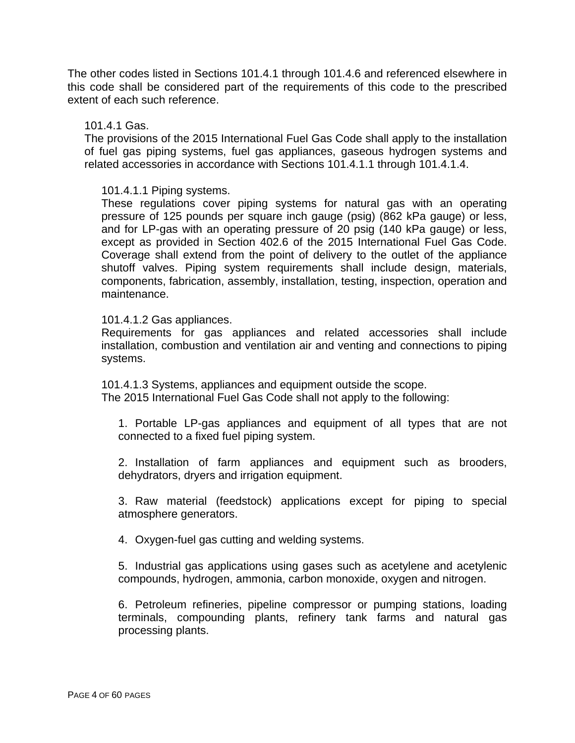The other codes listed in Sections 101.4.1 through 101.4.6 and referenced elsewhere in this code shall be considered part of the requirements of this code to the prescribed extent of each such reference.

101.4.1 Gas.

The provisions of the 2015 International Fuel Gas Code shall apply to the installation of fuel gas piping systems, fuel gas appliances, gaseous hydrogen systems and related accessories in accordance with Sections 101.4.1.1 through 101.4.1.4.

101.4.1.1 Piping systems.

These regulations cover piping systems for natural gas with an operating pressure of 125 pounds per square inch gauge (psig) (862 kPa gauge) or less, and for LP-gas with an operating pressure of 20 psig (140 kPa gauge) or less, except as provided in Section 402.6 of the 2015 International Fuel Gas Code. Coverage shall extend from the point of delivery to the outlet of the appliance shutoff valves. Piping system requirements shall include design, materials, components, fabrication, assembly, installation, testing, inspection, operation and maintenance.

101.4.1.2 Gas appliances.

Requirements for gas appliances and related accessories shall include installation, combustion and ventilation air and venting and connections to piping systems.

101.4.1.3 Systems, appliances and equipment outside the scope.

The 2015 International Fuel Gas Code shall not apply to the following:

1. Portable LP-gas appliances and equipment of all types that are not connected to a fixed fuel piping system.

2. Installation of farm appliances and equipment such as brooders, dehydrators, dryers and irrigation equipment.

3. Raw material (feedstock) applications except for piping to special atmosphere generators.

4. Oxygen-fuel gas cutting and welding systems.

5. Industrial gas applications using gases such as acetylene and acetylenic compounds, hydrogen, ammonia, carbon monoxide, oxygen and nitrogen.

6. Petroleum refineries, pipeline compressor or pumping stations, loading terminals, compounding plants, refinery tank farms and natural gas processing plants.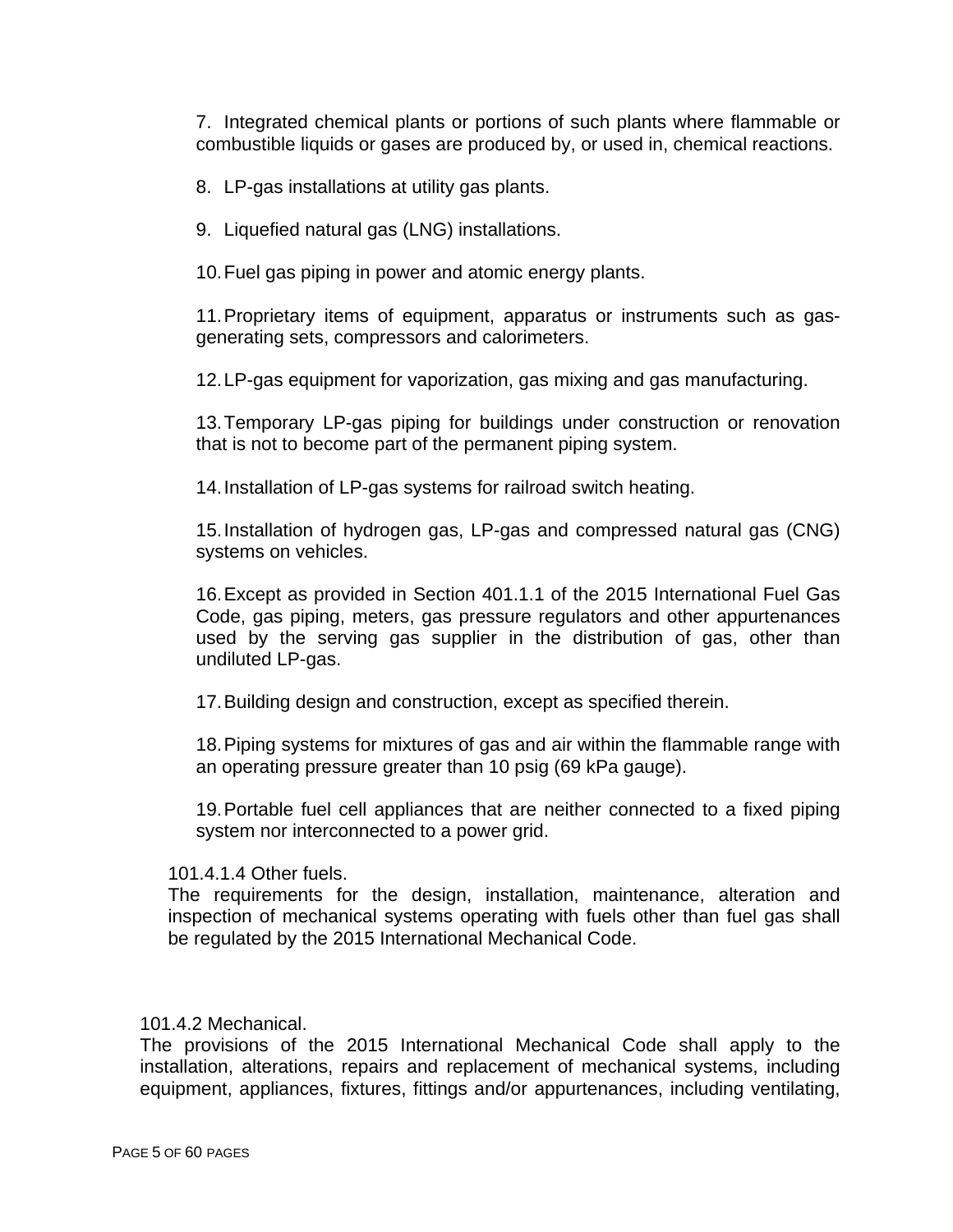7. Integrated chemical plants or portions of such plants where flammable or combustible liquids or gases are produced by, or used in, chemical reactions.

8. LP-gas installations at utility gas plants.

9. Liquefied natural gas (LNG) installations.

10. Fuel gas piping in power and atomic energy plants.

11. Proprietary items of equipment, apparatus or instruments such as gas-generating sets, compressors and calorimeters.

12. LP-gas equipment for vaporization, gas mixing and gas manufacturing.

13. Temporary LP-gas piping for buildings under construction or renovation that is not to become part of the permanent piping system.

14. Installation of LP-gas systems for railroad switch heating.

15. Installation of hydrogen gas, LP-gas and compressed natural gas (CNG) systems on vehicles.

16. Except as provided in Section 401.1.1 of the 2015 International Fuel Gas Code, gas piping, meters, gas pressure regulators and other appurtenances used by the serving gas supplier in the distribution of gas, other than undiluted LP-gas.

17. Building design and construction, except as specified therein.

18. Piping systems for mixtures of gas and air within the flammable range with an operating pressure greater than 10 psig (69 kPa gauge).

19. Portable fuel cell appliances that are neither connected to a fixed piping system nor interconnected to a power grid.

101.4.1.4 Other fuels.
The requirements for the design, installation, maintenance, alteration and inspection of mechanical systems operating with fuels other than fuel gas shall be regulated by the 2015 International Mechanical Code.

101.4.2 Mechanical.
The provisions of the 2015 International Mechanical Code shall apply to the installation, alterations, repairs and replacement of mechanical systems, including equipment, appliances, fixtures, fittings and/or appurtenances, including ventilating,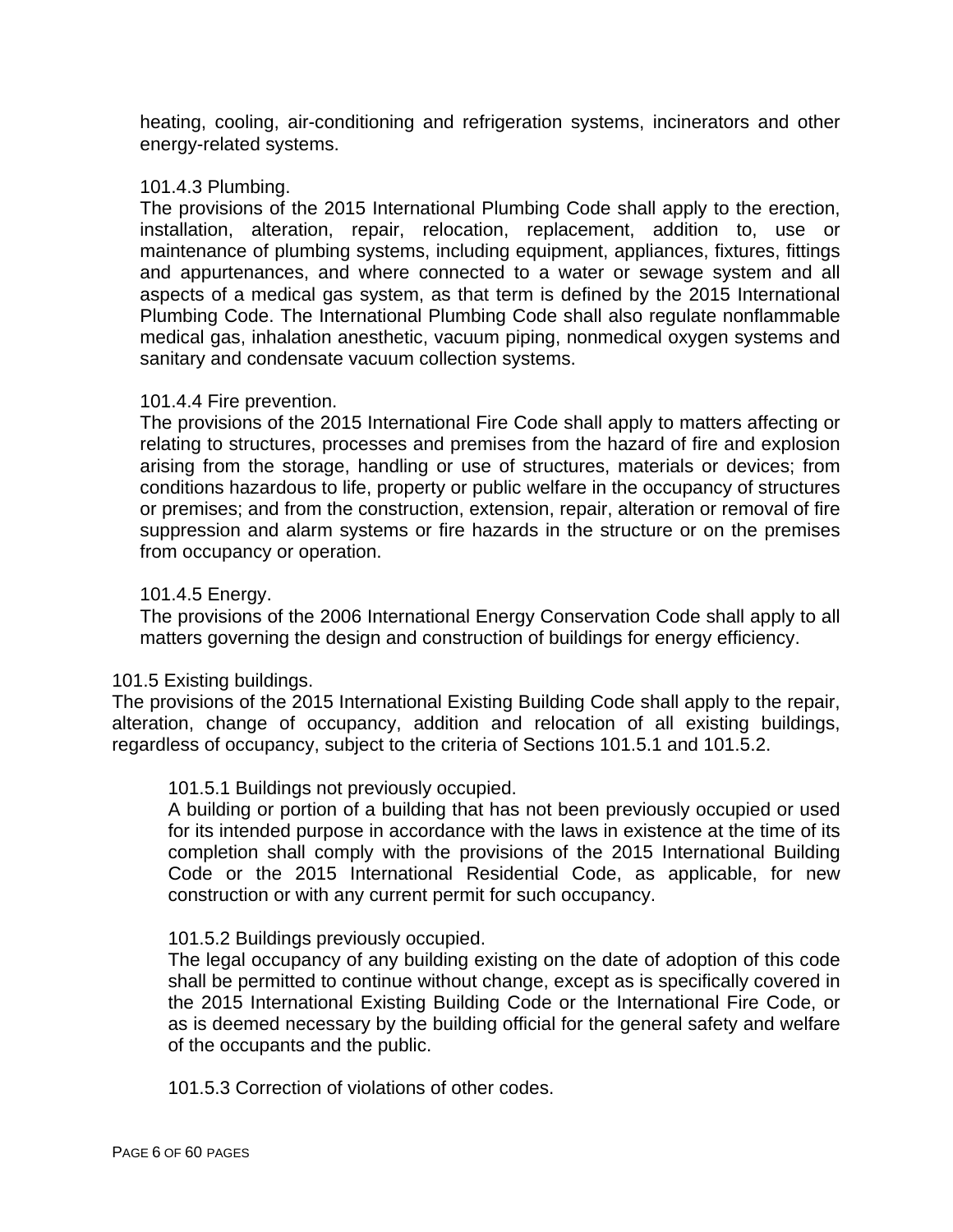heating, cooling, air-conditioning and refrigeration systems, incinerators and other energy-related systems.

101.4.3 Plumbing.

The provisions of the 2015 International Plumbing Code shall apply to the erection, installation, alteration, repair, relocation, replacement, addition to, use or maintenance of plumbing systems, including equipment, appliances, fixtures, fittings and appurtenances, and where connected to a water or sewage system and all aspects of a medical gas system, as that term is defined by the 2015 International Plumbing Code. The International Plumbing Code shall also regulate nonflammable medical gas, inhalation anesthetic, vacuum piping, nonmedical oxygen systems and sanitary and condensate vacuum collection systems.

101.4.4 Fire prevention.

The provisions of the 2015 International Fire Code shall apply to matters affecting or relating to structures, processes and premises from the hazard of fire and explosion arising from the storage, handling or use of structures, materials or devices; from conditions hazardous to life, property or public welfare in the occupancy of structures or premises; and from the construction, extension, repair, alteration or removal of fire suppression and alarm systems or fire hazards in the structure or on the premises from occupancy or operation.

101.4.5 Energy.

The provisions of the 2006 International Energy Conservation Code shall apply to all matters governing the design and construction of buildings for energy efficiency.

101.5 Existing buildings.

The provisions of the 2015 International Existing Building Code shall apply to the repair, alteration, change of occupancy, addition and relocation of all existing buildings, regardless of occupancy, subject to the criteria of Sections 101.5.1 and 101.5.2.

101.5.1 Buildings not previously occupied.

A building or portion of a building that has not been previously occupied or used for its intended purpose in accordance with the laws in existence at the time of its completion shall comply with the provisions of the 2015 International Building Code or the 2015 International Residential Code, as applicable, for new construction or with any current permit for such occupancy.

101.5.2 Buildings previously occupied.

The legal occupancy of any building existing on the date of adoption of this code shall be permitted to continue without change, except as is specifically covered in the 2015 International Existing Building Code or the International Fire Code, or as is deemed necessary by the building official for the general safety and welfare of the occupants and the public.

101.5.3 Correction of violations of other codes.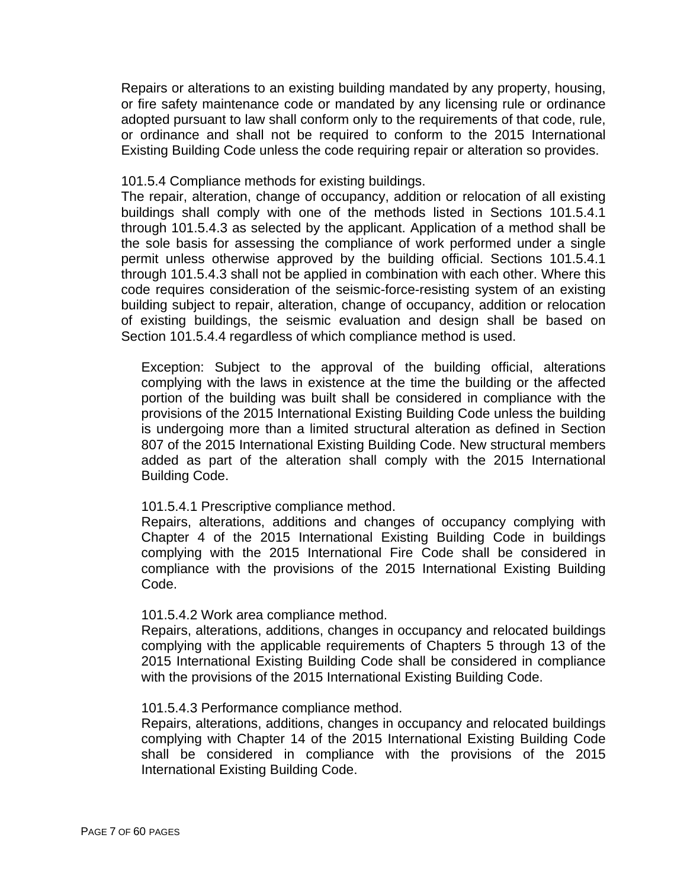Repairs or alterations to an existing building mandated by any property, housing, or fire safety maintenance code or mandated by any licensing rule or ordinance adopted pursuant to law shall conform only to the requirements of that code, rule, or ordinance and shall not be required to conform to the 2015 International Existing Building Code unless the code requiring repair or alteration so provides.

101.5.4 Compliance methods for existing buildings.
The repair, alteration, change of occupancy, addition or relocation of all existing buildings shall comply with one of the methods listed in Sections 101.5.4.1 through 101.5.4.3 as selected by the applicant. Application of a method shall be the sole basis for assessing the compliance of work performed under a single permit unless otherwise approved by the building official. Sections 101.5.4.1 through 101.5.4.3 shall not be applied in combination with each other. Where this code requires consideration of the seismic-force-resisting system of an existing building subject to repair, alteration, change of occupancy, addition or relocation of existing buildings, the seismic evaluation and design shall be based on Section 101.5.4.4 regardless of which compliance method is used.

> Exception: Subject to the approval of the building official, alterations complying with the laws in existence at the time the building or the affected portion of the building was built shall be considered in compliance with the provisions of the 2015 International Existing Building Code unless the building is undergoing more than a limited structural alteration as defined in Section 807 of the 2015 International Existing Building Code. New structural members added as part of the alteration shall comply with the 2015 International Building Code.
>
> 101.5.4.1 Prescriptive compliance method.
> Repairs, alterations, additions and changes of occupancy complying with Chapter 4 of the 2015 International Existing Building Code in buildings complying with the 2015 International Fire Code shall be considered in compliance with the provisions of the 2015 International Existing Building Code.
>
> 101.5.4.2 Work area compliance method.
> Repairs, alterations, additions, changes in occupancy and relocated buildings complying with the applicable requirements of Chapters 5 through 13 of the 2015 International Existing Building Code shall be considered in compliance with the provisions of the 2015 International Existing Building Code.
>
> 101.5.4.3 Performance compliance method.
> Repairs, alterations, additions, changes in occupancy and relocated buildings complying with Chapter 14 of the 2015 International Existing Building Code shall be considered in compliance with the provisions of the 2015 International Existing Building Code.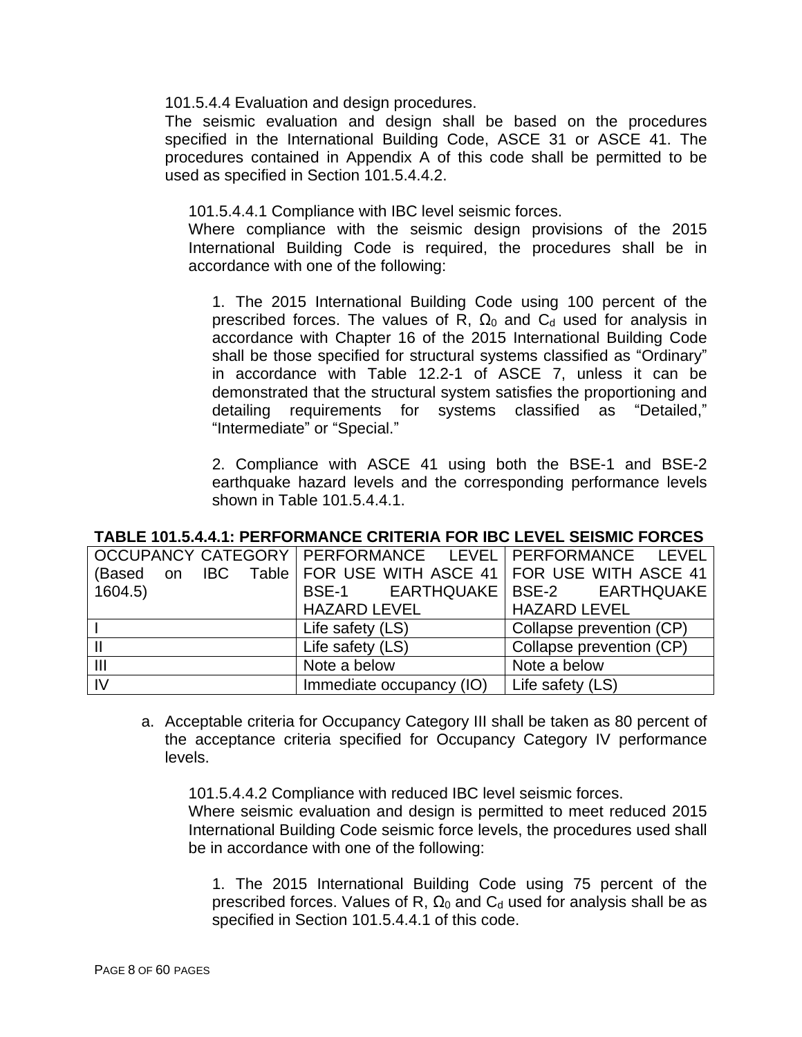101.5.4.4 Evaluation and design procedures.

The seismic evaluation and design shall be based on the procedures specified in the International Building Code, ASCE 31 or ASCE 41. The procedures contained in Appendix A of this code shall be permitted to be used as specified in Section 101.5.4.4.2.

101.5.4.4.1 Compliance with IBC level seismic forces.

Where compliance with the seismic design provisions of the 2015 International Building Code is required, the procedures shall be in accordance with one of the following:

1. The 2015 International Building Code using 100 percent of the prescribed forces. The values of R, $\Omega_0$ and $C_d$ used for analysis in accordance with Chapter 16 of the 2015 International Building Code shall be those specified for structural systems classified as “Ordinary” in accordance with Table 12.2-1 of ASCE 7, unless it can be demonstrated that the structural system satisfies the proportioning and detailing requirements for systems classified as “Detailed,” “Intermediate” or “Special.”

2. Compliance with ASCE 41 using both the BSE-1 and BSE-2 earthquake hazard levels and the corresponding performance levels shown in Table 101.5.4.4.1.

**TABLE 101.5.4.4.1: PERFORMANCE CRITERIA FOR IBC LEVEL SEISMIC FORCES**

| OCCUPANCY CATEGORY (Based on IBC Table 1604.5) | PERFORMANCE LEVEL FOR USE WITH ASCE 41 BSE-1 EARTHQUAKE HAZARD LEVEL | PERFORMANCE LEVEL FOR USE WITH ASCE 41 BSE-2 EARTHQUAKE HAZARD LEVEL |
|---|---|---|
| I | Life safety (LS) | Collapse prevention (CP) |
| II | Life safety (LS) | Collapse prevention (CP) |
| III | Note a below | Note a below |
| IV | Immediate occupancy (IO) | Life safety (LS) |

a. Acceptable criteria for Occupancy Category III shall be taken as 80 percent of the acceptance criteria specified for Occupancy Category IV performance levels.

101.5.4.4.2 Compliance with reduced IBC level seismic forces.

Where seismic evaluation and design is permitted to meet reduced 2015 International Building Code seismic force levels, the procedures used shall be in accordance with one of the following:

1. The 2015 International Building Code using 75 percent of the prescribed forces. Values of R, $\Omega_0$ and $C_d$ used for analysis shall be as specified in Section 101.5.4.4.1 of this code.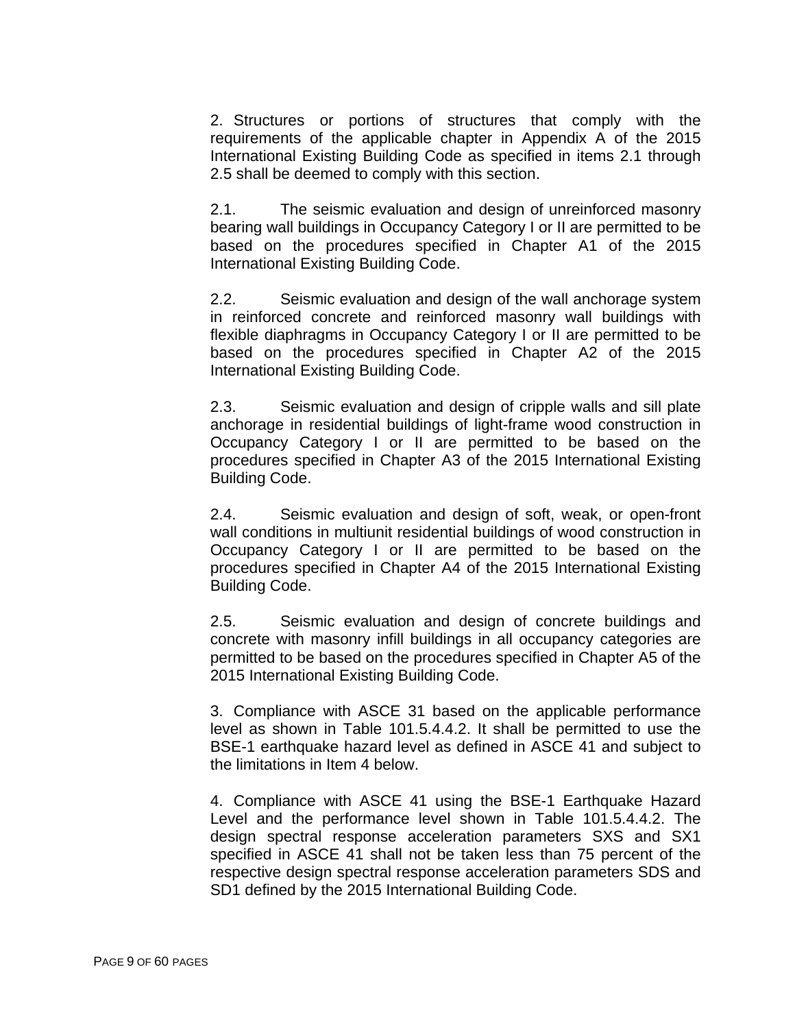2. Structures or portions of structures that comply with the requirements of the applicable chapter in Appendix A of the 2015 International Existing Building Code as specified in items 2.1 through 2.5 shall be deemed to comply with this section.

2.1. The seismic evaluation and design of unreinforced masonry bearing wall buildings in Occupancy Category I or II are permitted to be based on the procedures specified in Chapter A1 of the 2015 International Existing Building Code.

2.2. Seismic evaluation and design of the wall anchorage system in reinforced concrete and reinforced masonry wall buildings with flexible diaphragms in Occupancy Category I or II are permitted to be based on the procedures specified in Chapter A2 of the 2015 International Existing Building Code.

2.3. Seismic evaluation and design of cripple walls and sill plate anchorage in residential buildings of light-frame wood construction in Occupancy Category I or II are permitted to be based on the procedures specified in Chapter A3 of the 2015 International Existing Building Code.

2.4. Seismic evaluation and design of soft, weak, or open-front wall conditions in multiunit residential buildings of wood construction in Occupancy Category I or II are permitted to be based on the procedures specified in Chapter A4 of the 2015 International Existing Building Code.

2.5. Seismic evaluation and design of concrete buildings and concrete with masonry infill buildings in all occupancy categories are permitted to be based on the procedures specified in Chapter A5 of the 2015 International Existing Building Code.

3. Compliance with ASCE 31 based on the applicable performance level as shown in Table 101.5.4.4.2. It shall be permitted to use the BSE-1 earthquake hazard level as defined in ASCE 41 and subject to the limitations in Item 4 below.

4. Compliance with ASCE 41 using the BSE-1 Earthquake Hazard Level and the performance level shown in Table 101.5.4.4.2. The design spectral response acceleration parameters SXS and SX1 specified in ASCE 41 shall not be taken less than 75 percent of the respective design spectral response acceleration parameters SDS and SD1 defined by the 2015 International Building Code.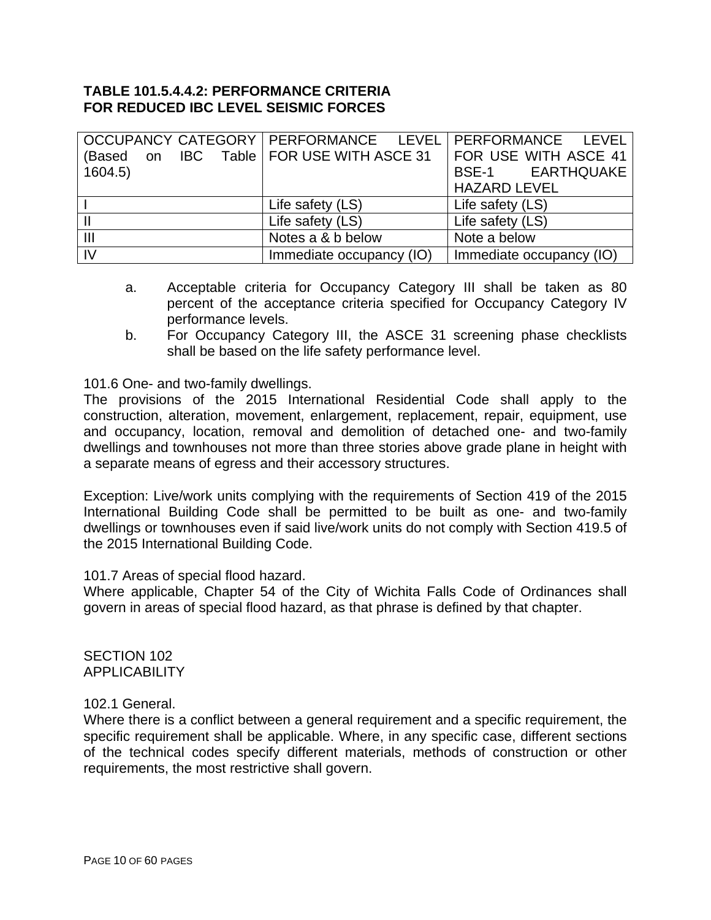**TABLE 101.5.4.4.2: PERFORMANCE CRITERIA FOR REDUCED IBC LEVEL SEISMIC FORCES**

| OCCUPANCY CATEGORY (Based on IBC Table 1604.5) | PERFORMANCE LEVEL FOR USE WITH ASCE 31 | PERFORMANCE LEVEL FOR USE WITH ASCE 41 BSE-1 EARTHQUAKE HAZARD LEVEL |
|---|---|---|
| I | Life safety (LS) | Life safety (LS) |
| II | Life safety (LS) | Life safety (LS) |
| III | Notes a & b below | Note a below |
| IV | Immediate occupancy (IO) | Immediate occupancy (IO) |

a. Acceptable criteria for Occupancy Category III shall be taken as 80 percent of the acceptance criteria specified for Occupancy Category IV performance levels.

b. For Occupancy Category III, the ASCE 31 screening phase checklists shall be based on the life safety performance level.

101.6 One- and two-family dwellings.
The provisions of the 2015 International Residential Code shall apply to the construction, alteration, movement, enlargement, replacement, repair, equipment, use and occupancy, location, removal and demolition of detached one- and two-family dwellings and townhouses not more than three stories above grade plane in height with a separate means of egress and their accessory structures.

Exception: Live/work units complying with the requirements of Section 419 of the 2015 International Building Code shall be permitted to be built as one- and two-family dwellings or townhouses even if said live/work units do not comply with Section 419.5 of the 2015 International Building Code.

101.7 Areas of special flood hazard.
Where applicable, Chapter 54 of the City of Wichita Falls Code of Ordinances shall govern in areas of special flood hazard, as that phrase is defined by that chapter.

## SECTION 102
## APPLICABILITY

102.1 General.
Where there is a conflict between a general requirement and a specific requirement, the specific requirement shall be applicable. Where, in any specific case, different sections of the technical codes specify different materials, methods of construction or other requirements, the most restrictive shall govern.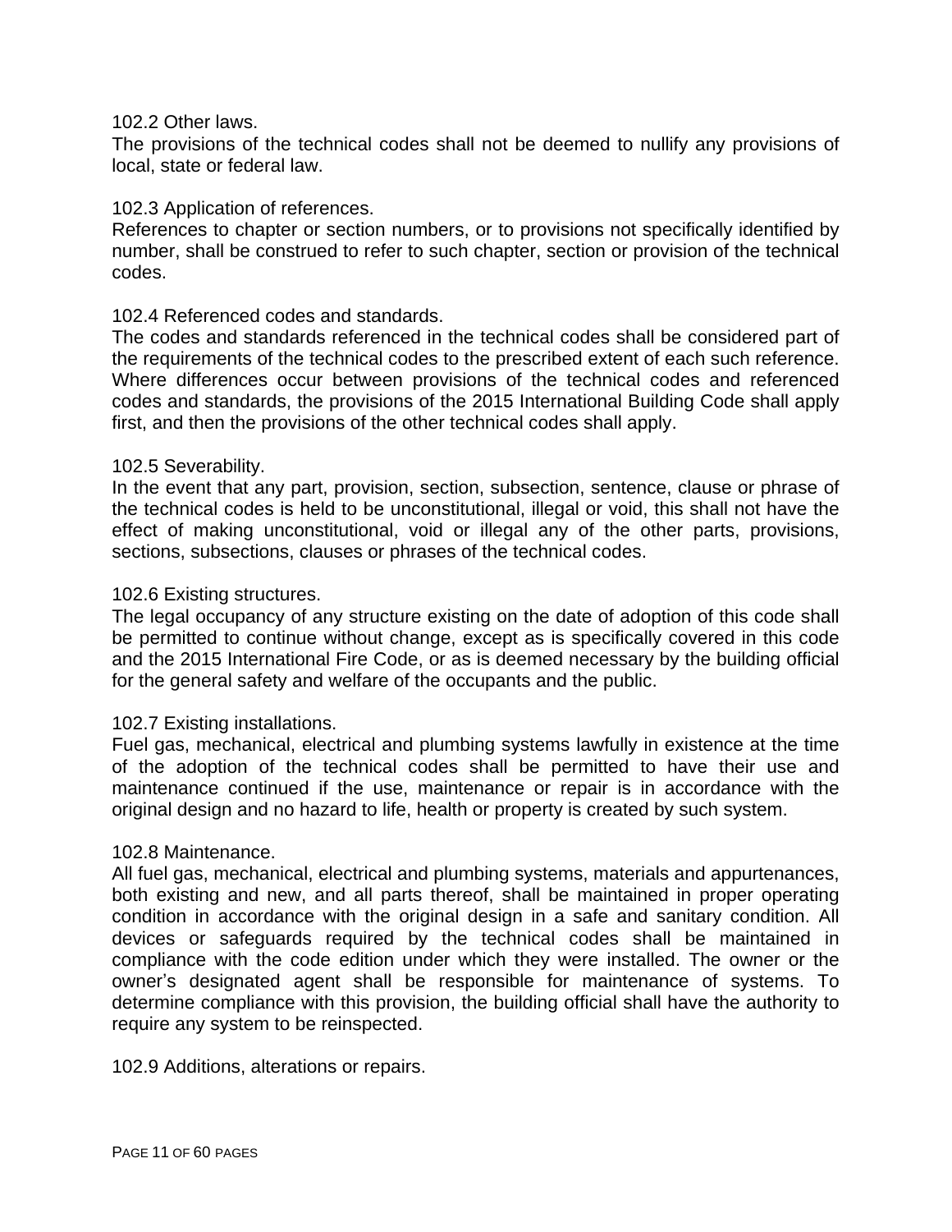102.2 Other laws.

The provisions of the technical codes shall not be deemed to nullify any provisions of local, state or federal law.

102.3 Application of references.

References to chapter or section numbers, or to provisions not specifically identified by number, shall be construed to refer to such chapter, section or provision of the technical codes.

102.4 Referenced codes and standards.

The codes and standards referenced in the technical codes shall be considered part of the requirements of the technical codes to the prescribed extent of each such reference. Where differences occur between provisions of the technical codes and referenced codes and standards, the provisions of the 2015 International Building Code shall apply first, and then the provisions of the other technical codes shall apply.

102.5 Severability.

In the event that any part, provision, section, subsection, sentence, clause or phrase of the technical codes is held to be unconstitutional, illegal or void, this shall not have the effect of making unconstitutional, void or illegal any of the other parts, provisions, sections, subsections, clauses or phrases of the technical codes.

102.6 Existing structures.

The legal occupancy of any structure existing on the date of adoption of this code shall be permitted to continue without change, except as is specifically covered in this code and the 2015 International Fire Code, or as is deemed necessary by the building official for the general safety and welfare of the occupants and the public.

102.7 Existing installations.

Fuel gas, mechanical, electrical and plumbing systems lawfully in existence at the time of the adoption of the technical codes shall be permitted to have their use and maintenance continued if the use, maintenance or repair is in accordance with the original design and no hazard to life, health or property is created by such system.

102.8 Maintenance.

All fuel gas, mechanical, electrical and plumbing systems, materials and appurtenances, both existing and new, and all parts thereof, shall be maintained in proper operating condition in accordance with the original design in a safe and sanitary condition. All devices or safeguards required by the technical codes shall be maintained in compliance with the code edition under which they were installed. The owner or the owner's designated agent shall be responsible for maintenance of systems. To determine compliance with this provision, the building official shall have the authority to require any system to be reinspected.

102.9 Additions, alterations or repairs.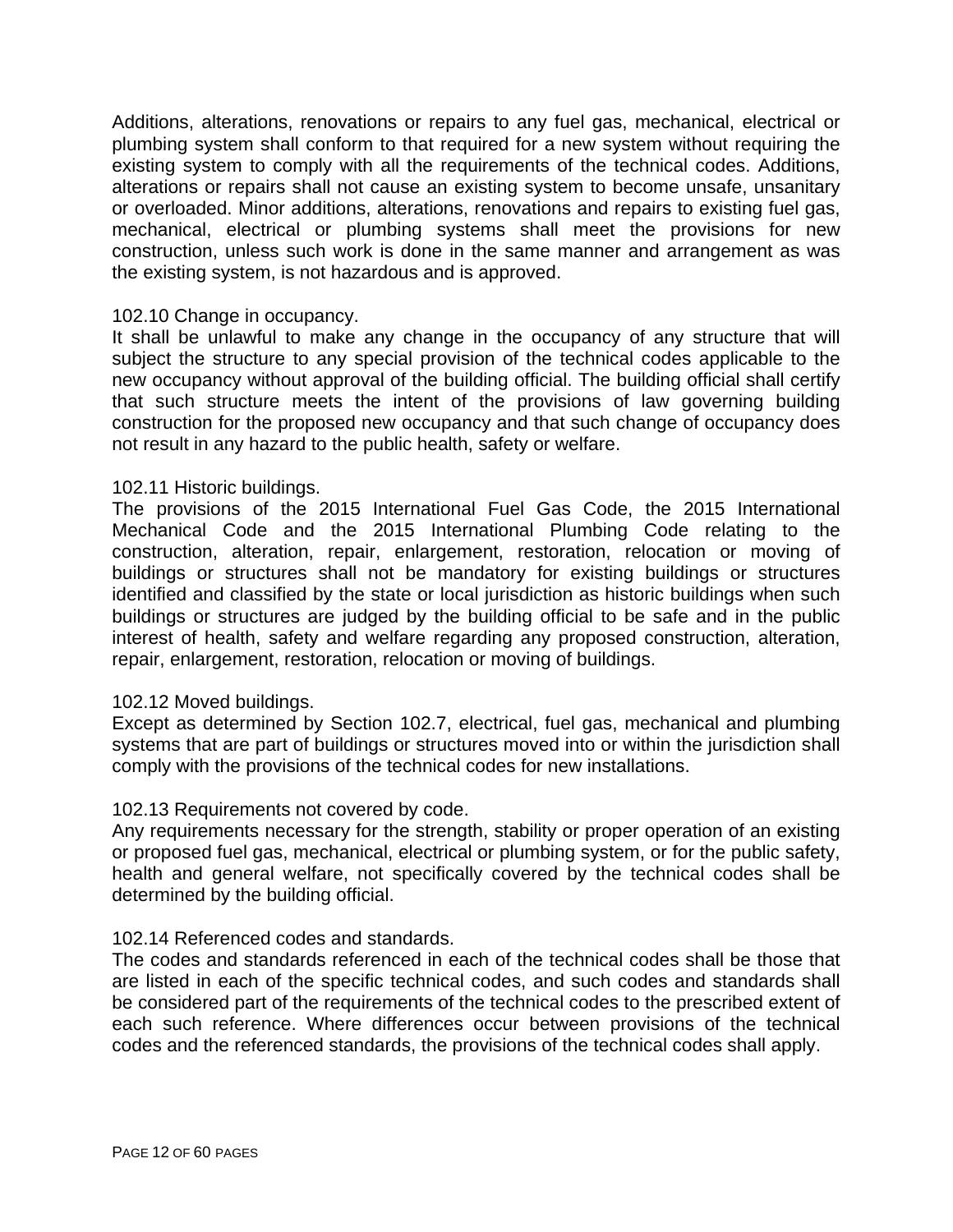Additions, alterations, renovations or repairs to any fuel gas, mechanical, electrical or plumbing system shall conform to that required for a new system without requiring the existing system to comply with all the requirements of the technical codes. Additions, alterations or repairs shall not cause an existing system to become unsafe, unsanitary or overloaded. Minor additions, alterations, renovations and repairs to existing fuel gas, mechanical, electrical or plumbing systems shall meet the provisions for new construction, unless such work is done in the same manner and arrangement as was the existing system, is not hazardous and is approved.

102.10 Change in occupancy.
It shall be unlawful to make any change in the occupancy of any structure that will subject the structure to any special provision of the technical codes applicable to the new occupancy without approval of the building official. The building official shall certify that such structure meets the intent of the provisions of law governing building construction for the proposed new occupancy and that such change of occupancy does not result in any hazard to the public health, safety or welfare.

102.11 Historic buildings.
The provisions of the 2015 International Fuel Gas Code, the 2015 International Mechanical Code and the 2015 International Plumbing Code relating to the construction, alteration, repair, enlargement, restoration, relocation or moving of buildings or structures shall not be mandatory for existing buildings or structures identified and classified by the state or local jurisdiction as historic buildings when such buildings or structures are judged by the building official to be safe and in the public interest of health, safety and welfare regarding any proposed construction, alteration, repair, enlargement, restoration, relocation or moving of buildings.

102.12 Moved buildings.
Except as determined by Section 102.7, electrical, fuel gas, mechanical and plumbing systems that are part of buildings or structures moved into or within the jurisdiction shall comply with the provisions of the technical codes for new installations.

102.13 Requirements not covered by code.
Any requirements necessary for the strength, stability or proper operation of an existing or proposed fuel gas, mechanical, electrical or plumbing system, or for the public safety, health and general welfare, not specifically covered by the technical codes shall be determined by the building official.

102.14 Referenced codes and standards.
The codes and standards referenced in each of the technical codes shall be those that are listed in each of the specific technical codes, and such codes and standards shall be considered part of the requirements of the technical codes to the prescribed extent of each such reference. Where differences occur between provisions of the technical codes and the referenced standards, the provisions of the technical codes shall apply.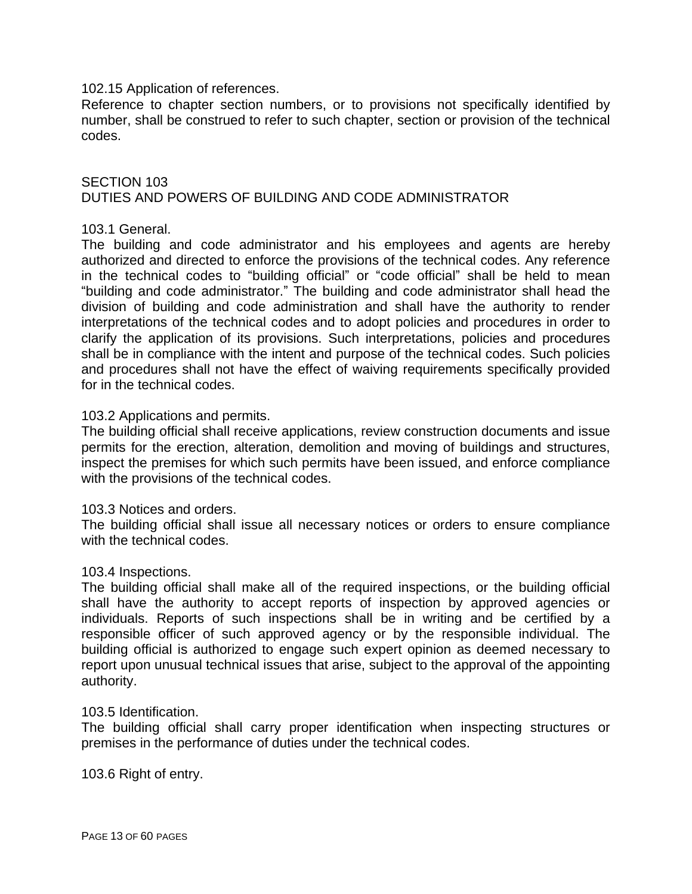102.15 Application of references.

Reference to chapter section numbers, or to provisions not specifically identified by number, shall be construed to refer to such chapter, section or provision of the technical codes.

## SECTION 103
## DUTIES AND POWERS OF BUILDING AND CODE ADMINISTRATOR

103.1 General.

The building and code administrator and his employees and agents are hereby authorized and directed to enforce the provisions of the technical codes. Any reference in the technical codes to "building official" or "code official" shall be held to mean "building and code administrator." The building and code administrator shall head the division of building and code administration and shall have the authority to render interpretations of the technical codes and to adopt policies and procedures in order to clarify the application of its provisions. Such interpretations, policies and procedures shall be in compliance with the intent and purpose of the technical codes. Such policies and procedures shall not have the effect of waiving requirements specifically provided for in the technical codes.

103.2 Applications and permits.

The building official shall receive applications, review construction documents and issue permits for the erection, alteration, demolition and moving of buildings and structures, inspect the premises for which such permits have been issued, and enforce compliance with the provisions of the technical codes.

103.3 Notices and orders.

The building official shall issue all necessary notices or orders to ensure compliance with the technical codes.

103.4 Inspections.

The building official shall make all of the required inspections, or the building official shall have the authority to accept reports of inspection by approved agencies or individuals. Reports of such inspections shall be in writing and be certified by a responsible officer of such approved agency or by the responsible individual. The building official is authorized to engage such expert opinion as deemed necessary to report upon unusual technical issues that arise, subject to the approval of the appointing authority.

103.5 Identification.

The building official shall carry proper identification when inspecting structures or premises in the performance of duties under the technical codes.

103.6 Right of entry.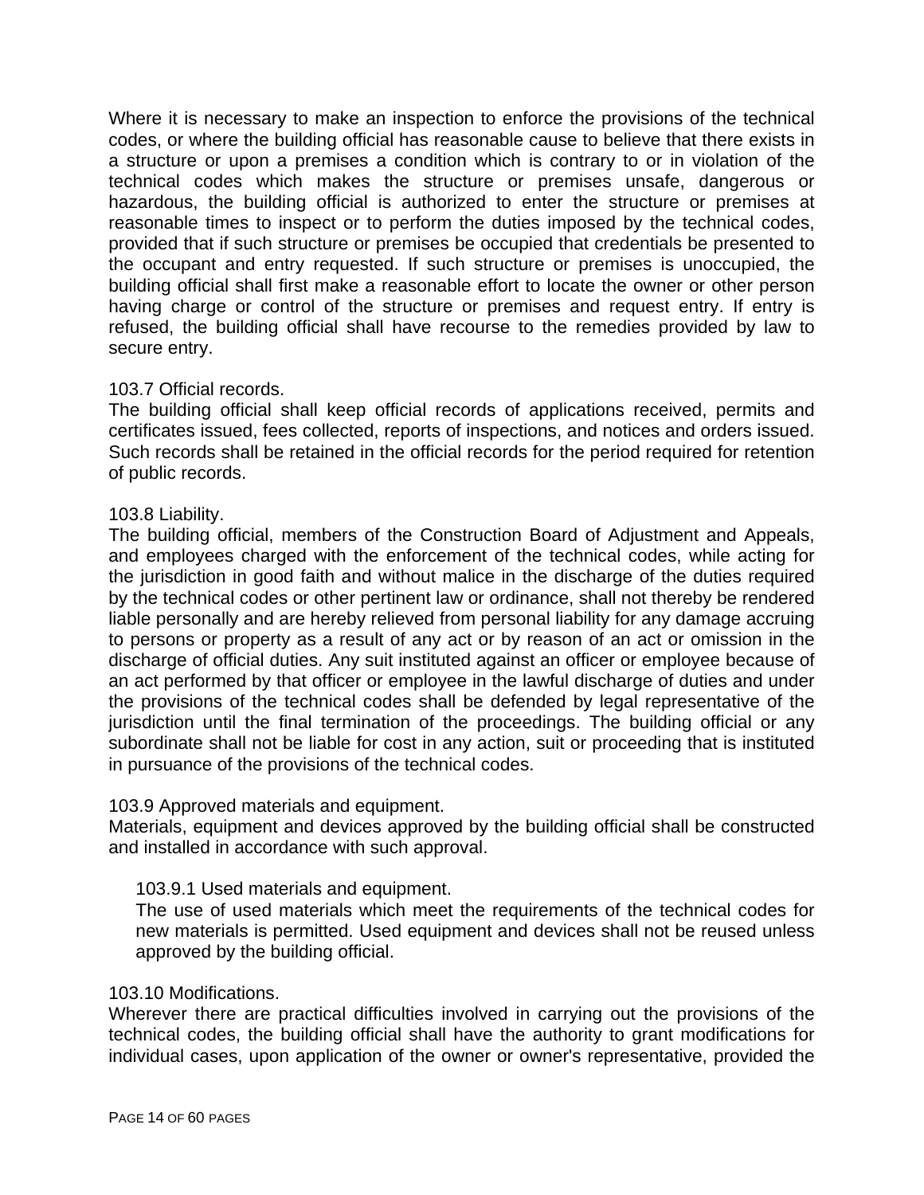Where it is necessary to make an inspection to enforce the provisions of the technical codes, or where the building official has reasonable cause to believe that there exists in a structure or upon a premises a condition which is contrary to or in violation of the technical codes which makes the structure or premises unsafe, dangerous or hazardous, the building official is authorized to enter the structure or premises at reasonable times to inspect or to perform the duties imposed by the technical codes, provided that if such structure or premises be occupied that credentials be presented to the occupant and entry requested. If such structure or premises is unoccupied, the building official shall first make a reasonable effort to locate the owner or other person having charge or control of the structure or premises and request entry. If entry is refused, the building official shall have recourse to the remedies provided by law to secure entry.

103.7 Official records.
The building official shall keep official records of applications received, permits and certificates issued, fees collected, reports of inspections, and notices and orders issued. Such records shall be retained in the official records for the period required for retention of public records.

103.8 Liability.
The building official, members of the Construction Board of Adjustment and Appeals, and employees charged with the enforcement of the technical codes, while acting for the jurisdiction in good faith and without malice in the discharge of the duties required by the technical codes or other pertinent law or ordinance, shall not thereby be rendered liable personally and are hereby relieved from personal liability for any damage accruing to persons or property as a result of any act or by reason of an act or omission in the discharge of official duties. Any suit instituted against an officer or employee because of an act performed by that officer or employee in the lawful discharge of duties and under the provisions of the technical codes shall be defended by legal representative of the jurisdiction until the final termination of the proceedings. The building official or any subordinate shall not be liable for cost in any action, suit or proceeding that is instituted in pursuance of the provisions of the technical codes.

103.9 Approved materials and equipment.
Materials, equipment and devices approved by the building official shall be constructed and installed in accordance with such approval.

103.9.1 Used materials and equipment.
The use of used materials which meet the requirements of the technical codes for new materials is permitted. Used equipment and devices shall not be reused unless approved by the building official.

103.10 Modifications.
Wherever there are practical difficulties involved in carrying out the provisions of the technical codes, the building official shall have the authority to grant modifications for individual cases, upon application of the owner or owner's representative, provided the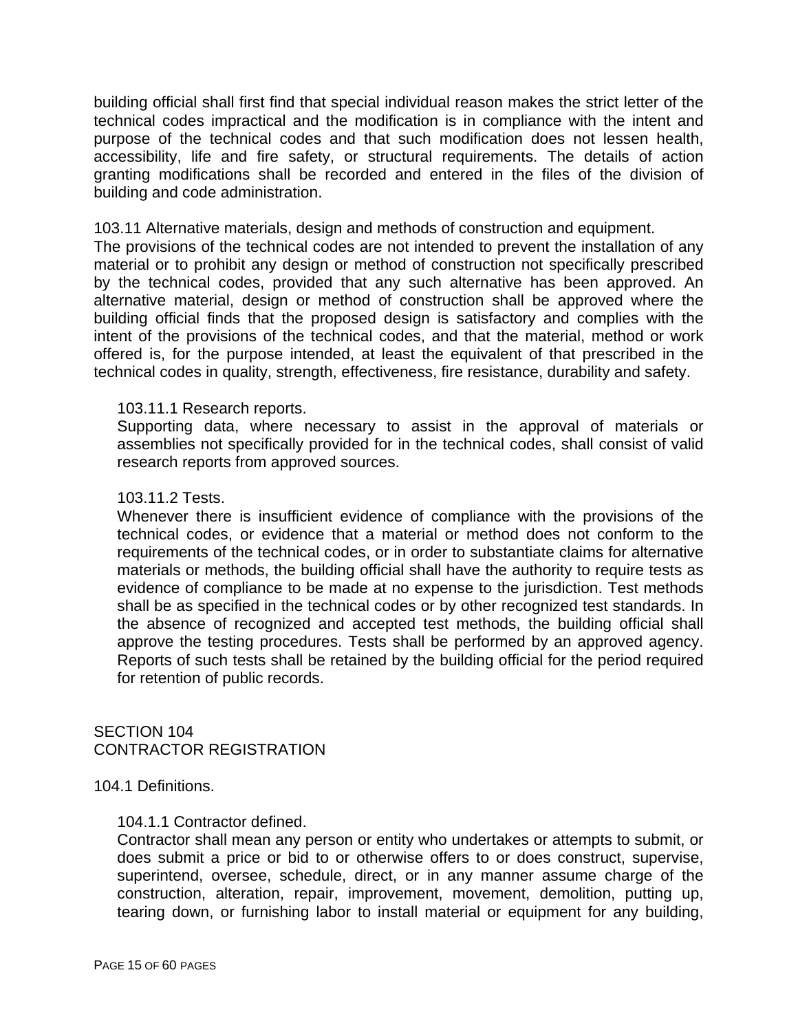building official shall first find that special individual reason makes the strict letter of the technical codes impractical and the modification is in compliance with the intent and purpose of the technical codes and that such modification does not lessen health, accessibility, life and fire safety, or structural requirements. The details of action granting modifications shall be recorded and entered in the files of the division of building and code administration.

103.11 Alternative materials, design and methods of construction and equipment.
The provisions of the technical codes are not intended to prevent the installation of any material or to prohibit any design or method of construction not specifically prescribed by the technical codes, provided that any such alternative has been approved. An alternative material, design or method of construction shall be approved where the building official finds that the proposed design is satisfactory and complies with the intent of the provisions of the technical codes, and that the material, method or work offered is, for the purpose intended, at least the equivalent of that prescribed in the technical codes in quality, strength, effectiveness, fire resistance, durability and safety.

103.11.1 Research reports.
Supporting data, where necessary to assist in the approval of materials or assemblies not specifically provided for in the technical codes, shall consist of valid research reports from approved sources.

103.11.2 Tests.
Whenever there is insufficient evidence of compliance with the provisions of the technical codes, or evidence that a material or method does not conform to the requirements of the technical codes, or in order to substantiate claims for alternative materials or methods, the building official shall have the authority to require tests as evidence of compliance to be made at no expense to the jurisdiction. Test methods shall be as specified in the technical codes or by other recognized test standards. In the absence of recognized and accepted test methods, the building official shall approve the testing procedures. Tests shall be performed by an approved agency. Reports of such tests shall be retained by the building official for the period required for retention of public records.

## SECTION 104
## CONTRACTOR REGISTRATION

104.1 Definitions.

104.1.1 Contractor defined.
Contractor shall mean any person or entity who undertakes or attempts to submit, or does submit a price or bid to or otherwise offers to or does construct, supervise, superintend, oversee, schedule, direct, or in any manner assume charge of the construction, alteration, repair, improvement, movement, demolition, putting up, tearing down, or furnishing labor to install material or equipment for any building,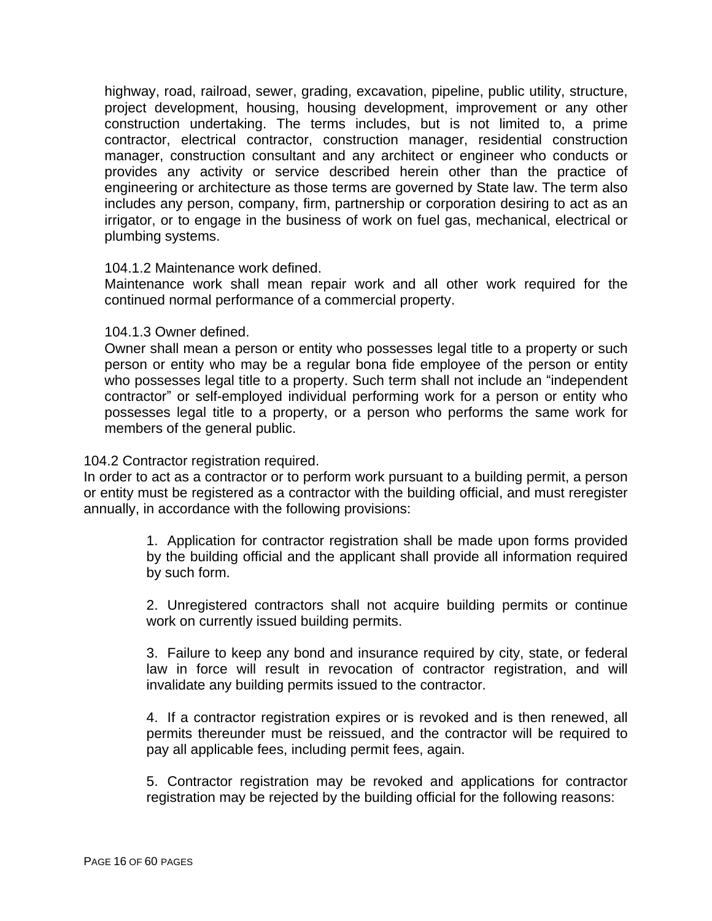highway, road, railroad, sewer, grading, excavation, pipeline, public utility, structure, project development, housing, housing development, improvement or any other construction undertaking. The terms includes, but is not limited to, a prime contractor, electrical contractor, construction manager, residential construction manager, construction consultant and any architect or engineer who conducts or provides any activity or service described herein other than the practice of engineering or architecture as those terms are governed by State law. The term also includes any person, company, firm, partnership or corporation desiring to act as an irrigator, or to engage in the business of work on fuel gas, mechanical, electrical or plumbing systems.

104.1.2 Maintenance work defined.
Maintenance work shall mean repair work and all other work required for the continued normal performance of a commercial property.

104.1.3 Owner defined.
Owner shall mean a person or entity who possesses legal title to a property or such person or entity who may be a regular bona fide employee of the person or entity who possesses legal title to a property. Such term shall not include an "independent contractor" or self-employed individual performing work for a person or entity who possesses legal title to a property, or a person who performs the same work for members of the general public.

104.2 Contractor registration required.
In order to act as a contractor or to perform work pursuant to a building permit, a person or entity must be registered as a contractor with the building official, and must reregister annually, in accordance with the following provisions:

1. Application for contractor registration shall be made upon forms provided by the building official and the applicant shall provide all information required by such form.

2. Unregistered contractors shall not acquire building permits or continue work on currently issued building permits.

3. Failure to keep any bond and insurance required by city, state, or federal law in force will result in revocation of contractor registration, and will invalidate any building permits issued to the contractor.

4. If a contractor registration expires or is revoked and is then renewed, all permits thereunder must be reissued, and the contractor will be required to pay all applicable fees, including permit fees, again.

5. Contractor registration may be revoked and applications for contractor registration may be rejected by the building official for the following reasons: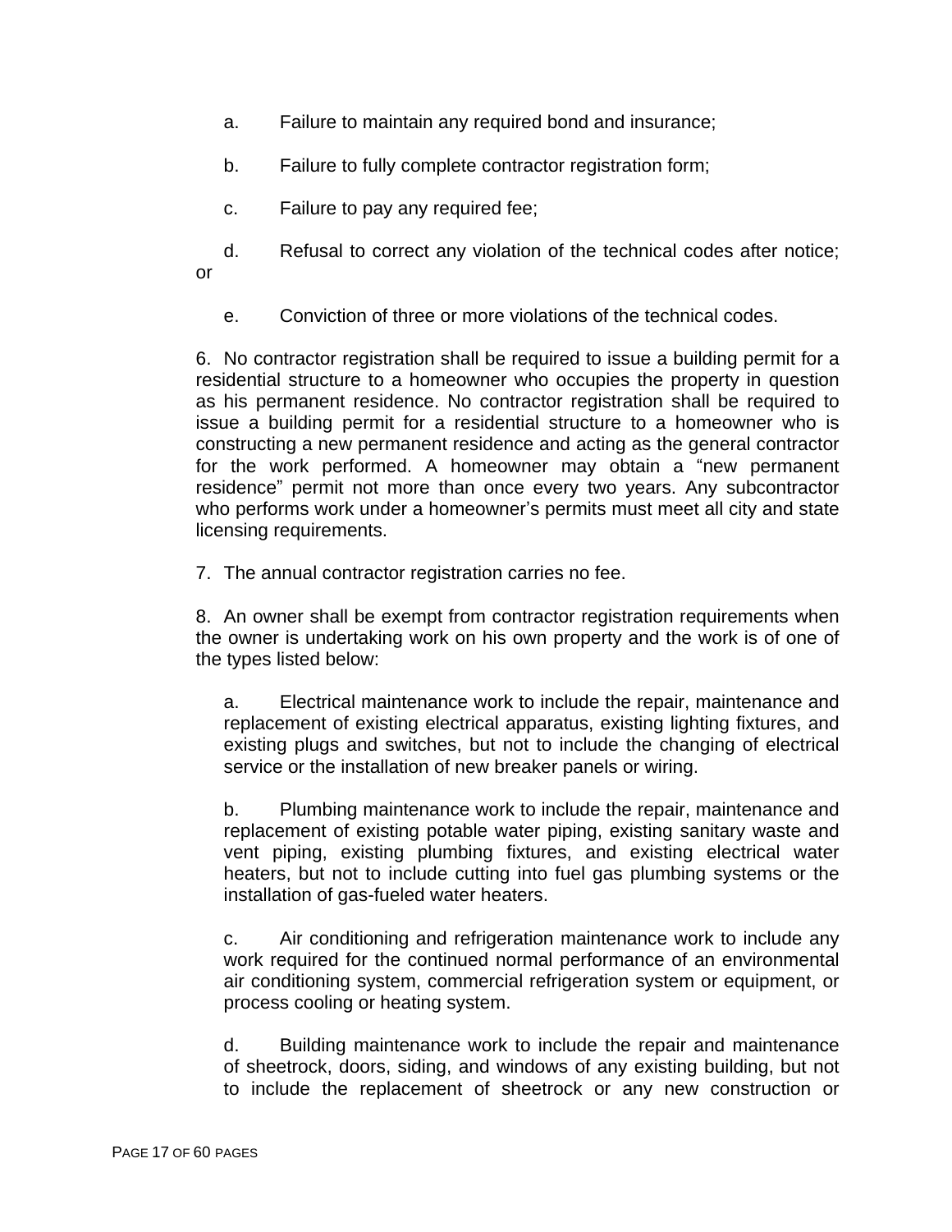a. Failure to maintain any required bond and insurance;

b. Failure to fully complete contractor registration form;

c. Failure to pay any required fee;

d. Refusal to correct any violation of the technical codes after notice; or

e. Conviction of three or more violations of the technical codes.

6. No contractor registration shall be required to issue a building permit for a residential structure to a homeowner who occupies the property in question as his permanent residence. No contractor registration shall be required to issue a building permit for a residential structure to a homeowner who is constructing a new permanent residence and acting as the general contractor for the work performed. A homeowner may obtain a "new permanent residence" permit not more than once every two years. Any subcontractor who performs work under a homeowner's permits must meet all city and state licensing requirements.

7. The annual contractor registration carries no fee.

8. An owner shall be exempt from contractor registration requirements when the owner is undertaking work on his own property and the work is of one of the types listed below:

a. Electrical maintenance work to include the repair, maintenance and replacement of existing electrical apparatus, existing lighting fixtures, and existing plugs and switches, but not to include the changing of electrical service or the installation of new breaker panels or wiring.

b. Plumbing maintenance work to include the repair, maintenance and replacement of existing potable water piping, existing sanitary waste and vent piping, existing plumbing fixtures, and existing electrical water heaters, but not to include cutting into fuel gas plumbing systems or the installation of gas-fueled water heaters.

c. Air conditioning and refrigeration maintenance work to include any work required for the continued normal performance of an environmental air conditioning system, commercial refrigeration system or equipment, or process cooling or heating system.

d. Building maintenance work to include the repair and maintenance of sheetrock, doors, siding, and windows of any existing building, but not to include the replacement of sheetrock or any new construction or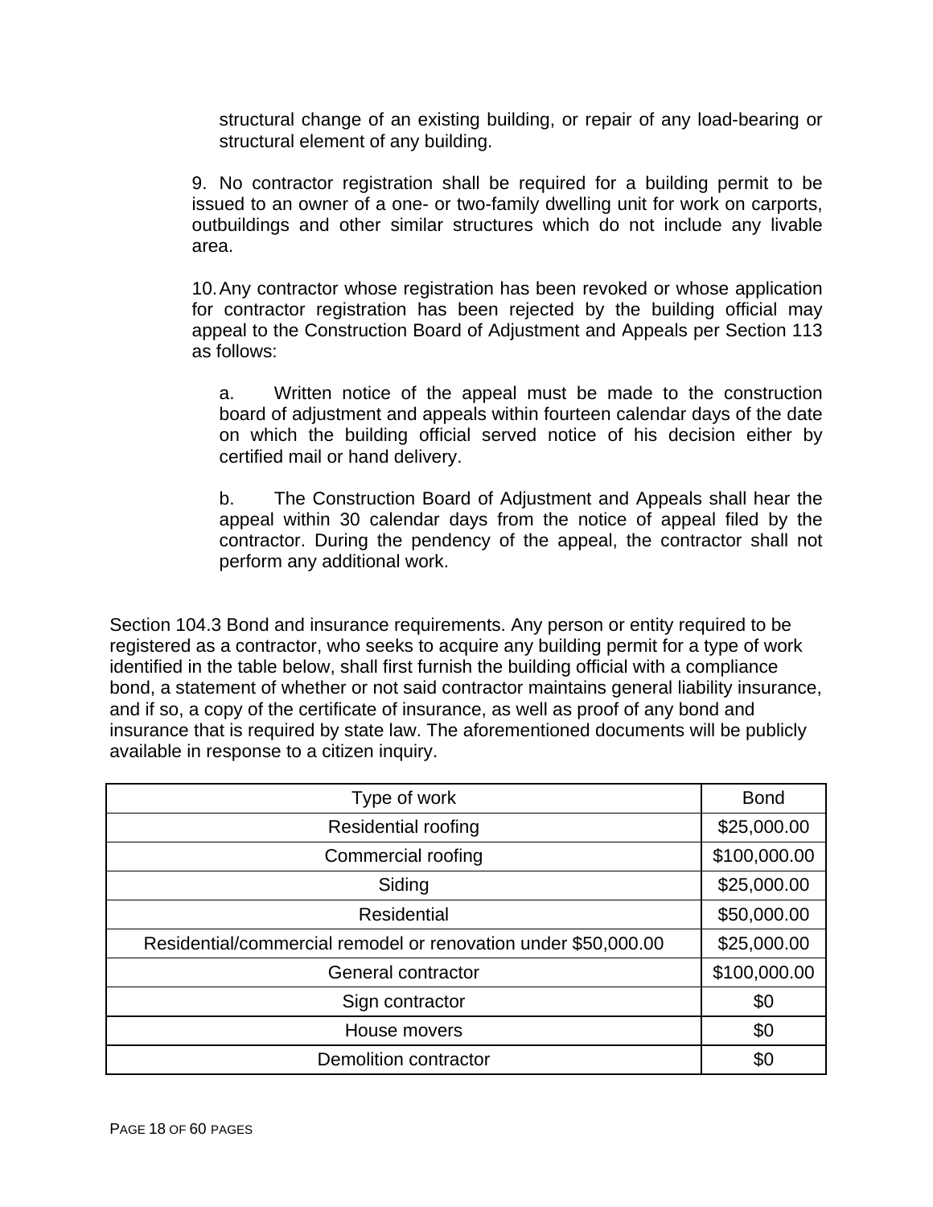structural change of an existing building, or repair of any load-bearing or structural element of any building.

9. No contractor registration shall be required for a building permit to be issued to an owner of a one- or two-family dwelling unit for work on carports, outbuildings and other similar structures which do not include any livable area.

10. Any contractor whose registration has been revoked or whose application for contractor registration has been rejected by the building official may appeal to the Construction Board of Adjustment and Appeals per Section 113 as follows:

a. Written notice of the appeal must be made to the construction board of adjustment and appeals within fourteen calendar days of the date on which the building official served notice of his decision either by certified mail or hand delivery.

b. The Construction Board of Adjustment and Appeals shall hear the appeal within 30 calendar days from the notice of appeal filed by the contractor. During the pendency of the appeal, the contractor shall not perform any additional work.

Section 104.3 Bond and insurance requirements. Any person or entity required to be registered as a contractor, who seeks to acquire any building permit for a type of work identified in the table below, shall first furnish the building official with a compliance bond, a statement of whether or not said contractor maintains general liability insurance, and if so, a copy of the certificate of insurance, as well as proof of any bond and insurance that is required by state law. The aforementioned documents will be publicly available in response to a citizen inquiry.

| Type of work | Bond |
|---|---|
| Residential roofing | $25,000.00 |
| Commercial roofing | $100,000.00 |
| Siding | $25,000.00 |
| Residential | $50,000.00 |
| Residential/commercial remodel or renovation under $50,000.00 | $25,000.00 |
| General contractor | $100,000.00 |
| Sign contractor | $0 |
| House movers | $0 |
| Demolition contractor | $0 |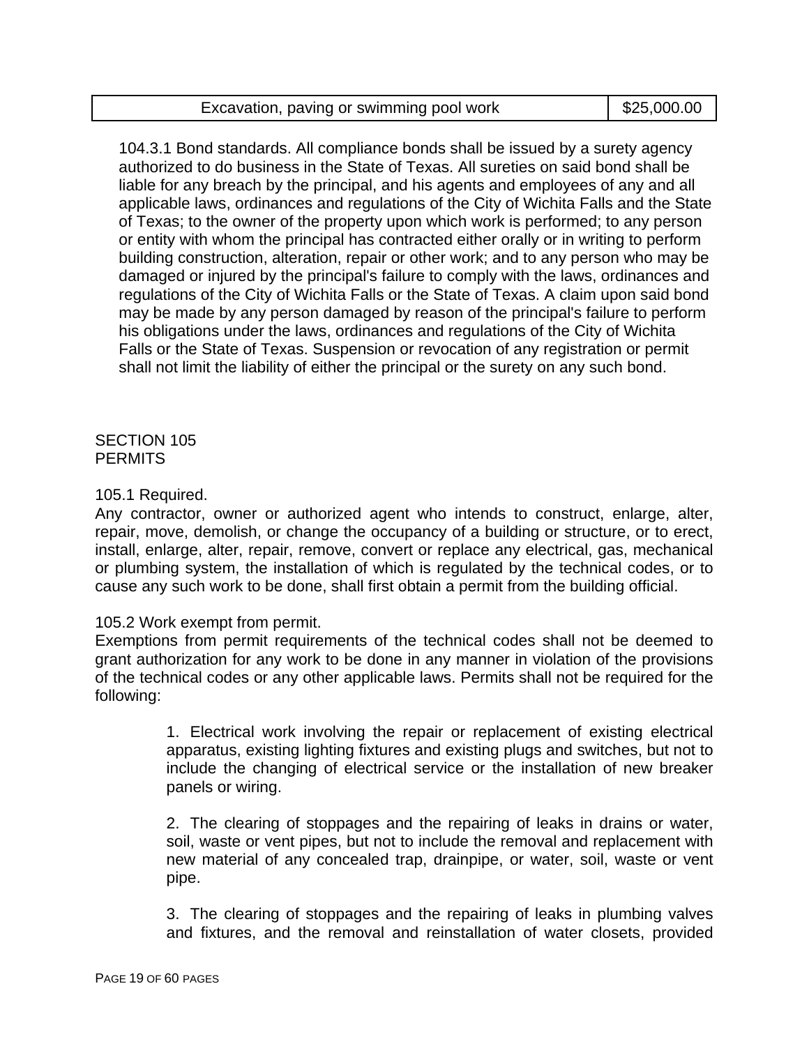| Excavation, paving or swimming pool work | $25,000.00 |
|---|---|

104.3.1 Bond standards. All compliance bonds shall be issued by a surety agency authorized to do business in the State of Texas. All sureties on said bond shall be liable for any breach by the principal, and his agents and employees of any and all applicable laws, ordinances and regulations of the City of Wichita Falls and the State of Texas; to the owner of the property upon which work is performed; to any person or entity with whom the principal has contracted either orally or in writing to perform building construction, alteration, repair or other work; and to any person who may be damaged or injured by the principal's failure to comply with the laws, ordinances and regulations of the City of Wichita Falls or the State of Texas. A claim upon said bond may be made by any person damaged by reason of the principal's failure to perform his obligations under the laws, ordinances and regulations of the City of Wichita Falls or the State of Texas. Suspension or revocation of any registration or permit shall not limit the liability of either the principal or the surety on any such bond.

## SECTION 105
## PERMITS

105.1 Required.
Any contractor, owner or authorized agent who intends to construct, enlarge, alter, repair, move, demolish, or change the occupancy of a building or structure, or to erect, install, enlarge, alter, repair, remove, convert or replace any electrical, gas, mechanical or plumbing system, the installation of which is regulated by the technical codes, or to cause any such work to be done, shall first obtain a permit from the building official.

105.2 Work exempt from permit.
Exemptions from permit requirements of the technical codes shall not be deemed to grant authorization for any work to be done in any manner in violation of the provisions of the technical codes or any other applicable laws. Permits shall not be required for the following:

1. Electrical work involving the repair or replacement of existing electrical apparatus, existing lighting fixtures and existing plugs and switches, but not to include the changing of electrical service or the installation of new breaker panels or wiring.

2. The clearing of stoppages and the repairing of leaks in drains or water, soil, waste or vent pipes, but not to include the removal and replacement with new material of any concealed trap, drainpipe, or water, soil, waste or vent pipe.

3. The clearing of stoppages and the repairing of leaks in plumbing valves and fixtures, and the removal and reinstallation of water closets, provided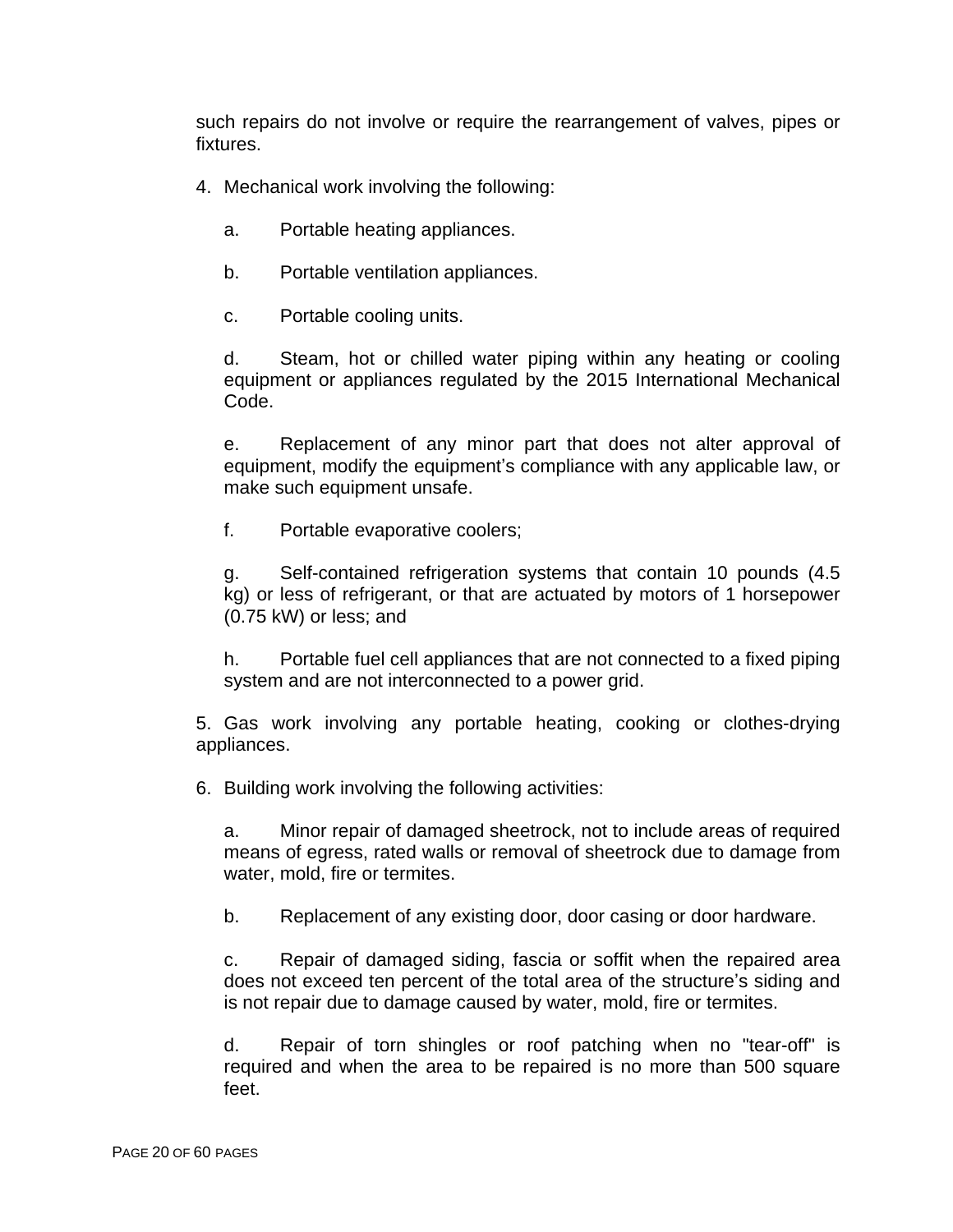such repairs do not involve or require the rearrangement of valves, pipes or fixtures.

4. Mechanical work involving the following:

   a. Portable heating appliances.

   b. Portable ventilation appliances.

   c. Portable cooling units.

   d. Steam, hot or chilled water piping within any heating or cooling equipment or appliances regulated by the 2015 International Mechanical Code.

   e. Replacement of any minor part that does not alter approval of equipment, modify the equipment's compliance with any applicable law, or make such equipment unsafe.

   f. Portable evaporative coolers;

   g. Self-contained refrigeration systems that contain 10 pounds (4.5 kg) or less of refrigerant, or that are actuated by motors of 1 horsepower (0.75 kW) or less; and

   h. Portable fuel cell appliances that are not connected to a fixed piping system and are not interconnected to a power grid.

5. Gas work involving any portable heating, cooking or clothes-drying appliances.

6. Building work involving the following activities:

   a. Minor repair of damaged sheetrock, not to include areas of required means of egress, rated walls or removal of sheetrock due to damage from water, mold, fire or termites.

   b. Replacement of any existing door, door casing or door hardware.

   c. Repair of damaged siding, fascia or soffit when the repaired area does not exceed ten percent of the total area of the structure's siding and is not repair due to damage caused by water, mold, fire or termites.

   d. Repair of torn shingles or roof patching when no "tear-off" is required and when the area to be repaired is no more than 500 square feet.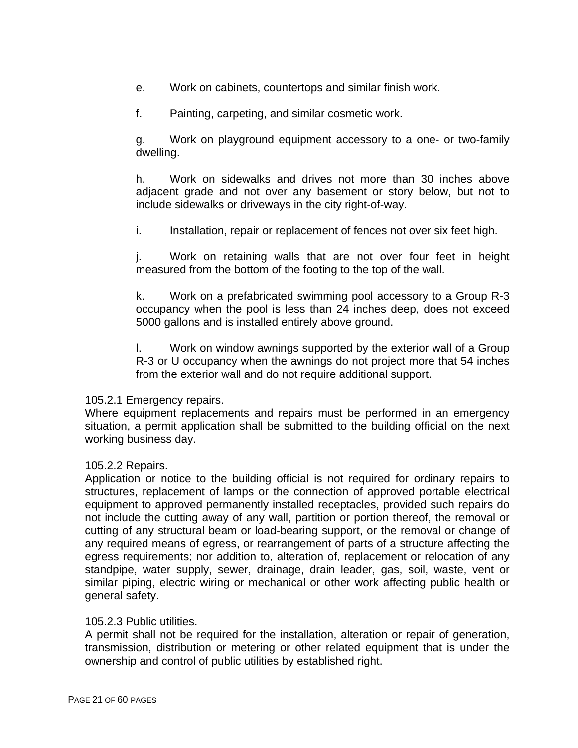e. Work on cabinets, countertops and similar finish work.

f. Painting, carpeting, and similar cosmetic work.

g. Work on playground equipment accessory to a one- or two-family dwelling.

h. Work on sidewalks and drives not more than 30 inches above adjacent grade and not over any basement or story below, but not to include sidewalks or driveways in the city right-of-way.

i. Installation, repair or replacement of fences not over six feet high.

j. Work on retaining walls that are not over four feet in height measured from the bottom of the footing to the top of the wall.

k. Work on a prefabricated swimming pool accessory to a Group R-3 occupancy when the pool is less than 24 inches deep, does not exceed 5000 gallons and is installed entirely above ground.

l. Work on window awnings supported by the exterior wall of a Group R-3 or U occupancy when the awnings do not project more that 54 inches from the exterior wall and do not require additional support.

105.2.1 Emergency repairs.
Where equipment replacements and repairs must be performed in an emergency situation, a permit application shall be submitted to the building official on the next working business day.

105.2.2 Repairs.
Application or notice to the building official is not required for ordinary repairs to structures, replacement of lamps or the connection of approved portable electrical equipment to approved permanently installed receptacles, provided such repairs do not include the cutting away of any wall, partition or portion thereof, the removal or cutting of any structural beam or load-bearing support, or the removal or change of any required means of egress, or rearrangement of parts of a structure affecting the egress requirements; nor addition to, alteration of, replacement or relocation of any standpipe, water supply, sewer, drainage, drain leader, gas, soil, waste, vent or similar piping, electric wiring or mechanical or other work affecting public health or general safety.

105.2.3 Public utilities.
A permit shall not be required for the installation, alteration or repair of generation, transmission, distribution or metering or other related equipment that is under the ownership and control of public utilities by established right.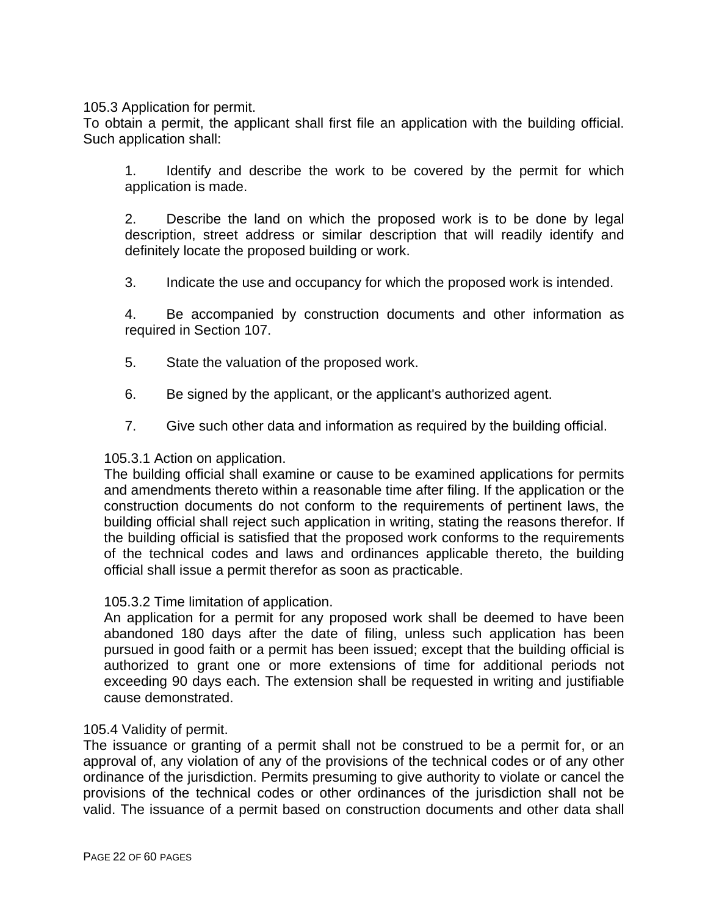### 105.3 Application for permit.

To obtain a permit, the applicant shall first file an application with the building official. Such application shall:

1. Identify and describe the work to be covered by the permit for which application is made.

2. Describe the land on which the proposed work is to be done by legal description, street address or similar description that will readily identify and definitely locate the proposed building or work.

3. Indicate the use and occupancy for which the proposed work is intended.

4. Be accompanied by construction documents and other information as required in Section 107.

5. State the valuation of the proposed work.

6. Be signed by the applicant, or the applicant's authorized agent.

7. Give such other data and information as required by the building official.

#### 105.3.1 Action on application.

The building official shall examine or cause to be examined applications for permits and amendments thereto within a reasonable time after filing. If the application or the construction documents do not conform to the requirements of pertinent laws, the building official shall reject such application in writing, stating the reasons therefor. If the building official is satisfied that the proposed work conforms to the requirements of the technical codes and laws and ordinances applicable thereto, the building official shall issue a permit therefor as soon as practicable.

#### 105.3.2 Time limitation of application.

An application for a permit for any proposed work shall be deemed to have been abandoned 180 days after the date of filing, unless such application has been pursued in good faith or a permit has been issued; except that the building official is authorized to grant one or more extensions of time for additional periods not exceeding 90 days each. The extension shall be requested in writing and justifiable cause demonstrated.

### 105.4 Validity of permit.

The issuance or granting of a permit shall not be construed to be a permit for, or an approval of, any violation of any of the provisions of the technical codes or of any other ordinance of the jurisdiction. Permits presuming to give authority to violate or cancel the provisions of the technical codes or other ordinances of the jurisdiction shall not be valid. The issuance of a permit based on construction documents and other data shall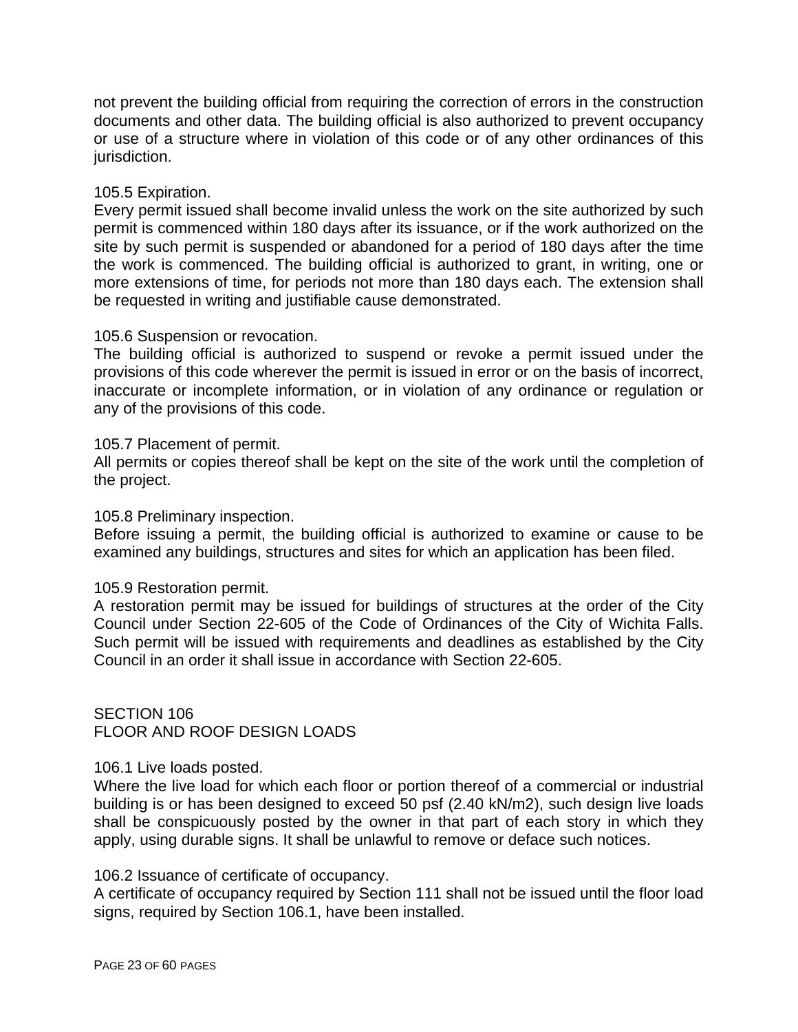not prevent the building official from requiring the correction of errors in the construction documents and other data. The building official is also authorized to prevent occupancy or use of a structure where in violation of this code or of any other ordinances of this jurisdiction.

105.5 Expiration.
Every permit issued shall become invalid unless the work on the site authorized by such permit is commenced within 180 days after its issuance, or if the work authorized on the site by such permit is suspended or abandoned for a period of 180 days after the time the work is commenced. The building official is authorized to grant, in writing, one or more extensions of time, for periods not more than 180 days each. The extension shall be requested in writing and justifiable cause demonstrated.

105.6 Suspension or revocation.
The building official is authorized to suspend or revoke a permit issued under the provisions of this code wherever the permit is issued in error or on the basis of incorrect, inaccurate or incomplete information, or in violation of any ordinance or regulation or any of the provisions of this code.

105.7 Placement of permit.
All permits or copies thereof shall be kept on the site of the work until the completion of the project.

105.8 Preliminary inspection.
Before issuing a permit, the building official is authorized to examine or cause to be examined any buildings, structures and sites for which an application has been filed.

105.9 Restoration permit.
A restoration permit may be issued for buildings of structures at the order of the City Council under Section 22-605 of the Code of Ordinances of the City of Wichita Falls. Such permit will be issued with requirements and deadlines as established by the City Council in an order it shall issue in accordance with Section 22-605.

## SECTION 106
## FLOOR AND ROOF DESIGN LOADS

106.1 Live loads posted.
Where the live load for which each floor or portion thereof of a commercial or industrial building is or has been designed to exceed 50 psf (2.40 kN/m2), such design live loads shall be conspicuously posted by the owner in that part of each story in which they apply, using durable signs. It shall be unlawful to remove or deface such notices.

106.2 Issuance of certificate of occupancy.
A certificate of occupancy required by Section 111 shall not be issued until the floor load signs, required by Section 106.1, have been installed.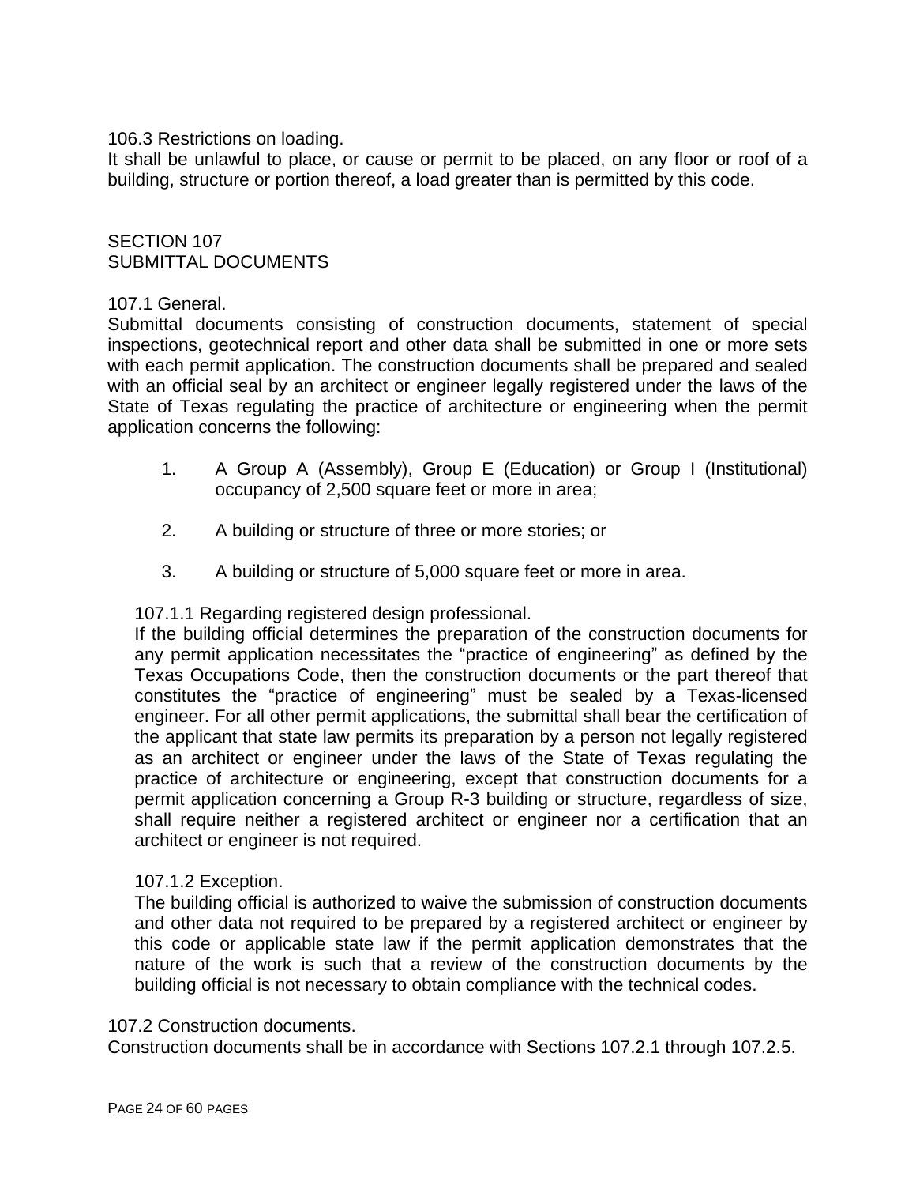106.3 Restrictions on loading.

It shall be unlawful to place, or cause or permit to be placed, on any floor or roof of a building, structure or portion thereof, a load greater than is permitted by this code.

## SECTION 107
## SUBMITTAL DOCUMENTS

107.1 General.

Submittal documents consisting of construction documents, statement of special inspections, geotechnical report and other data shall be submitted in one or more sets with each permit application. The construction documents shall be prepared and sealed with an official seal by an architect or engineer legally registered under the laws of the State of Texas regulating the practice of architecture or engineering when the permit application concerns the following:

1. A Group A (Assembly), Group E (Education) or Group I (Institutional) occupancy of 2,500 square feet or more in area;
2. A building or structure of three or more stories; or
3. A building or structure of 5,000 square feet or more in area.

107.1.1 Regarding registered design professional.

If the building official determines the preparation of the construction documents for any permit application necessitates the "practice of engineering" as defined by the Texas Occupations Code, then the construction documents or the part thereof that constitutes the "practice of engineering" must be sealed by a Texas-licensed engineer. For all other permit applications, the submittal shall bear the certification of the applicant that state law permits its preparation by a person not legally registered as an architect or engineer under the laws of the State of Texas regulating the practice of architecture or engineering, except that construction documents for a permit application concerning a Group R-3 building or structure, regardless of size, shall require neither a registered architect or engineer nor a certification that an architect or engineer is not required.

107.1.2 Exception.

The building official is authorized to waive the submission of construction documents and other data not required to be prepared by a registered architect or engineer by this code or applicable state law if the permit application demonstrates that the nature of the work is such that a review of the construction documents by the building official is not necessary to obtain compliance with the technical codes.

107.2 Construction documents.

Construction documents shall be in accordance with Sections 107.2.1 through 107.2.5.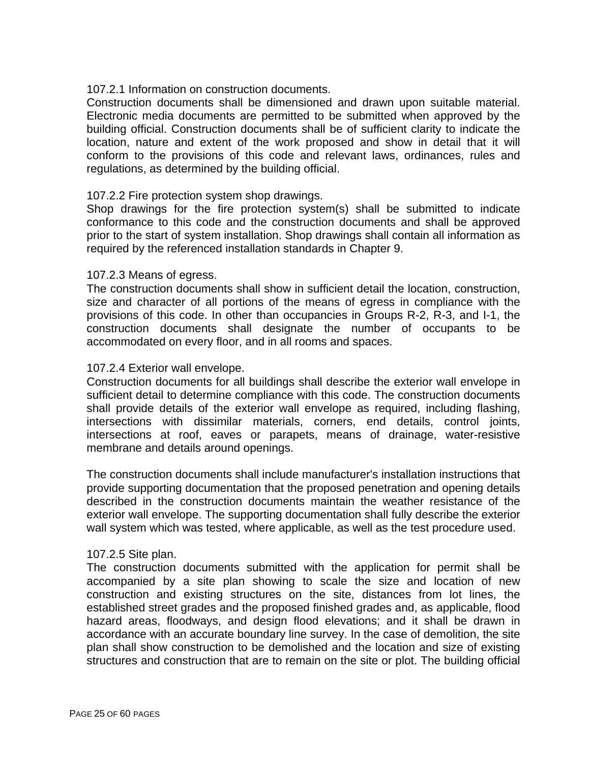107.2.1 Information on construction documents.

Construction documents shall be dimensioned and drawn upon suitable material. Electronic media documents are permitted to be submitted when approved by the building official. Construction documents shall be of sufficient clarity to indicate the location, nature and extent of the work proposed and show in detail that it will conform to the provisions of this code and relevant laws, ordinances, rules and regulations, as determined by the building official.

107.2.2 Fire protection system shop drawings.

Shop drawings for the fire protection system(s) shall be submitted to indicate conformance to this code and the construction documents and shall be approved prior to the start of system installation. Shop drawings shall contain all information as required by the referenced installation standards in Chapter 9.

107.2.3 Means of egress.

The construction documents shall show in sufficient detail the location, construction, size and character of all portions of the means of egress in compliance with the provisions of this code. In other than occupancies in Groups R-2, R-3, and I-1, the construction documents shall designate the number of occupants to be accommodated on every floor, and in all rooms and spaces.

107.2.4 Exterior wall envelope.

Construction documents for all buildings shall describe the exterior wall envelope in sufficient detail to determine compliance with this code. The construction documents shall provide details of the exterior wall envelope as required, including flashing, intersections with dissimilar materials, corners, end details, control joints, intersections at roof, eaves or parapets, means of drainage, water-resistive membrane and details around openings.

The construction documents shall include manufacturer's installation instructions that provide supporting documentation that the proposed penetration and opening details described in the construction documents maintain the weather resistance of the exterior wall envelope. The supporting documentation shall fully describe the exterior wall system which was tested, where applicable, as well as the test procedure used.

107.2.5 Site plan.

The construction documents submitted with the application for permit shall be accompanied by a site plan showing to scale the size and location of new construction and existing structures on the site, distances from lot lines, the established street grades and the proposed finished grades and, as applicable, flood hazard areas, floodways, and design flood elevations; and it shall be drawn in accordance with an accurate boundary line survey. In the case of demolition, the site plan shall show construction to be demolished and the location and size of existing structures and construction that are to remain on the site or plot. The building official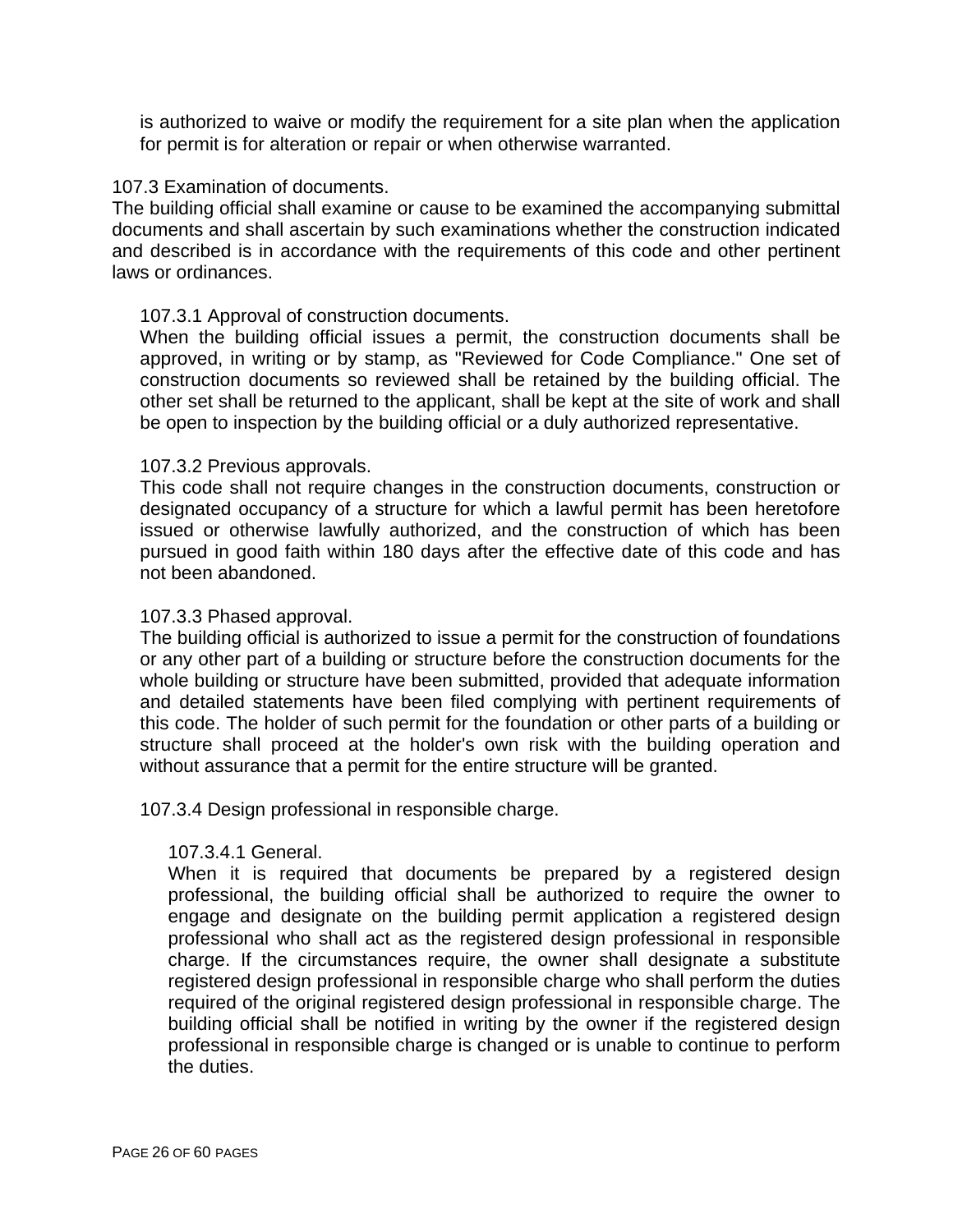is authorized to waive or modify the requirement for a site plan when the application for permit is for alteration or repair or when otherwise warranted.

### 107.3 Examination of documents.

The building official shall examine or cause to be examined the accompanying submittal documents and shall ascertain by such examinations whether the construction indicated and described is in accordance with the requirements of this code and other pertinent laws or ordinances.

#### 107.3.1 Approval of construction documents.

When the building official issues a permit, the construction documents shall be approved, in writing or by stamp, as "Reviewed for Code Compliance." One set of construction documents so reviewed shall be retained by the building official. The other set shall be returned to the applicant, shall be kept at the site of work and shall be open to inspection by the building official or a duly authorized representative.

#### 107.3.2 Previous approvals.

This code shall not require changes in the construction documents, construction or designated occupancy of a structure for which a lawful permit has been heretofore issued or otherwise lawfully authorized, and the construction of which has been pursued in good faith within 180 days after the effective date of this code and has not been abandoned.

#### 107.3.3 Phased approval.

The building official is authorized to issue a permit for the construction of foundations or any other part of a building or structure before the construction documents for the whole building or structure have been submitted, provided that adequate information and detailed statements have been filed complying with pertinent requirements of this code. The holder of such permit for the foundation or other parts of a building or structure shall proceed at the holder's own risk with the building operation and without assurance that a permit for the entire structure will be granted.

#### 107.3.4 Design professional in responsible charge.

##### 107.3.4.1 General.

When it is required that documents be prepared by a registered design professional, the building official shall be authorized to require the owner to engage and designate on the building permit application a registered design professional who shall act as the registered design professional in responsible charge. If the circumstances require, the owner shall designate a substitute registered design professional in responsible charge who shall perform the duties required of the original registered design professional in responsible charge. The building official shall be notified in writing by the owner if the registered design professional in responsible charge is changed or is unable to continue to perform the duties.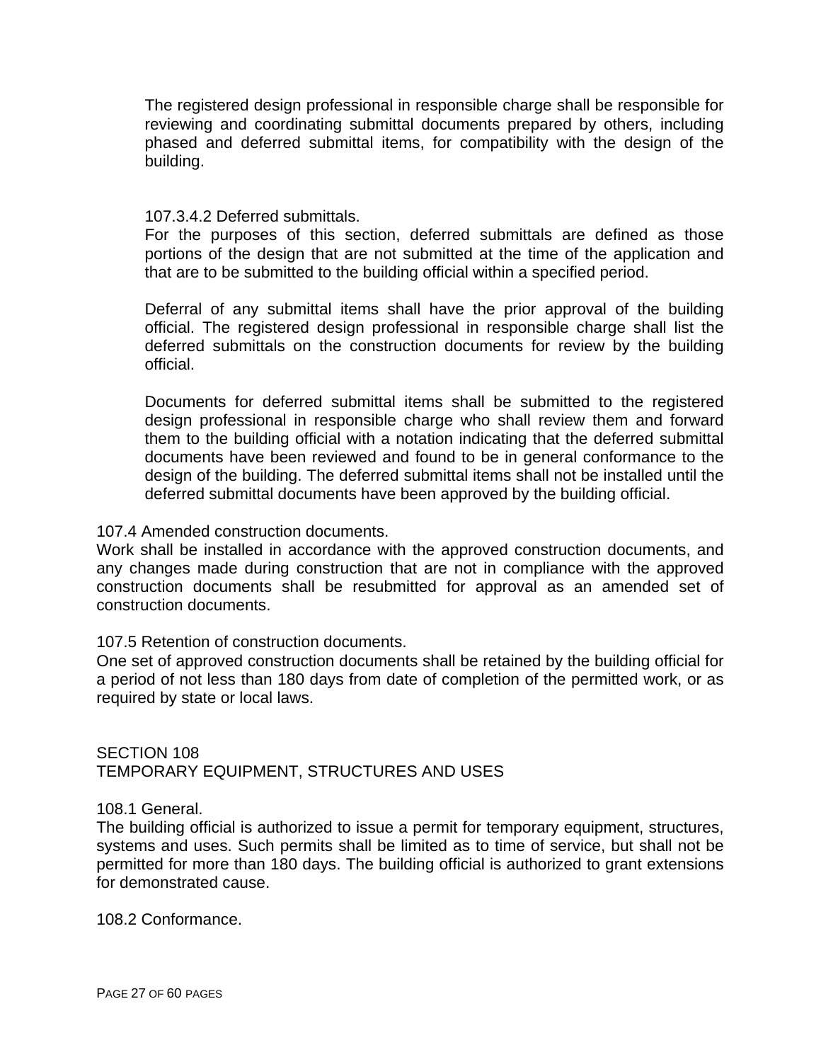The registered design professional in responsible charge shall be responsible for reviewing and coordinating submittal documents prepared by others, including phased and deferred submittal items, for compatibility with the design of the building.

107.3.4.2 Deferred submittals.
For the purposes of this section, deferred submittals are defined as those portions of the design that are not submitted at the time of the application and that are to be submitted to the building official within a specified period.

Deferral of any submittal items shall have the prior approval of the building official. The registered design professional in responsible charge shall list the deferred submittals on the construction documents for review by the building official.

Documents for deferred submittal items shall be submitted to the registered design professional in responsible charge who shall review them and forward them to the building official with a notation indicating that the deferred submittal documents have been reviewed and found to be in general conformance to the design of the building. The deferred submittal items shall not be installed until the deferred submittal documents have been approved by the building official.

107.4 Amended construction documents.
Work shall be installed in accordance with the approved construction documents, and any changes made during construction that are not in compliance with the approved construction documents shall be resubmitted for approval as an amended set of construction documents.

107.5 Retention of construction documents.
One set of approved construction documents shall be retained by the building official for a period of not less than 180 days from date of completion of the permitted work, or as required by state or local laws.

## SECTION 108
## TEMPORARY EQUIPMENT, STRUCTURES AND USES

108.1 General.
The building official is authorized to issue a permit for temporary equipment, structures, systems and uses. Such permits shall be limited as to time of service, but shall not be permitted for more than 180 days. The building official is authorized to grant extensions for demonstrated cause.

108.2 Conformance.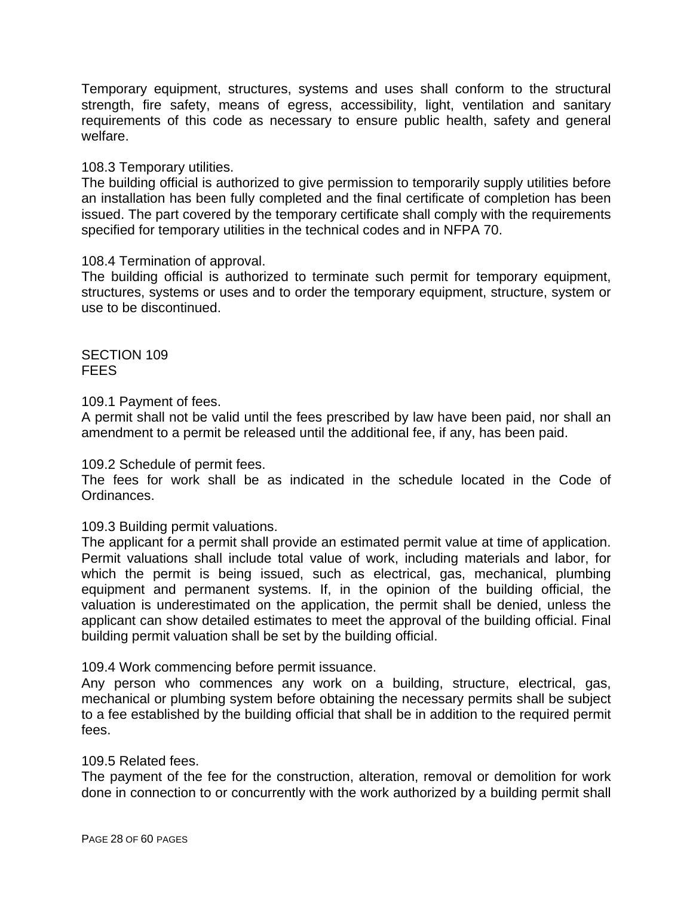Temporary equipment, structures, systems and uses shall conform to the structural strength, fire safety, means of egress, accessibility, light, ventilation and sanitary requirements of this code as necessary to ensure public health, safety and general welfare.

108.3 Temporary utilities.
The building official is authorized to give permission to temporarily supply utilities before an installation has been fully completed and the final certificate of completion has been issued. The part covered by the temporary certificate shall comply with the requirements specified for temporary utilities in the technical codes and in NFPA 70.

108.4 Termination of approval.
The building official is authorized to terminate such permit for temporary equipment, structures, systems or uses and to order the temporary equipment, structure, system or use to be discontinued.

## SECTION 109
## FEES

109.1 Payment of fees.
A permit shall not be valid until the fees prescribed by law have been paid, nor shall an amendment to a permit be released until the additional fee, if any, has been paid.

109.2 Schedule of permit fees.
The fees for work shall be as indicated in the schedule located in the Code of Ordinances.

109.3 Building permit valuations.
The applicant for a permit shall provide an estimated permit value at time of application. Permit valuations shall include total value of work, including materials and labor, for which the permit is being issued, such as electrical, gas, mechanical, plumbing equipment and permanent systems. If, in the opinion of the building official, the valuation is underestimated on the application, the permit shall be denied, unless the applicant can show detailed estimates to meet the approval of the building official. Final building permit valuation shall be set by the building official.

109.4 Work commencing before permit issuance.
Any person who commences any work on a building, structure, electrical, gas, mechanical or plumbing system before obtaining the necessary permits shall be subject to a fee established by the building official that shall be in addition to the required permit fees.

109.5 Related fees.
The payment of the fee for the construction, alteration, removal or demolition for work done in connection to or concurrently with the work authorized by a building permit shall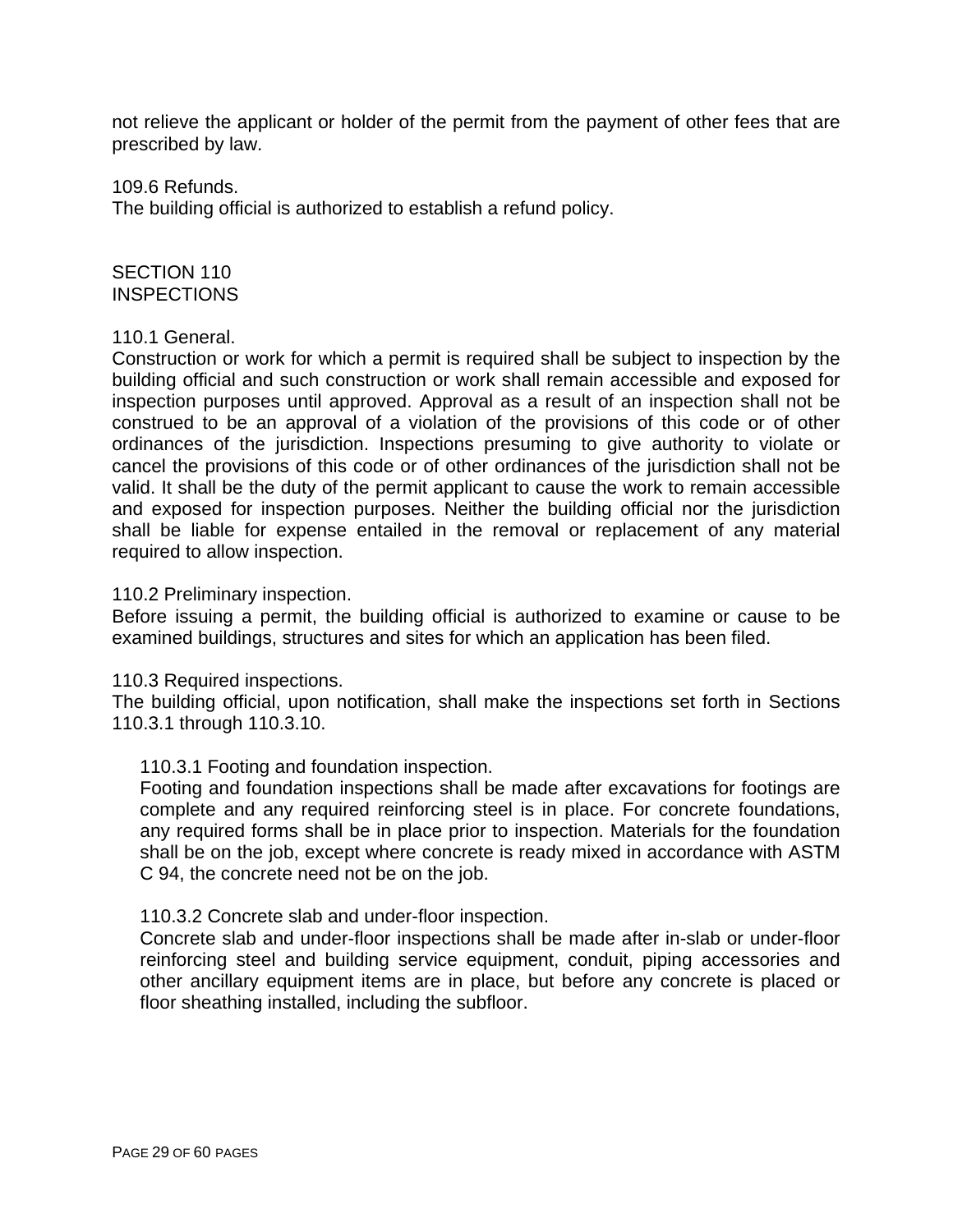not relieve the applicant or holder of the permit from the payment of other fees that are prescribed by law.

109.6 Refunds.
The building official is authorized to establish a refund policy.

## SECTION 110 INSPECTIONS

110.1 General.
Construction or work for which a permit is required shall be subject to inspection by the building official and such construction or work shall remain accessible and exposed for inspection purposes until approved. Approval as a result of an inspection shall not be construed to be an approval of a violation of the provisions of this code or of other ordinances of the jurisdiction. Inspections presuming to give authority to violate or cancel the provisions of this code or of other ordinances of the jurisdiction shall not be valid. It shall be the duty of the permit applicant to cause the work to remain accessible and exposed for inspection purposes. Neither the building official nor the jurisdiction shall be liable for expense entailed in the removal or replacement of any material required to allow inspection.

110.2 Preliminary inspection.
Before issuing a permit, the building official is authorized to examine or cause to be examined buildings, structures and sites for which an application has been filed.

110.3 Required inspections.
The building official, upon notification, shall make the inspections set forth in Sections 110.3.1 through 110.3.10.

110.3.1 Footing and foundation inspection.
Footing and foundation inspections shall be made after excavations for footings are complete and any required reinforcing steel is in place. For concrete foundations, any required forms shall be in place prior to inspection. Materials for the foundation shall be on the job, except where concrete is ready mixed in accordance with ASTM C 94, the concrete need not be on the job.

110.3.2 Concrete slab and under-floor inspection.
Concrete slab and under-floor inspections shall be made after in-slab or under-floor reinforcing steel and building service equipment, conduit, piping accessories and other ancillary equipment items are in place, but before any concrete is placed or floor sheathing installed, including the subfloor.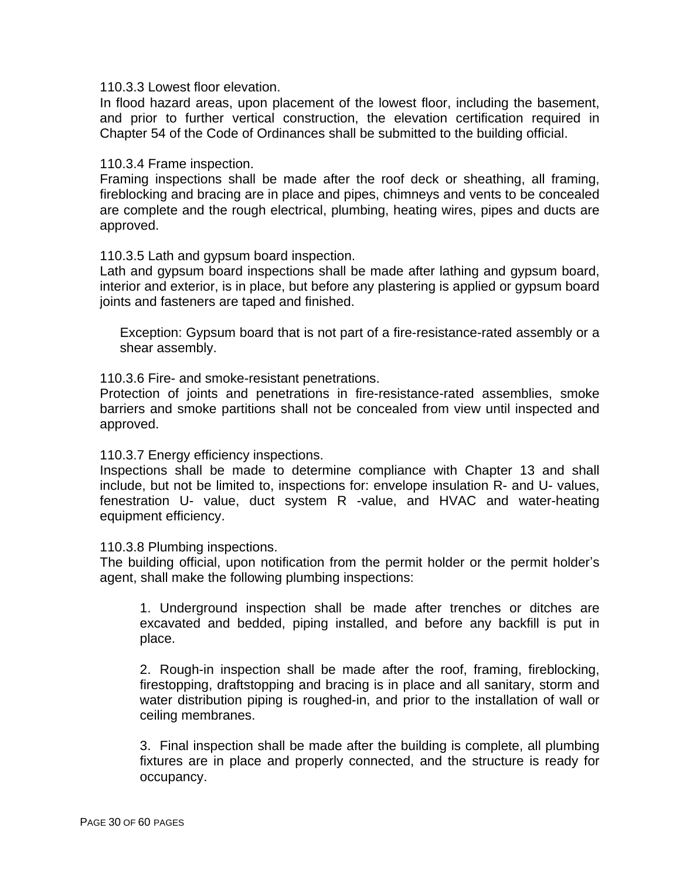110.3.3 Lowest floor elevation.

In flood hazard areas, upon placement of the lowest floor, including the basement, and prior to further vertical construction, the elevation certification required in Chapter 54 of the Code of Ordinances shall be submitted to the building official.

110.3.4 Frame inspection.

Framing inspections shall be made after the roof deck or sheathing, all framing, fireblocking and bracing are in place and pipes, chimneys and vents to be concealed are complete and the rough electrical, plumbing, heating wires, pipes and ducts are approved.

110.3.5 Lath and gypsum board inspection.

Lath and gypsum board inspections shall be made after lathing and gypsum board, interior and exterior, is in place, but before any plastering is applied or gypsum board joints and fasteners are taped and finished.

> Exception: Gypsum board that is not part of a fire-resistance-rated assembly or a shear assembly.

110.3.6 Fire- and smoke-resistant penetrations.

Protection of joints and penetrations in fire-resistance-rated assemblies, smoke barriers and smoke partitions shall not be concealed from view until inspected and approved.

110.3.7 Energy efficiency inspections.

Inspections shall be made to determine compliance with Chapter 13 and shall include, but not be limited to, inspections for: envelope insulation R- and U- values, fenestration U- value, duct system R -value, and HVAC and water-heating equipment efficiency.

110.3.8 Plumbing inspections.

The building official, upon notification from the permit holder or the permit holder's agent, shall make the following plumbing inspections:

1. Underground inspection shall be made after trenches or ditches are excavated and bedded, piping installed, and before any backfill is put in place.

2. Rough-in inspection shall be made after the roof, framing, fireblocking, firestopping, draftstopping and bracing is in place and all sanitary, storm and water distribution piping is roughed-in, and prior to the installation of wall or ceiling membranes.

3. Final inspection shall be made after the building is complete, all plumbing fixtures are in place and properly connected, and the structure is ready for occupancy.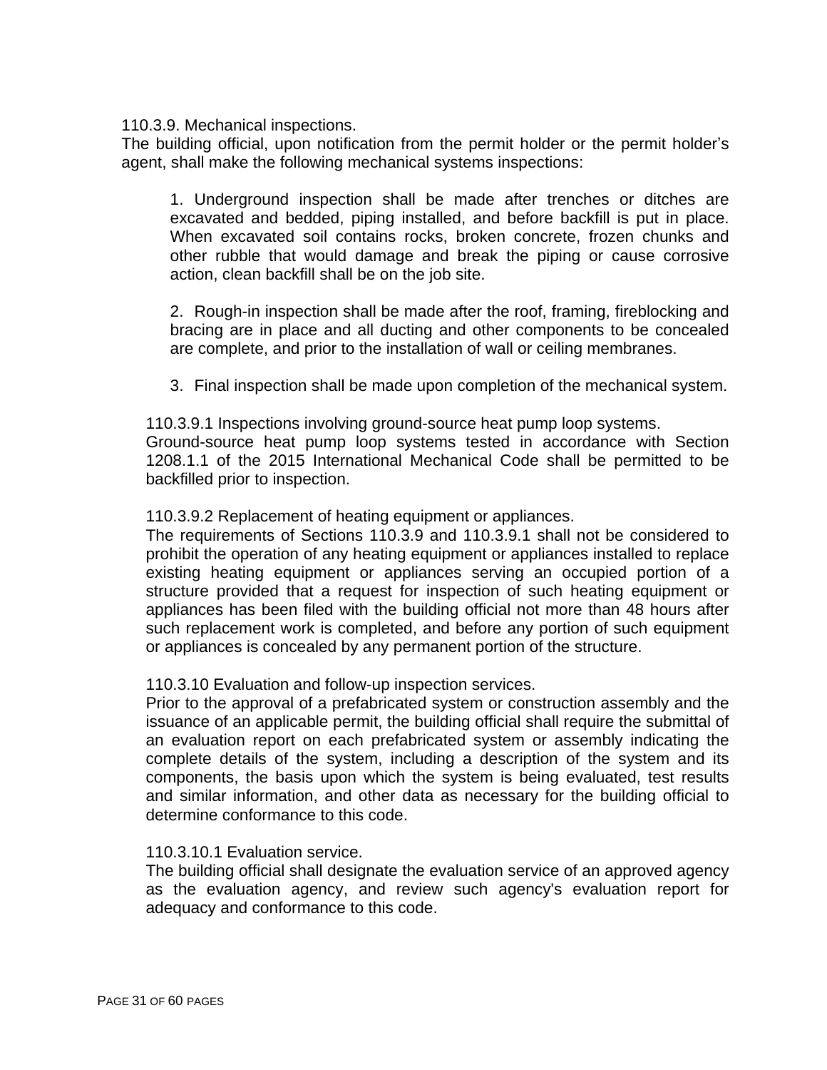110.3.9. Mechanical inspections.

The building official, upon notification from the permit holder or the permit holder’s agent, shall make the following mechanical systems inspections:

1. Underground inspection shall be made after trenches or ditches are excavated and bedded, piping installed, and before backfill is put in place. When excavated soil contains rocks, broken concrete, frozen chunks and other rubble that would damage and break the piping or cause corrosive action, clean backfill shall be on the job site.

2. Rough-in inspection shall be made after the roof, framing, fireblocking and bracing are in place and all ducting and other components to be concealed are complete, and prior to the installation of wall or ceiling membranes.

3. Final inspection shall be made upon completion of the mechanical system.

110.3.9.1 Inspections involving ground-source heat pump loop systems.

Ground-source heat pump loop systems tested in accordance with Section 1208.1.1 of the 2015 International Mechanical Code shall be permitted to be backfilled prior to inspection.

110.3.9.2 Replacement of heating equipment or appliances.

The requirements of Sections 110.3.9 and 110.3.9.1 shall not be considered to prohibit the operation of any heating equipment or appliances installed to replace existing heating equipment or appliances serving an occupied portion of a structure provided that a request for inspection of such heating equipment or appliances has been filed with the building official not more than 48 hours after such replacement work is completed, and before any portion of such equipment or appliances is concealed by any permanent portion of the structure.

110.3.10 Evaluation and follow-up inspection services.

Prior to the approval of a prefabricated system or construction assembly and the issuance of an applicable permit, the building official shall require the submittal of an evaluation report on each prefabricated system or assembly indicating the complete details of the system, including a description of the system and its components, the basis upon which the system is being evaluated, test results and similar information, and other data as necessary for the building official to determine conformance to this code.

110.3.10.1 Evaluation service.

The building official shall designate the evaluation service of an approved agency as the evaluation agency, and review such agency's evaluation report for adequacy and conformance to this code.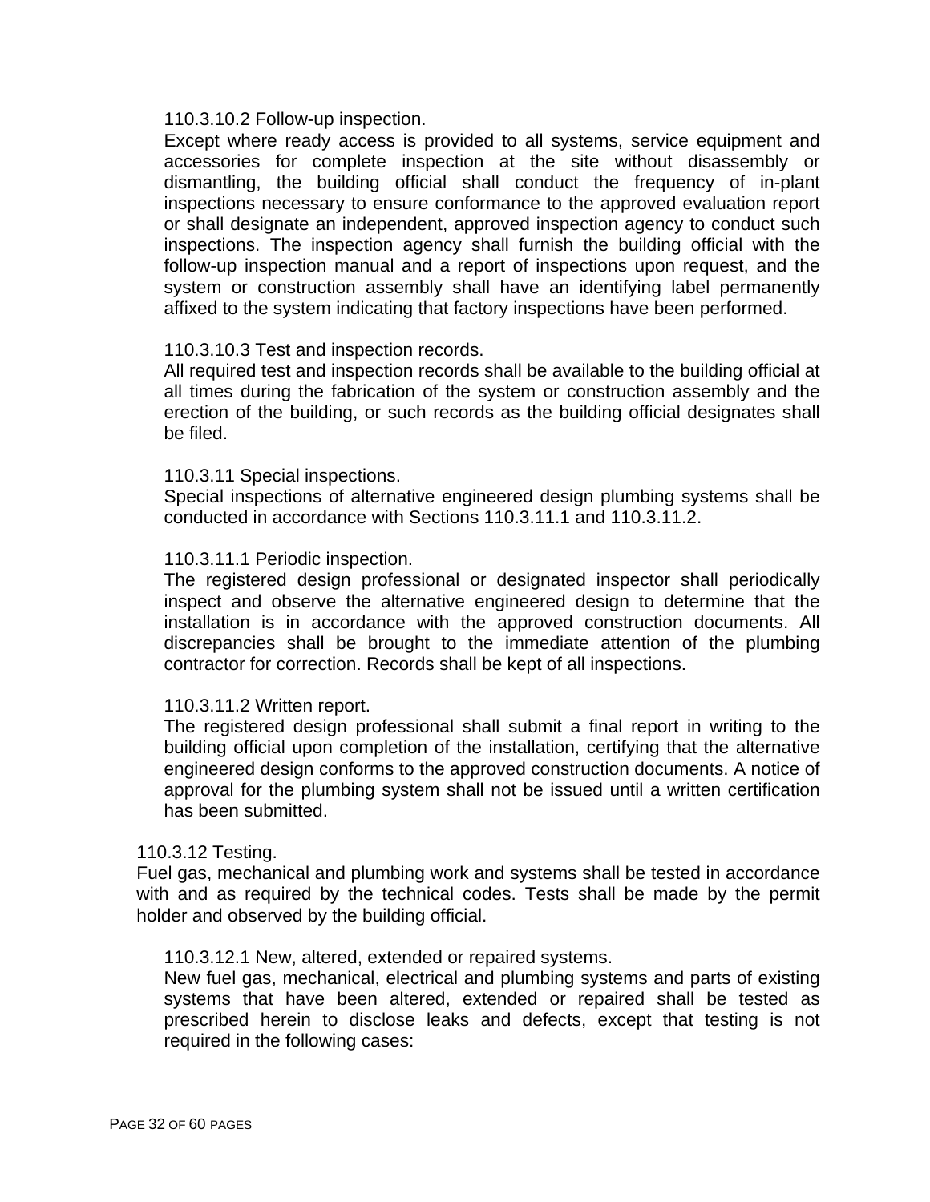110.3.10.2 Follow-up inspection.

Except where ready access is provided to all systems, service equipment and accessories for complete inspection at the site without disassembly or dismantling, the building official shall conduct the frequency of in-plant inspections necessary to ensure conformance to the approved evaluation report or shall designate an independent, approved inspection agency to conduct such inspections. The inspection agency shall furnish the building official with the follow-up inspection manual and a report of inspections upon request, and the system or construction assembly shall have an identifying label permanently affixed to the system indicating that factory inspections have been performed.

110.3.10.3 Test and inspection records.

All required test and inspection records shall be available to the building official at all times during the fabrication of the system or construction assembly and the erection of the building, or such records as the building official designates shall be filed.

110.3.11 Special inspections.

Special inspections of alternative engineered design plumbing systems shall be conducted in accordance with Sections 110.3.11.1 and 110.3.11.2.

110.3.11.1 Periodic inspection.

The registered design professional or designated inspector shall periodically inspect and observe the alternative engineered design to determine that the installation is in accordance with the approved construction documents. All discrepancies shall be brought to the immediate attention of the plumbing contractor for correction. Records shall be kept of all inspections.

110.3.11.2 Written report.

The registered design professional shall submit a final report in writing to the building official upon completion of the installation, certifying that the alternative engineered design conforms to the approved construction documents. A notice of approval for the plumbing system shall not be issued until a written certification has been submitted.

110.3.12 Testing.

Fuel gas, mechanical and plumbing work and systems shall be tested in accordance with and as required by the technical codes. Tests shall be made by the permit holder and observed by the building official.

110.3.12.1 New, altered, extended or repaired systems.

New fuel gas, mechanical, electrical and plumbing systems and parts of existing systems that have been altered, extended or repaired shall be tested as prescribed herein to disclose leaks and defects, except that testing is not required in the following cases: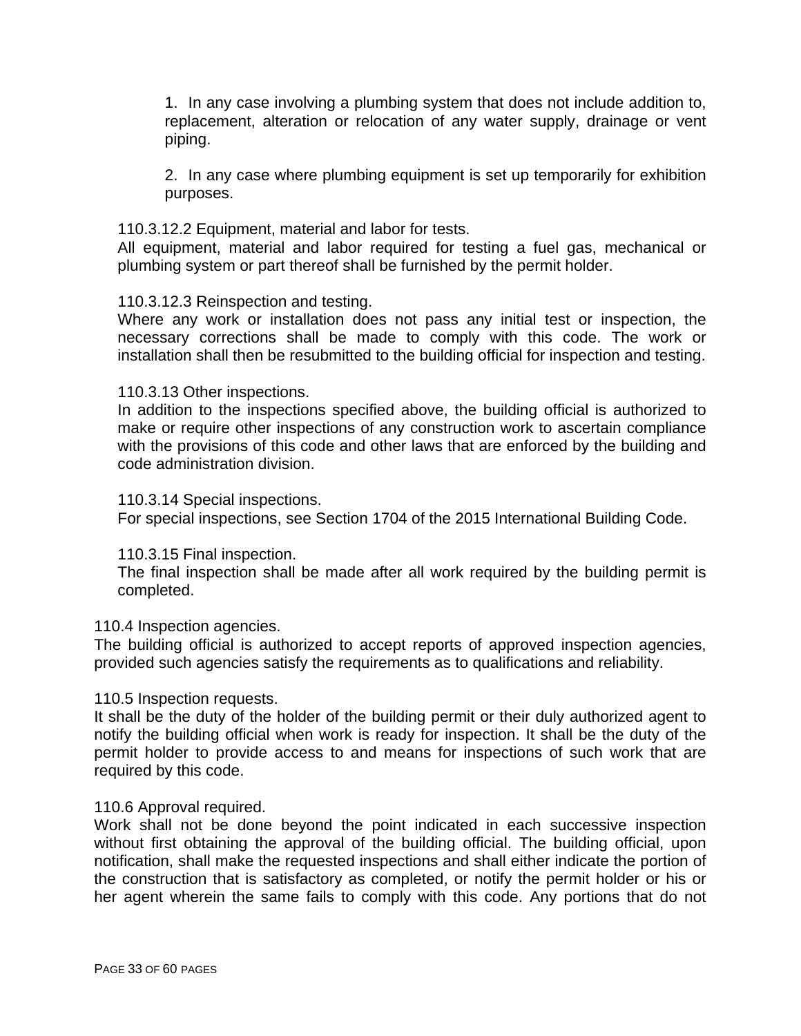1. In any case involving a plumbing system that does not include addition to, replacement, alteration or relocation of any water supply, drainage or vent piping.

2. In any case where plumbing equipment is set up temporarily for exhibition purposes.

110.3.12.2 Equipment, material and labor for tests.
All equipment, material and labor required for testing a fuel gas, mechanical or plumbing system or part thereof shall be furnished by the permit holder.

110.3.12.3 Reinspection and testing.
Where any work or installation does not pass any initial test or inspection, the necessary corrections shall be made to comply with this code. The work or installation shall then be resubmitted to the building official for inspection and testing.

110.3.13 Other inspections.
In addition to the inspections specified above, the building official is authorized to make or require other inspections of any construction work to ascertain compliance with the provisions of this code and other laws that are enforced by the building and code administration division.

110.3.14 Special inspections.
For special inspections, see Section 1704 of the 2015 International Building Code.

110.3.15 Final inspection.
The final inspection shall be made after all work required by the building permit is completed.

110.4 Inspection agencies.
The building official is authorized to accept reports of approved inspection agencies, provided such agencies satisfy the requirements as to qualifications and reliability.

110.5 Inspection requests.
It shall be the duty of the holder of the building permit or their duly authorized agent to notify the building official when work is ready for inspection. It shall be the duty of the permit holder to provide access to and means for inspections of such work that are required by this code.

110.6 Approval required.
Work shall not be done beyond the point indicated in each successive inspection without first obtaining the approval of the building official. The building official, upon notification, shall make the requested inspections and shall either indicate the portion of the construction that is satisfactory as completed, or notify the permit holder or his or her agent wherein the same fails to comply with this code. Any portions that do not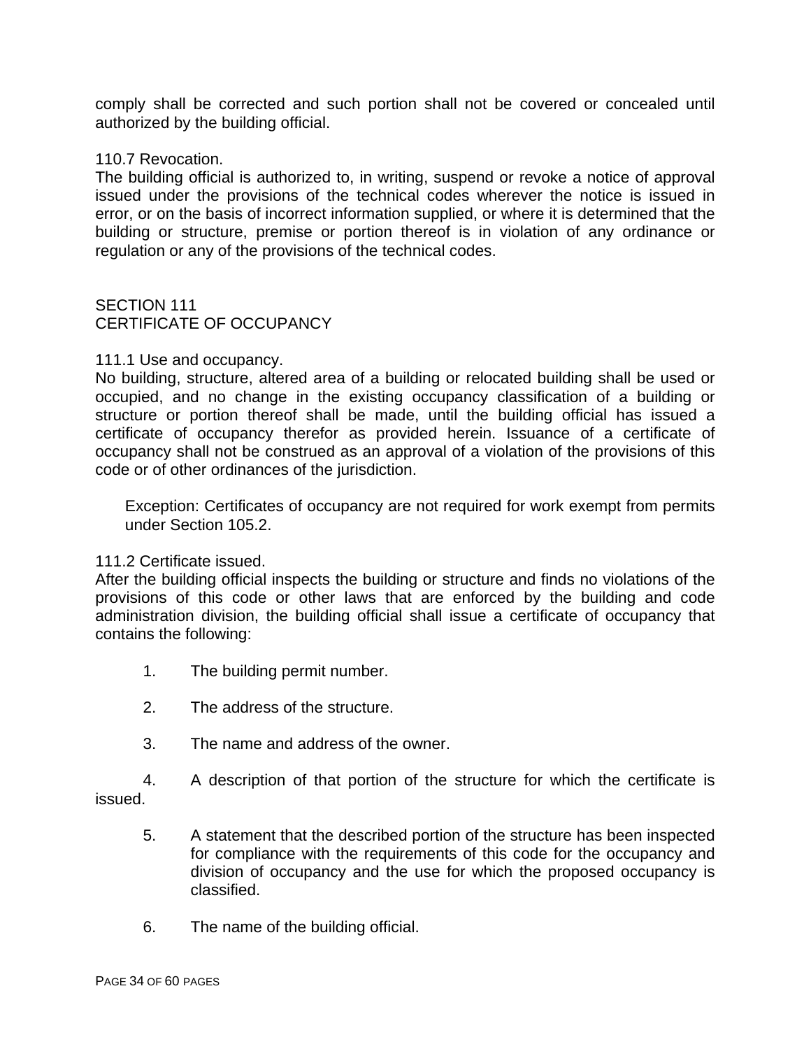comply shall be corrected and such portion shall not be covered or concealed until authorized by the building official.

110.7 Revocation.
The building official is authorized to, in writing, suspend or revoke a notice of approval issued under the provisions of the technical codes wherever the notice is issued in error, or on the basis of incorrect information supplied, or where it is determined that the building or structure, premise or portion thereof is in violation of any ordinance or regulation or any of the provisions of the technical codes.

## SECTION 111
## CERTIFICATE OF OCCUPANCY

111.1 Use and occupancy.
No building, structure, altered area of a building or relocated building shall be used or occupied, and no change in the existing occupancy classification of a building or structure or portion thereof shall be made, until the building official has issued a certificate of occupancy therefor as provided herein. Issuance of a certificate of occupancy shall not be construed as an approval of a violation of the provisions of this code or of other ordinances of the jurisdiction.

> Exception: Certificates of occupancy are not required for work exempt from permits under Section 105.2.

111.2 Certificate issued.
After the building official inspects the building or structure and finds no violations of the provisions of this code or other laws that are enforced by the building and code administration division, the building official shall issue a certificate of occupancy that contains the following:

1. The building permit number.
2. The address of the structure.
3. The name and address of the owner.
4. A description of that portion of the structure for which the certificate is issued.
5. A statement that the described portion of the structure has been inspected for compliance with the requirements of this code for the occupancy and division of occupancy and the use for which the proposed occupancy is classified.
6. The name of the building official.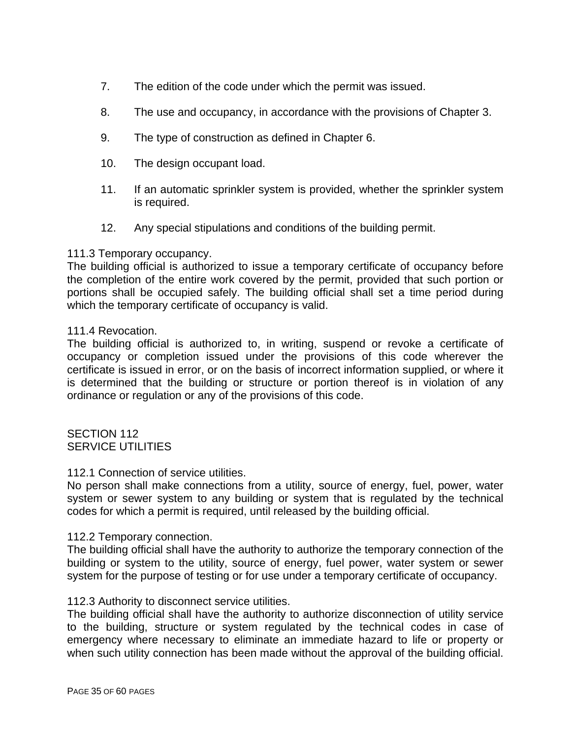7. The edition of the code under which the permit was issued.

8. The use and occupancy, in accordance with the provisions of Chapter 3.

9. The type of construction as defined in Chapter 6.

10. The design occupant load.

11. If an automatic sprinkler system is provided, whether the sprinkler system is required.

12. Any special stipulations and conditions of the building permit.

111.3 Temporary occupancy.
The building official is authorized to issue a temporary certificate of occupancy before the completion of the entire work covered by the permit, provided that such portion or portions shall be occupied safely. The building official shall set a time period during which the temporary certificate of occupancy is valid.

111.4 Revocation.
The building official is authorized to, in writing, suspend or revoke a certificate of occupancy or completion issued under the provisions of this code wherever the certificate is issued in error, or on the basis of incorrect information supplied, or where it is determined that the building or structure or portion thereof is in violation of any ordinance or regulation or any of the provisions of this code.

## SECTION 112
## SERVICE UTILITIES

112.1 Connection of service utilities.
No person shall make connections from a utility, source of energy, fuel, power, water system or sewer system to any building or system that is regulated by the technical codes for which a permit is required, until released by the building official.

112.2 Temporary connection.
The building official shall have the authority to authorize the temporary connection of the building or system to the utility, source of energy, fuel power, water system or sewer system for the purpose of testing or for use under a temporary certificate of occupancy.

112.3 Authority to disconnect service utilities.
The building official shall have the authority to authorize disconnection of utility service to the building, structure or system regulated by the technical codes in case of emergency where necessary to eliminate an immediate hazard to life or property or when such utility connection has been made without the approval of the building official.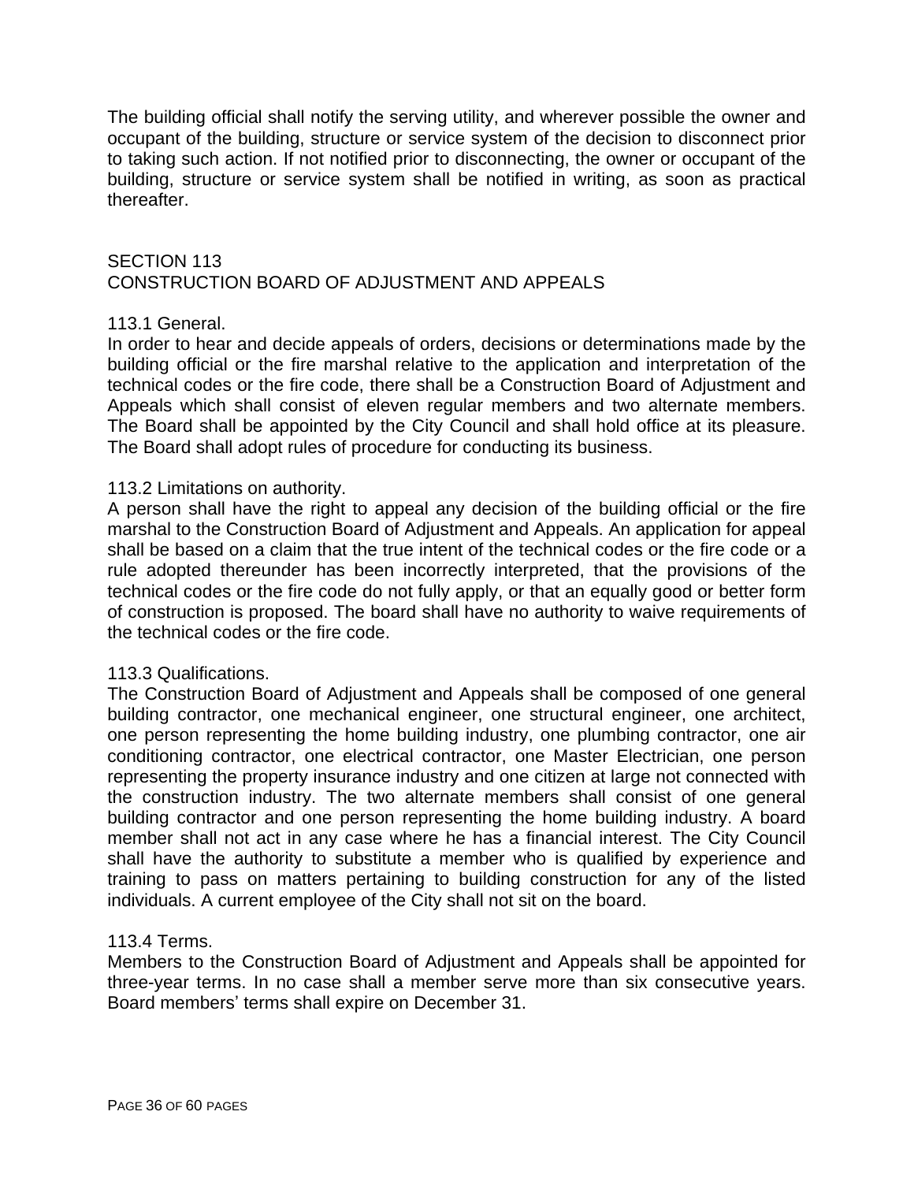The building official shall notify the serving utility, and wherever possible the owner and occupant of the building, structure or service system of the decision to disconnect prior to taking such action. If not notified prior to disconnecting, the owner or occupant of the building, structure or service system shall be notified in writing, as soon as practical thereafter.

## SECTION 113
## CONSTRUCTION BOARD OF ADJUSTMENT AND APPEALS

### 113.1 General.

In order to hear and decide appeals of orders, decisions or determinations made by the building official or the fire marshal relative to the application and interpretation of the technical codes or the fire code, there shall be a Construction Board of Adjustment and Appeals which shall consist of eleven regular members and two alternate members. The Board shall be appointed by the City Council and shall hold office at its pleasure. The Board shall adopt rules of procedure for conducting its business.

### 113.2 Limitations on authority.

A person shall have the right to appeal any decision of the building official or the fire marshal to the Construction Board of Adjustment and Appeals. An application for appeal shall be based on a claim that the true intent of the technical codes or the fire code or a rule adopted thereunder has been incorrectly interpreted, that the provisions of the technical codes or the fire code do not fully apply, or that an equally good or better form of construction is proposed. The board shall have no authority to waive requirements of the technical codes or the fire code.

### 113.3 Qualifications.

The Construction Board of Adjustment and Appeals shall be composed of one general building contractor, one mechanical engineer, one structural engineer, one architect, one person representing the home building industry, one plumbing contractor, one air conditioning contractor, one electrical contractor, one Master Electrician, one person representing the property insurance industry and one citizen at large not connected with the construction industry. The two alternate members shall consist of one general building contractor and one person representing the home building industry. A board member shall not act in any case where he has a financial interest. The City Council shall have the authority to substitute a member who is qualified by experience and training to pass on matters pertaining to building construction for any of the listed individuals. A current employee of the City shall not sit on the board.

### 113.4 Terms.

Members to the Construction Board of Adjustment and Appeals shall be appointed for three-year terms. In no case shall a member serve more than six consecutive years. Board members' terms shall expire on December 31.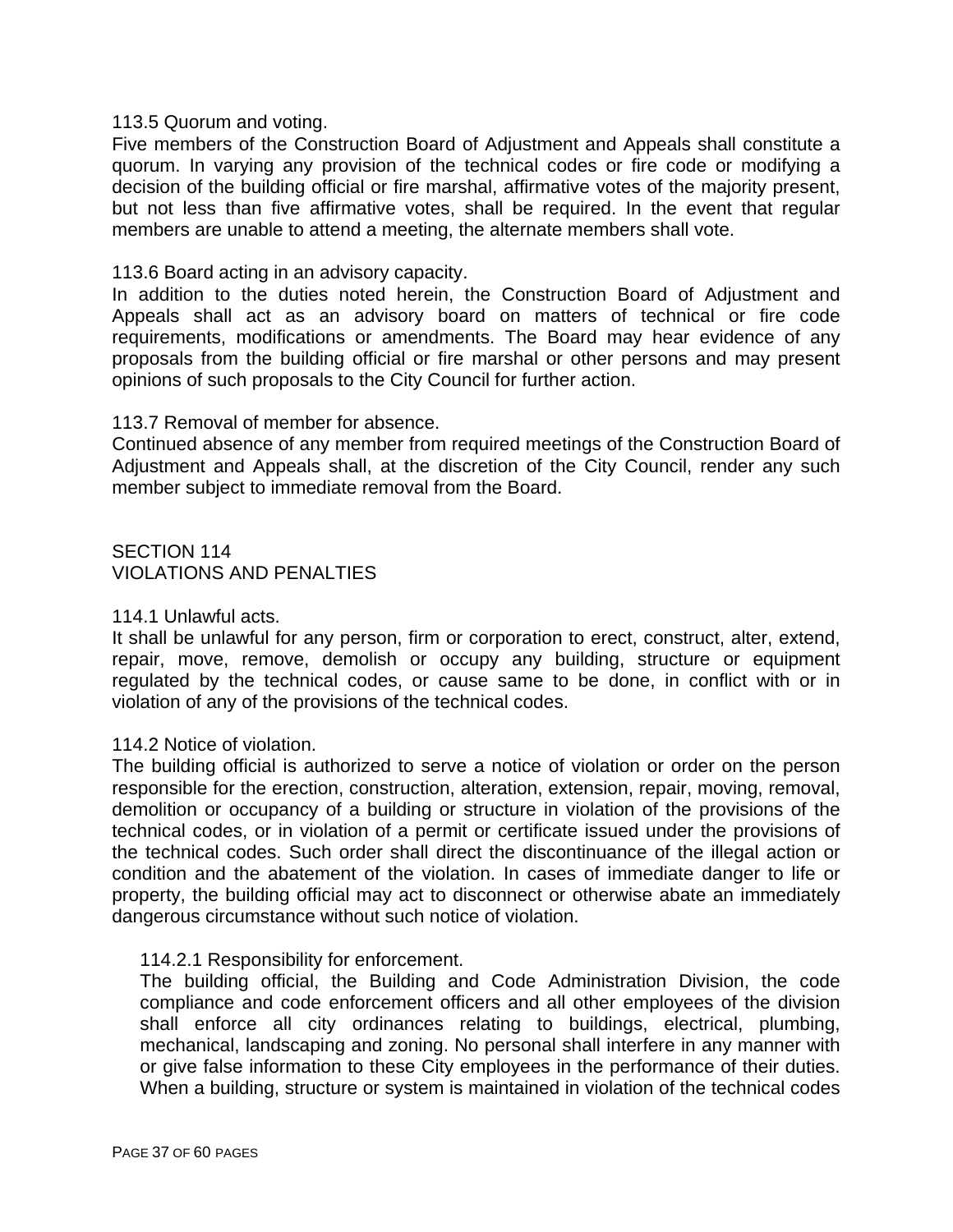113.5 Quorum and voting.

Five members of the Construction Board of Adjustment and Appeals shall constitute a quorum. In varying any provision of the technical codes or fire code or modifying a decision of the building official or fire marshal, affirmative votes of the majority present, but not less than five affirmative votes, shall be required. In the event that regular members are unable to attend a meeting, the alternate members shall vote.

113.6 Board acting in an advisory capacity.

In addition to the duties noted herein, the Construction Board of Adjustment and Appeals shall act as an advisory board on matters of technical or fire code requirements, modifications or amendments. The Board may hear evidence of any proposals from the building official or fire marshal or other persons and may present opinions of such proposals to the City Council for further action.

113.7 Removal of member for absence.

Continued absence of any member from required meetings of the Construction Board of Adjustment and Appeals shall, at the discretion of the City Council, render any such member subject to immediate removal from the Board.

## SECTION 114
## VIOLATIONS AND PENALTIES

114.1 Unlawful acts.

It shall be unlawful for any person, firm or corporation to erect, construct, alter, extend, repair, move, remove, demolish or occupy any building, structure or equipment regulated by the technical codes, or cause same to be done, in conflict with or in violation of any of the provisions of the technical codes.

114.2 Notice of violation.

The building official is authorized to serve a notice of violation or order on the person responsible for the erection, construction, alteration, extension, repair, moving, removal, demolition or occupancy of a building or structure in violation of the provisions of the technical codes, or in violation of a permit or certificate issued under the provisions of the technical codes. Such order shall direct the discontinuance of the illegal action or condition and the abatement of the violation. In cases of immediate danger to life or property, the building official may act to disconnect or otherwise abate an immediately dangerous circumstance without such notice of violation.

114.2.1 Responsibility for enforcement.

The building official, the Building and Code Administration Division, the code compliance and code enforcement officers and all other employees of the division shall enforce all city ordinances relating to buildings, electrical, plumbing, mechanical, landscaping and zoning. No personal shall interfere in any manner with or give false information to these City employees in the performance of their duties. When a building, structure or system is maintained in violation of the technical codes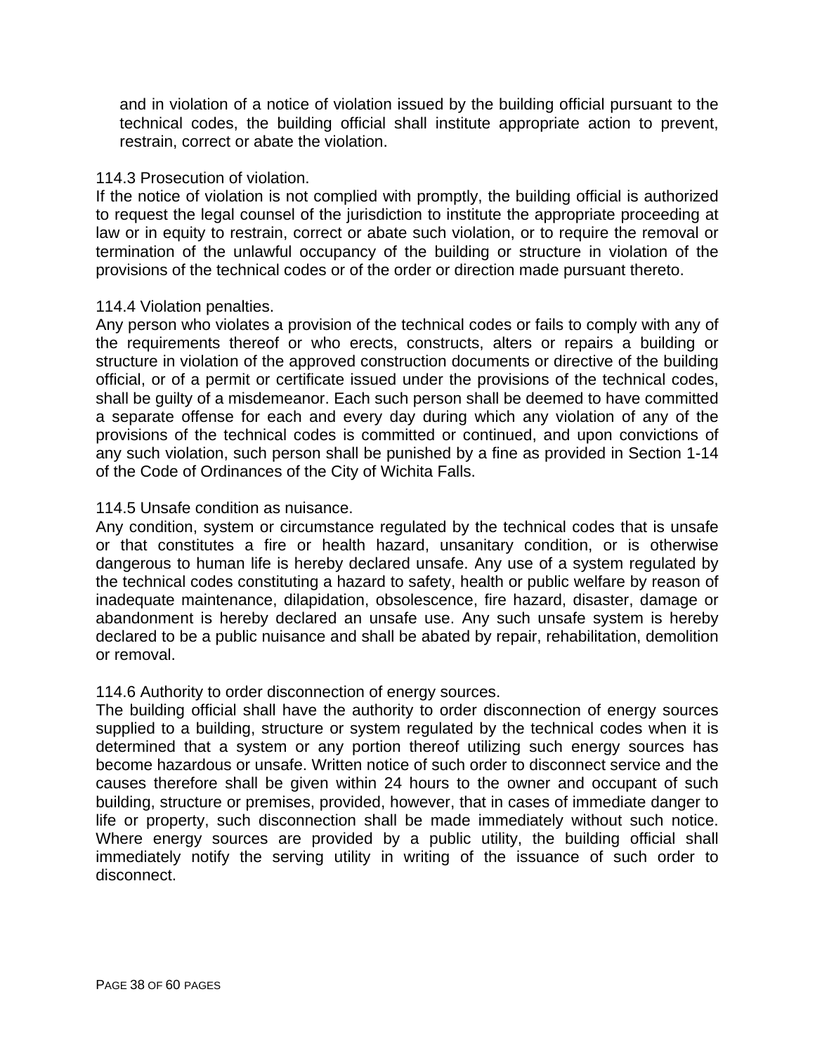and in violation of a notice of violation issued by the building official pursuant to the technical codes, the building official shall institute appropriate action to prevent, restrain, correct or abate the violation.

114.3 Prosecution of violation.

If the notice of violation is not complied with promptly, the building official is authorized to request the legal counsel of the jurisdiction to institute the appropriate proceeding at law or in equity to restrain, correct or abate such violation, or to require the removal or termination of the unlawful occupancy of the building or structure in violation of the provisions of the technical codes or of the order or direction made pursuant thereto.

114.4 Violation penalties.

Any person who violates a provision of the technical codes or fails to comply with any of the requirements thereof or who erects, constructs, alters or repairs a building or structure in violation of the approved construction documents or directive of the building official, or of a permit or certificate issued under the provisions of the technical codes, shall be guilty of a misdemeanor. Each such person shall be deemed to have committed a separate offense for each and every day during which any violation of any of the provisions of the technical codes is committed or continued, and upon convictions of any such violation, such person shall be punished by a fine as provided in Section 1-14 of the Code of Ordinances of the City of Wichita Falls.

114.5 Unsafe condition as nuisance.

Any condition, system or circumstance regulated by the technical codes that is unsafe or that constitutes a fire or health hazard, unsanitary condition, or is otherwise dangerous to human life is hereby declared unsafe. Any use of a system regulated by the technical codes constituting a hazard to safety, health or public welfare by reason of inadequate maintenance, dilapidation, obsolescence, fire hazard, disaster, damage or abandonment is hereby declared an unsafe use. Any such unsafe system is hereby declared to be a public nuisance and shall be abated by repair, rehabilitation, demolition or removal.

114.6 Authority to order disconnection of energy sources.

The building official shall have the authority to order disconnection of energy sources supplied to a building, structure or system regulated by the technical codes when it is determined that a system or any portion thereof utilizing such energy sources has become hazardous or unsafe. Written notice of such order to disconnect service and the causes therefore shall be given within 24 hours to the owner and occupant of such building, structure or premises, provided, however, that in cases of immediate danger to life or property, such disconnection shall be made immediately without such notice. Where energy sources are provided by a public utility, the building official shall immediately notify the serving utility in writing of the issuance of such order to disconnect.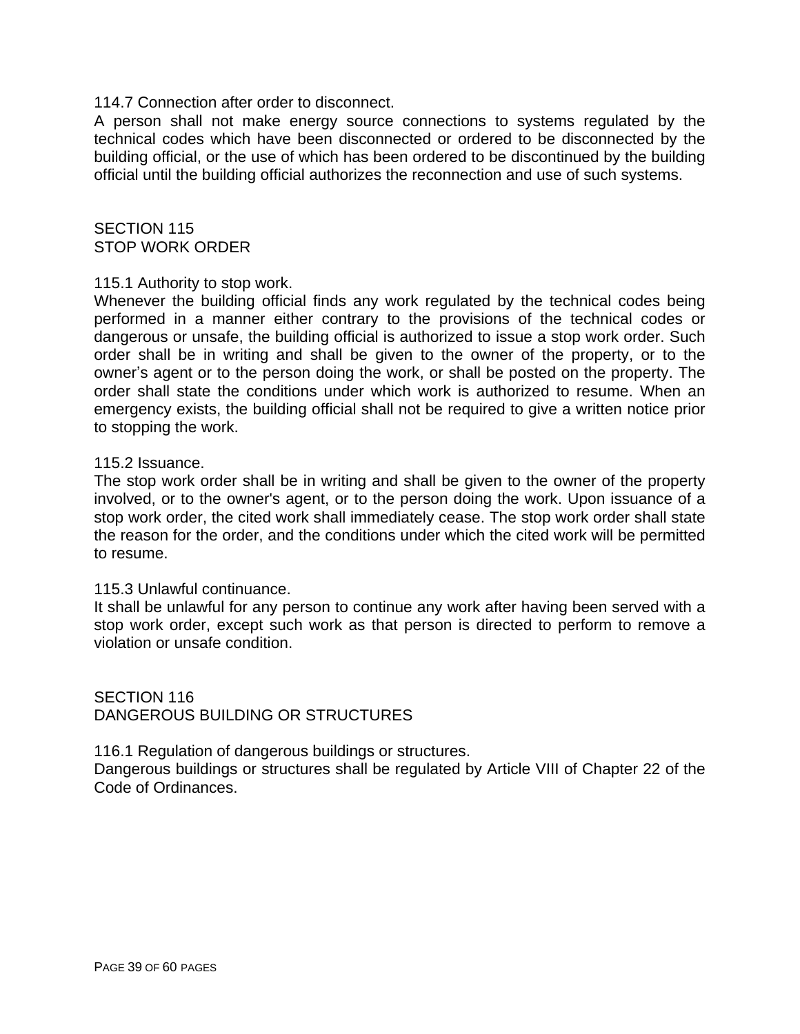114.7 Connection after order to disconnect.

A person shall not make energy source connections to systems regulated by the technical codes which have been disconnected or ordered to be disconnected by the building official, or the use of which has been ordered to be discontinued by the building official until the building official authorizes the reconnection and use of such systems.

## SECTION 115
## STOP WORK ORDER

115.1 Authority to stop work.

Whenever the building official finds any work regulated by the technical codes being performed in a manner either contrary to the provisions of the technical codes or dangerous or unsafe, the building official is authorized to issue a stop work order. Such order shall be in writing and shall be given to the owner of the property, or to the owner's agent or to the person doing the work, or shall be posted on the property. The order shall state the conditions under which work is authorized to resume. When an emergency exists, the building official shall not be required to give a written notice prior to stopping the work.

115.2 Issuance.

The stop work order shall be in writing and shall be given to the owner of the property involved, or to the owner's agent, or to the person doing the work. Upon issuance of a stop work order, the cited work shall immediately cease. The stop work order shall state the reason for the order, and the conditions under which the cited work will be permitted to resume.

115.3 Unlawful continuance.

It shall be unlawful for any person to continue any work after having been served with a stop work order, except such work as that person is directed to perform to remove a violation or unsafe condition.

## SECTION 116
## DANGEROUS BUILDING OR STRUCTURES

116.1 Regulation of dangerous buildings or structures.

Dangerous buildings or structures shall be regulated by Article VIII of Chapter 22 of the Code of Ordinances.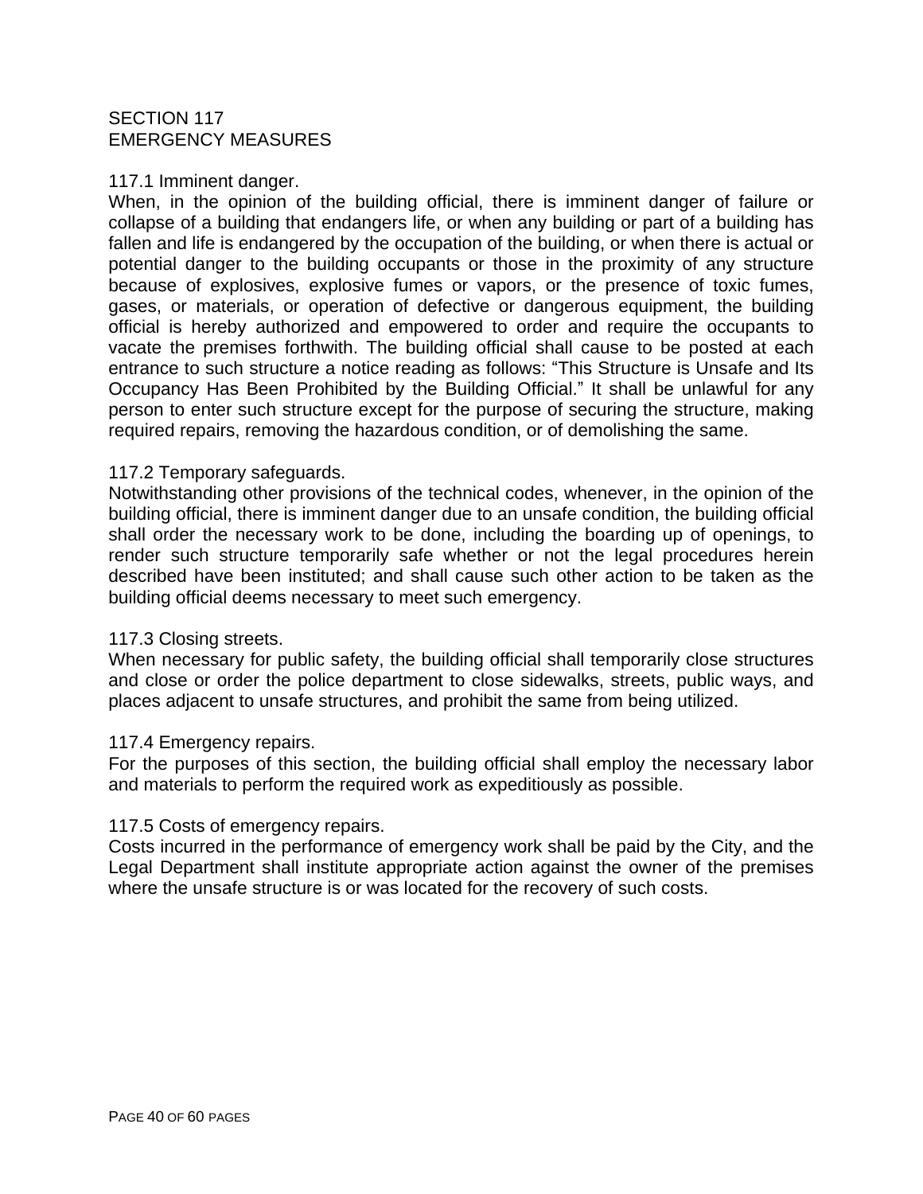## SECTION 117
## EMERGENCY MEASURES

### 117.1 Imminent danger.

When, in the opinion of the building official, there is imminent danger of failure or collapse of a building that endangers life, or when any building or part of a building has fallen and life is endangered by the occupation of the building, or when there is actual or potential danger to the building occupants or those in the proximity of any structure because of explosives, explosive fumes or vapors, or the presence of toxic fumes, gases, or materials, or operation of defective or dangerous equipment, the building official is hereby authorized and empowered to order and require the occupants to vacate the premises forthwith. The building official shall cause to be posted at each entrance to such structure a notice reading as follows: “This Structure is Unsafe and Its Occupancy Has Been Prohibited by the Building Official.” It shall be unlawful for any person to enter such structure except for the purpose of securing the structure, making required repairs, removing the hazardous condition, or of demolishing the same.

### 117.2 Temporary safeguards.

Notwithstanding other provisions of the technical codes, whenever, in the opinion of the building official, there is imminent danger due to an unsafe condition, the building official shall order the necessary work to be done, including the boarding up of openings, to render such structure temporarily safe whether or not the legal procedures herein described have been instituted; and shall cause such other action to be taken as the building official deems necessary to meet such emergency.

### 117.3 Closing streets.

When necessary for public safety, the building official shall temporarily close structures and close or order the police department to close sidewalks, streets, public ways, and places adjacent to unsafe structures, and prohibit the same from being utilized.

### 117.4 Emergency repairs.

For the purposes of this section, the building official shall employ the necessary labor and materials to perform the required work as expeditiously as possible.

### 117.5 Costs of emergency repairs.

Costs incurred in the performance of emergency work shall be paid by the City, and the Legal Department shall institute appropriate action against the owner of the premises where the unsafe structure is or was located for the recovery of such costs.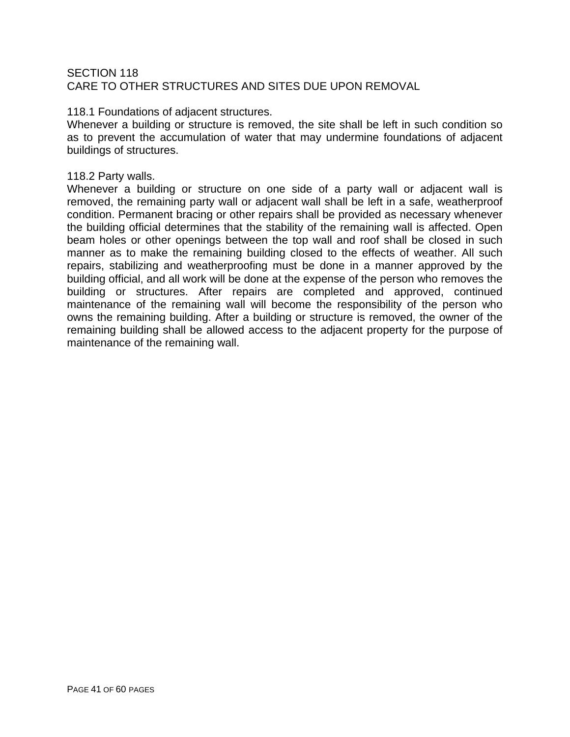## SECTION 118
## CARE TO OTHER STRUCTURES AND SITES DUE UPON REMOVAL

### 118.1 Foundations of adjacent structures.

Whenever a building or structure is removed, the site shall be left in such condition so as to prevent the accumulation of water that may undermine foundations of adjacent buildings of structures.

### 118.2 Party walls.

Whenever a building or structure on one side of a party wall or adjacent wall is removed, the remaining party wall or adjacent wall shall be left in a safe, weatherproof condition. Permanent bracing or other repairs shall be provided as necessary whenever the building official determines that the stability of the remaining wall is affected. Open beam holes or other openings between the top wall and roof shall be closed in such manner as to make the remaining building closed to the effects of weather. All such repairs, stabilizing and weatherproofing must be done in a manner approved by the building official, and all work will be done at the expense of the person who removes the building or structures. After repairs are completed and approved, continued maintenance of the remaining wall will become the responsibility of the person who owns the remaining building. After a building or structure is removed, the owner of the remaining building shall be allowed access to the adjacent property for the purpose of maintenance of the remaining wall.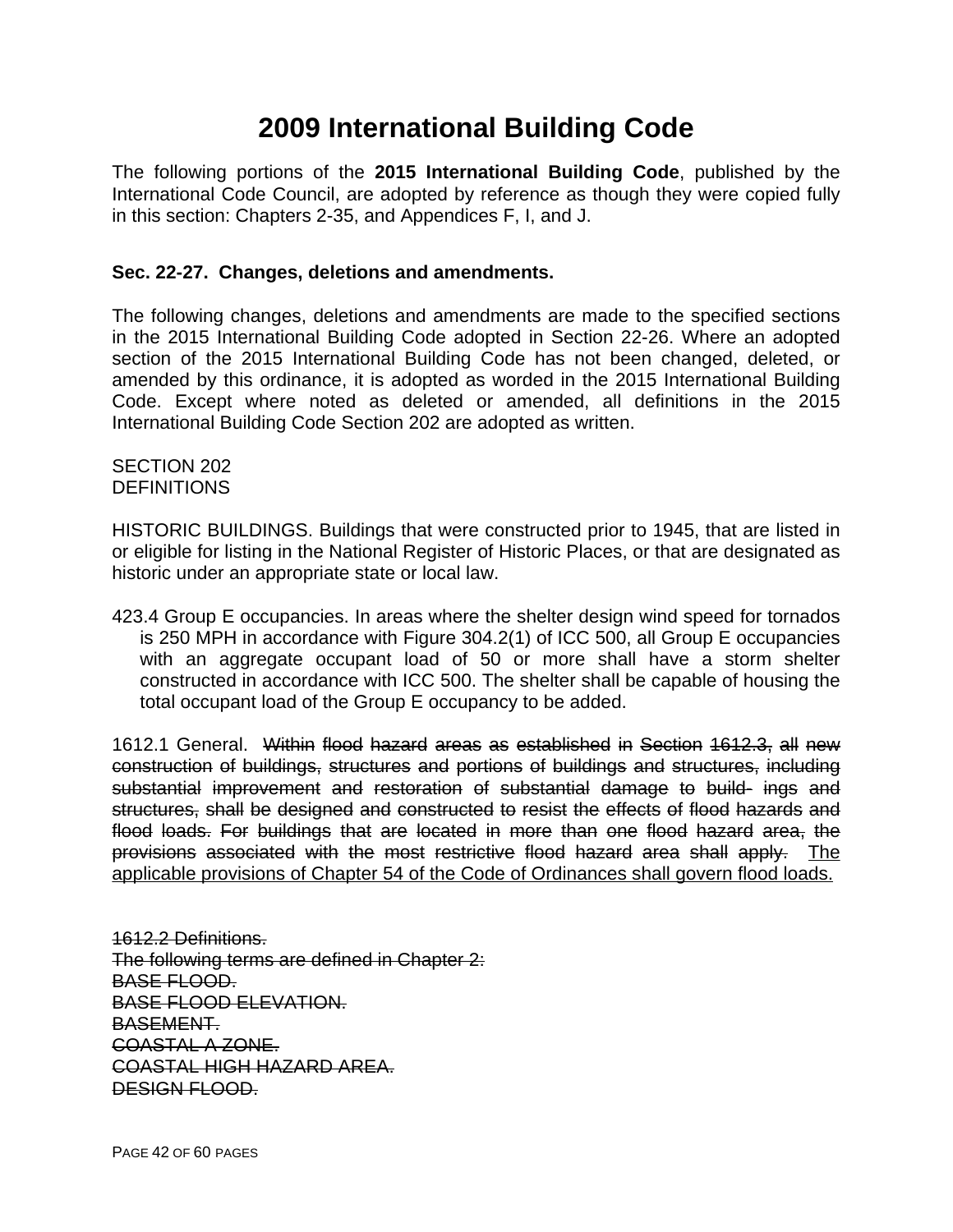# 2009 International Building Code

The following portions of the **2015 International Building Code**, published by the International Code Council, are adopted by reference as though they were copied fully in this section: Chapters 2-35, and Appendices F, I, and J.

**Sec. 22-27. Changes, deletions and amendments.**

The following changes, deletions and amendments are made to the specified sections in the 2015 International Building Code adopted in Section 22-26. Where an adopted section of the 2015 International Building Code has not been changed, deleted, or amended by this ordinance, it is adopted as worded in the 2015 International Building Code. Except where noted as deleted or amended, all definitions in the 2015 International Building Code Section 202 are adopted as written.

SECTION 202
DEFINITIONS

HISTORIC BUILDINGS. Buildings that were constructed prior to 1945, that are listed in or eligible for listing in the National Register of Historic Places, or that are designated as historic under an appropriate state or local law.

423.4 Group E occupancies. In areas where the shelter design wind speed for tornados is 250 MPH in accordance with Figure 304.2(1) of ICC 500, all Group E occupancies with an aggregate occupant load of 50 or more shall have a storm shelter constructed in accordance with ICC 500. The shelter shall be capable of housing the total occupant load of the Group E occupancy to be added.

1612.1 General. ~~Within flood hazard areas as established in Section 1612.3, all new construction of buildings, structures and portions of buildings and structures, including substantial improvement and restoration of substantial damage to build- ings and structures, shall be designed and constructed to resist the effects of flood hazards and flood loads. For buildings that are located in more than one flood hazard area, the provisions associated with the most restrictive flood hazard area shall apply.~~ <u>The applicable provisions of Chapter 54 of the Code of Ordinances shall govern flood loads.</u>

~~1612.2 Definitions.~~
~~The following terms are defined in Chapter 2:~~
~~BASE FLOOD.~~
~~BASE FLOOD ELEVATION.~~
~~BASEMENT.~~
~~COASTAL A ZONE.~~
~~COASTAL HIGH HAZARD AREA.~~
~~DESIGN FLOOD.~~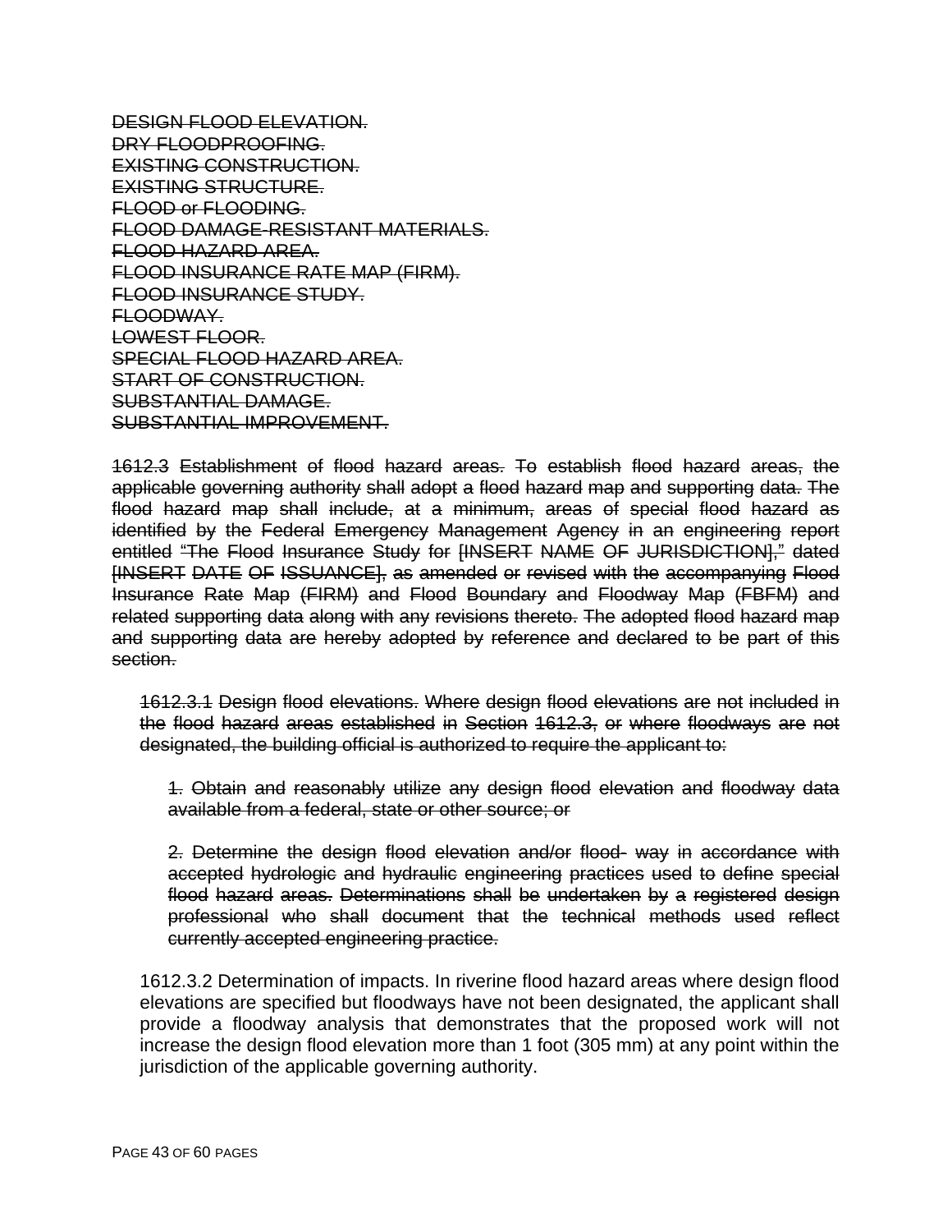~~DESIGN FLOOD ELEVATION.~~
~~DRY FLOODPROOFING.~~
~~EXISTING CONSTRUCTION.~~
~~EXISTING STRUCTURE.~~
~~FLOOD or FLOODING.~~
~~FLOOD DAMAGE-RESISTANT MATERIALS.~~
~~FLOOD HAZARD AREA.~~
~~FLOOD INSURANCE RATE MAP (FIRM).~~
~~FLOOD INSURANCE STUDY.~~
~~FLOODWAY.~~
~~LOWEST FLOOR.~~
~~SPECIAL FLOOD HAZARD AREA.~~
~~START OF CONSTRUCTION.~~
~~SUBSTANTIAL DAMAGE.~~
~~SUBSTANTIAL IMPROVEMENT.~~

~~1612.3 Establishment of flood hazard areas. To establish flood hazard areas, the applicable governing authority shall adopt a flood hazard map and supporting data. The flood hazard map shall include, at a minimum, areas of special flood hazard as identified by the Federal Emergency Management Agency in an engineering report entitled "The Flood Insurance Study for [INSERT NAME OF JURISDICTION]," dated [INSERT DATE OF ISSUANCE], as amended or revised with the accompanying Flood Insurance Rate Map (FIRM) and Flood Boundary and Floodway Map (FBFM) and related supporting data along with any revisions thereto. The adopted flood hazard map and supporting data are hereby adopted by reference and declared to be part of this section.~~

> ~~1612.3.1 Design flood elevations. Where design flood elevations are not included in the flood hazard areas established in Section 1612.3, or where floodways are not designated, the building official is authorized to require the applicant to:~~
>
> > ~~1. Obtain and reasonably utilize any design flood elevation and floodway data available from a federal, state or other source; or~~
> >
> > ~~2. Determine the design flood elevation and/or flood- way in accordance with accepted hydrologic and hydraulic engineering practices used to define special flood hazard areas. Determinations shall be undertaken by a registered design professional who shall document that the technical methods used reflect currently accepted engineering practice.~~
>
> 1612.3.2 Determination of impacts. In riverine flood hazard areas where design flood elevations are specified but floodways have not been designated, the applicant shall provide a floodway analysis that demonstrates that the proposed work will not increase the design flood elevation more than 1 foot (305 mm) at any point within the jurisdiction of the applicable governing authority.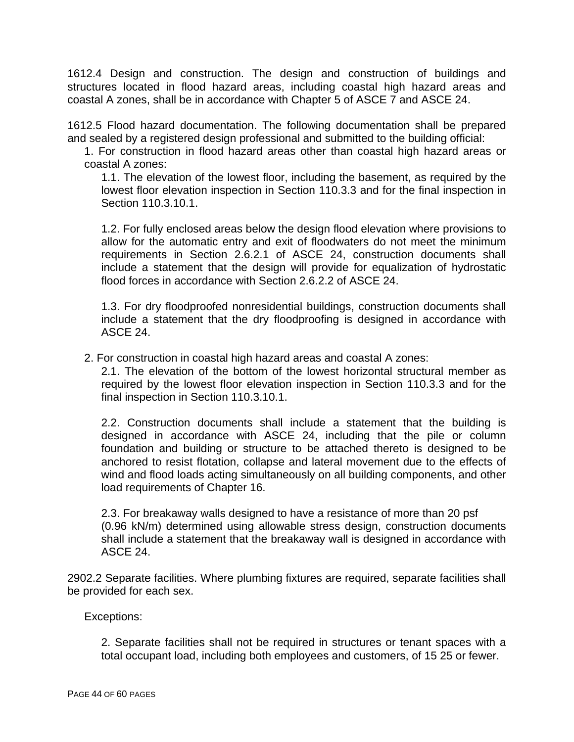1612.4 Design and construction. The design and construction of buildings and structures located in flood hazard areas, including coastal high hazard areas and coastal A zones, shall be in accordance with Chapter 5 of ASCE 7 and ASCE 24.

1612.5 Flood hazard documentation. The following documentation shall be prepared and sealed by a registered design professional and submitted to the building official:

1. For construction in flood hazard areas other than coastal high hazard areas or coastal A zones:

    1.1. The elevation of the lowest floor, including the basement, as required by the lowest floor elevation inspection in Section 110.3.3 and for the final inspection in Section 110.3.10.1.

    1.2. For fully enclosed areas below the design flood elevation where provisions to allow for the automatic entry and exit of floodwaters do not meet the minimum requirements in Section 2.6.2.1 of ASCE 24, construction documents shall include a statement that the design will provide for equalization of hydrostatic flood forces in accordance with Section 2.6.2.2 of ASCE 24.

    1.3. For dry floodproofed nonresidential buildings, construction documents shall include a statement that the dry floodproofing is designed in accordance with ASCE 24.

2. For construction in coastal high hazard areas and coastal A zones:

    2.1. The elevation of the bottom of the lowest horizontal structural member as required by the lowest floor elevation inspection in Section 110.3.3 and for the final inspection in Section 110.3.10.1.

    2.2. Construction documents shall include a statement that the building is designed in accordance with ASCE 24, including that the pile or column foundation and building or structure to be attached thereto is designed to be anchored to resist flotation, collapse and lateral movement due to the effects of wind and flood loads acting simultaneously on all building components, and other load requirements of Chapter 16.

    2.3. For breakaway walls designed to have a resistance of more than 20 psf (0.96 kN/m) determined using allowable stress design, construction documents shall include a statement that the breakaway wall is designed in accordance with ASCE 24.

2902.2 Separate facilities. Where plumbing fixtures are required, separate facilities shall be provided for each sex.

Exceptions:

2. Separate facilities shall not be required in structures or tenant spaces with a total occupant load, including both employees and customers, of 15 25 or fewer.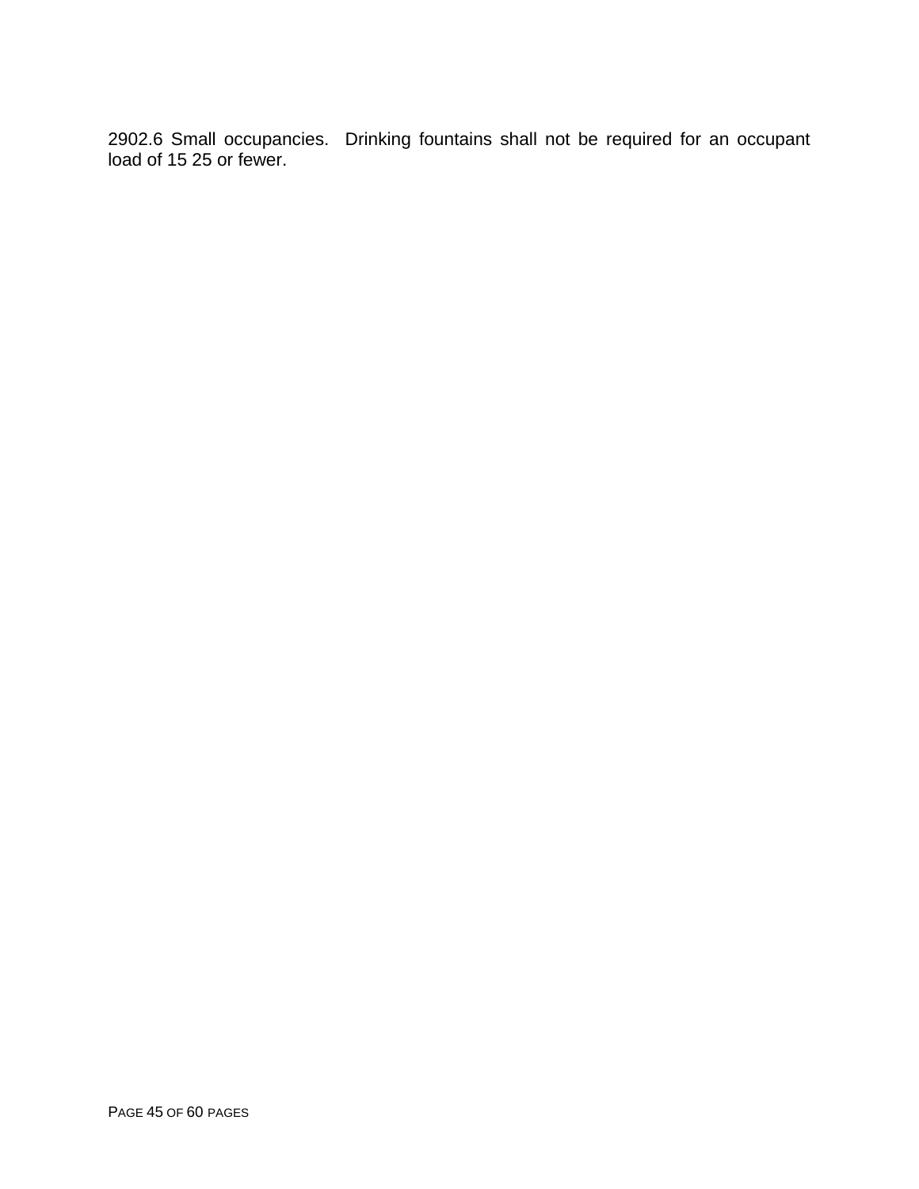2902.6 Small occupancies. Drinking fountains shall not be required for an occupant load of 15 25 or fewer.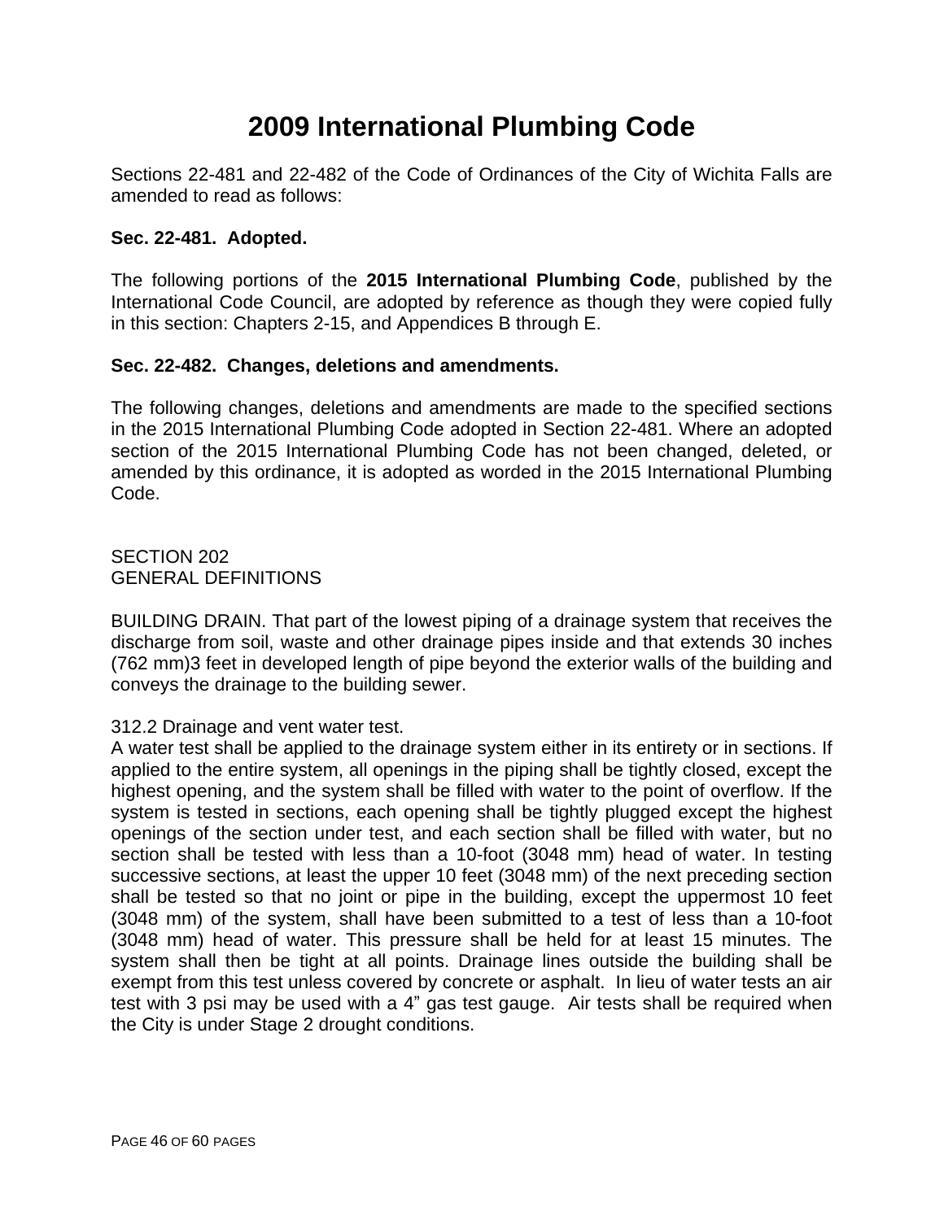# 2009 International Plumbing Code

Sections 22-481 and 22-482 of the Code of Ordinances of the City of Wichita Falls are amended to read as follows:

**Sec. 22-481. Adopted.**

The following portions of the **2015 International Plumbing Code**, published by the International Code Council, are adopted by reference as though they were copied fully in this section: Chapters 2-15, and Appendices B through E.

**Sec. 22-482. Changes, deletions and amendments.**

The following changes, deletions and amendments are made to the specified sections in the 2015 International Plumbing Code adopted in Section 22-481. Where an adopted section of the 2015 International Plumbing Code has not been changed, deleted, or amended by this ordinance, it is adopted as worded in the 2015 International Plumbing Code.

SECTION 202
GENERAL DEFINITIONS

BUILDING DRAIN. That part of the lowest piping of a drainage system that receives the discharge from soil, waste and other drainage pipes inside and that extends 30 inches (762 mm)3 feet in developed length of pipe beyond the exterior walls of the building and conveys the drainage to the building sewer.

312.2 Drainage and vent water test.
A water test shall be applied to the drainage system either in its entirety or in sections. If applied to the entire system, all openings in the piping shall be tightly closed, except the highest opening, and the system shall be filled with water to the point of overflow. If the system is tested in sections, each opening shall be tightly plugged except the highest openings of the section under test, and each section shall be filled with water, but no section shall be tested with less than a 10-foot (3048 mm) head of water. In testing successive sections, at least the upper 10 feet (3048 mm) of the next preceding section shall be tested so that no joint or pipe in the building, except the uppermost 10 feet (3048 mm) of the system, shall have been submitted to a test of less than a 10-foot (3048 mm) head of water. This pressure shall be held for at least 15 minutes. The system shall then be tight at all points. Drainage lines outside the building shall be exempt from this test unless covered by concrete or asphalt. In lieu of water tests an air test with 3 psi may be used with a 4" gas test gauge. Air tests shall be required when the City is under Stage 2 drought conditions.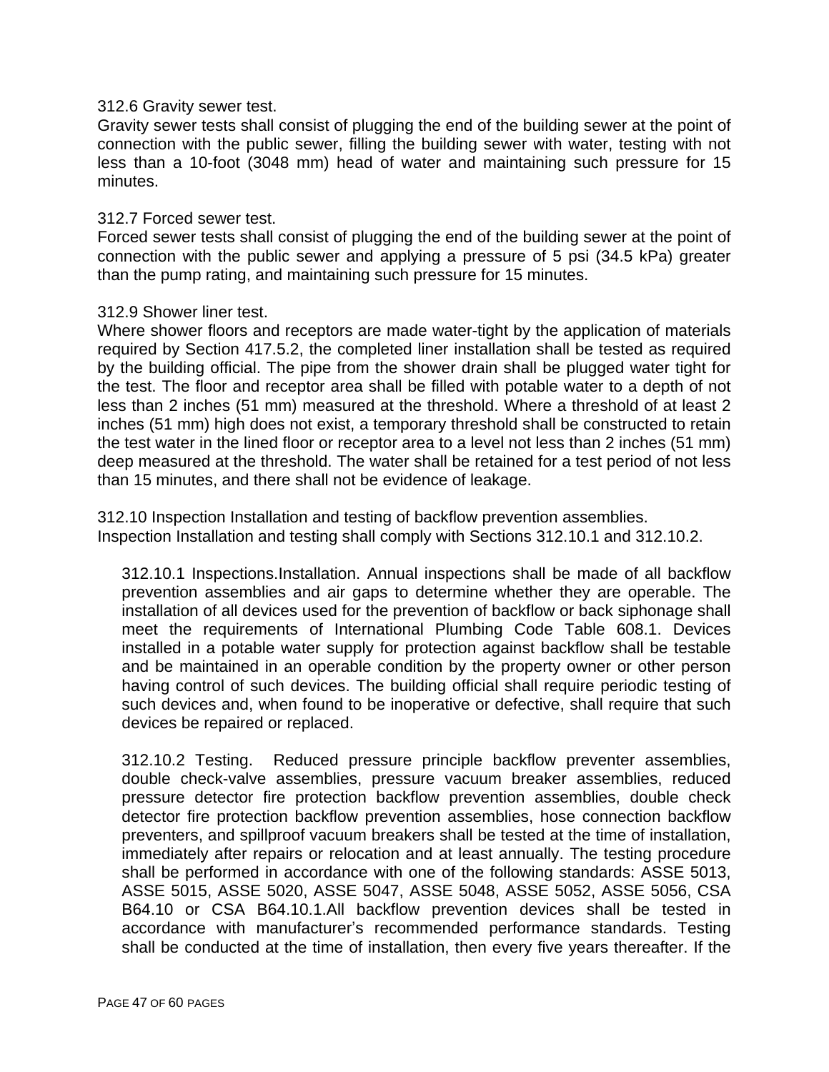312.6 Gravity sewer test.

Gravity sewer tests shall consist of plugging the end of the building sewer at the point of connection with the public sewer, filling the building sewer with water, testing with not less than a 10-foot (3048 mm) head of water and maintaining such pressure for 15 minutes.

312.7 Forced sewer test.

Forced sewer tests shall consist of plugging the end of the building sewer at the point of connection with the public sewer and applying a pressure of 5 psi (34.5 kPa) greater than the pump rating, and maintaining such pressure for 15 minutes.

312.9 Shower liner test.

Where shower floors and receptors are made water-tight by the application of materials required by Section 417.5.2, the completed liner installation shall be tested as required by the building official. The pipe from the shower drain shall be plugged water tight for the test. The floor and receptor area shall be filled with potable water to a depth of not less than 2 inches (51 mm) measured at the threshold. Where a threshold of at least 2 inches (51 mm) high does not exist, a temporary threshold shall be constructed to retain the test water in the lined floor or receptor area to a level not less than 2 inches (51 mm) deep measured at the threshold. The water shall be retained for a test period of not less than 15 minutes, and there shall not be evidence of leakage.

312.10 Inspection Installation and testing of backflow prevention assemblies.
Inspection Installation and testing shall comply with Sections 312.10.1 and 312.10.2.

312.10.1 Inspections.Installation. Annual inspections shall be made of all backflow prevention assemblies and air gaps to determine whether they are operable. The installation of all devices used for the prevention of backflow or back siphonage shall meet the requirements of International Plumbing Code Table 608.1. Devices installed in a potable water supply for protection against backflow shall be testable and be maintained in an operable condition by the property owner or other person having control of such devices. The building official shall require periodic testing of such devices and, when found to be inoperative or defective, shall require that such devices be repaired or replaced.

312.10.2 Testing. Reduced pressure principle backflow preventer assemblies, double check-valve assemblies, pressure vacuum breaker assemblies, reduced pressure detector fire protection backflow prevention assemblies, double check detector fire protection backflow prevention assemblies, hose connection backflow preventers, and spillproof vacuum breakers shall be tested at the time of installation, immediately after repairs or relocation and at least annually. The testing procedure shall be performed in accordance with one of the following standards: ASSE 5013, ASSE 5015, ASSE 5020, ASSE 5047, ASSE 5048, ASSE 5052, ASSE 5056, CSA B64.10 or CSA B64.10.1.All backflow prevention devices shall be tested in accordance with manufacturer's recommended performance standards. Testing shall be conducted at the time of installation, then every five years thereafter. If the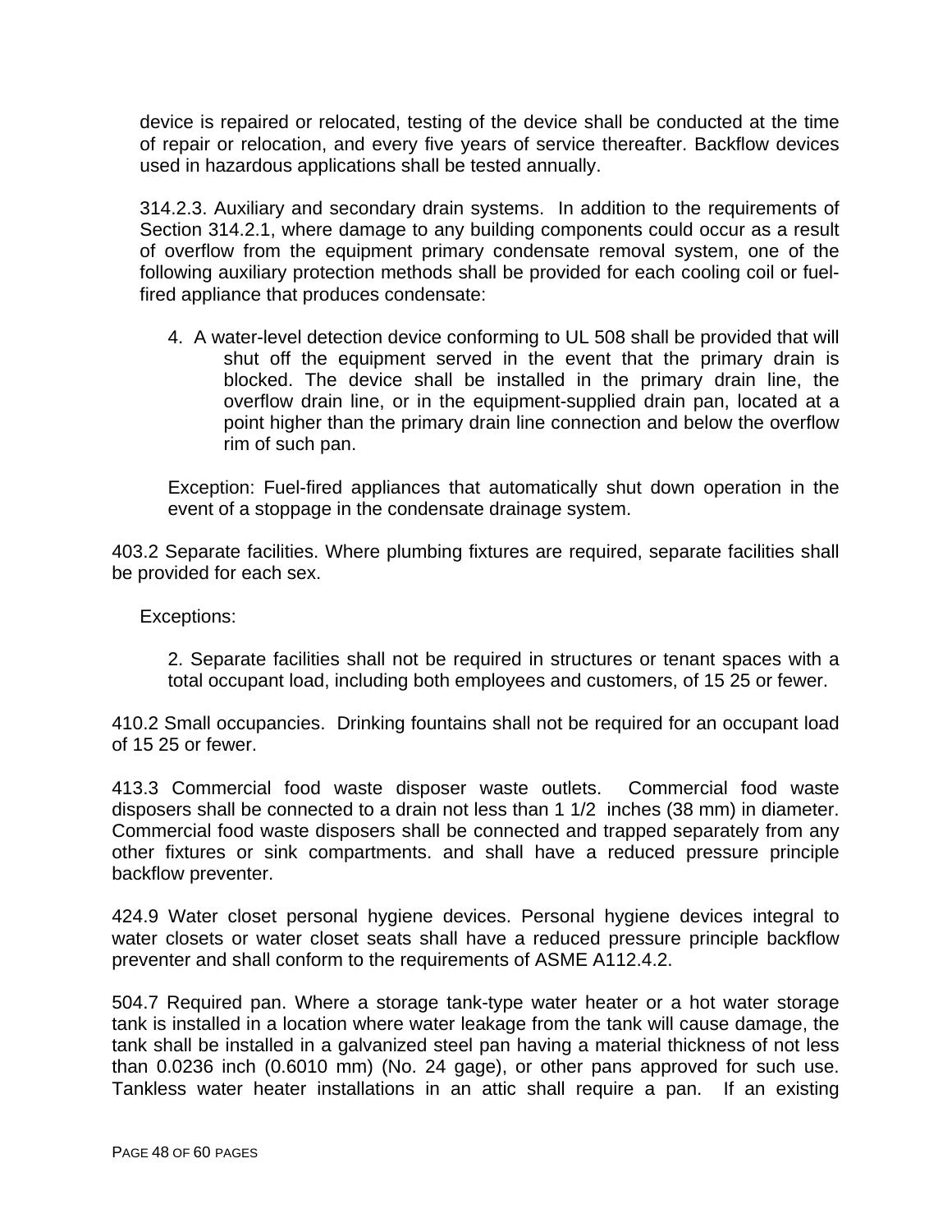device is repaired or relocated, testing of the device shall be conducted at the time of repair or relocation, and every five years of service thereafter. Backflow devices used in hazardous applications shall be tested annually.

314.2.3. Auxiliary and secondary drain systems. In addition to the requirements of Section 314.2.1, where damage to any building components could occur as a result of overflow from the equipment primary condensate removal system, one of the following auxiliary protection methods shall be provided for each cooling coil or fuel-fired appliance that produces condensate:

4. A water-level detection device conforming to UL 508 shall be provided that will shut off the equipment served in the event that the primary drain is blocked. The device shall be installed in the primary drain line, the overflow drain line, or in the equipment-supplied drain pan, located at a point higher than the primary drain line connection and below the overflow rim of such pan.

Exception: Fuel-fired appliances that automatically shut down operation in the event of a stoppage in the condensate drainage system.

403.2 Separate facilities. Where plumbing fixtures are required, separate facilities shall be provided for each sex.

Exceptions:

2. Separate facilities shall not be required in structures or tenant spaces with a total occupant load, including both employees and customers, of 15 25 or fewer.

410.2 Small occupancies. Drinking fountains shall not be required for an occupant load of 15 25 or fewer.

413.3 Commercial food waste disposer waste outlets. Commercial food waste disposers shall be connected to a drain not less than 1 1/2 inches (38 mm) in diameter. Commercial food waste disposers shall be connected and trapped separately from any other fixtures or sink compartments. and shall have a reduced pressure principle backflow preventer.

424.9 Water closet personal hygiene devices. Personal hygiene devices integral to water closets or water closet seats shall have a reduced pressure principle backflow preventer and shall conform to the requirements of ASME A112.4.2.

504.7 Required pan. Where a storage tank-type water heater or a hot water storage tank is installed in a location where water leakage from the tank will cause damage, the tank shall be installed in a galvanized steel pan having a material thickness of not less than 0.0236 inch (0.6010 mm) (No. 24 gage), or other pans approved for such use. Tankless water heater installations in an attic shall require a pan. If an existing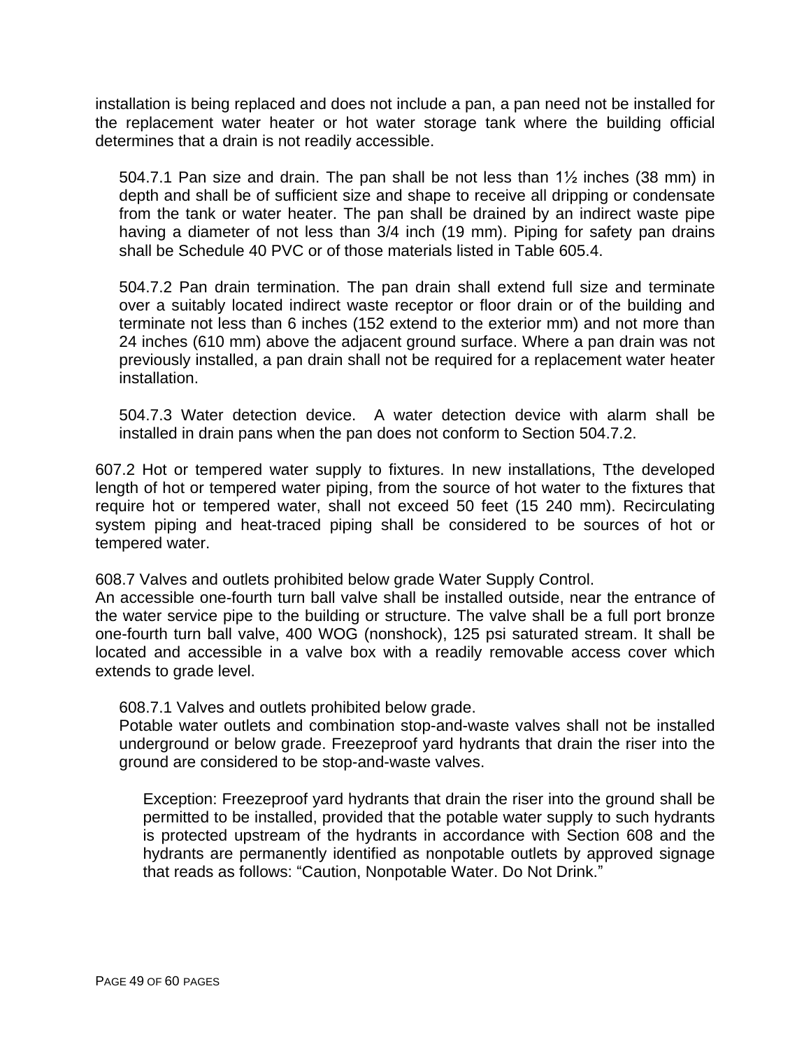installation is being replaced and does not include a pan, a pan need not be installed for the replacement water heater or hot water storage tank where the building official determines that a drain is not readily accessible.

504.7.1 Pan size and drain. The pan shall be not less than 1½ inches (38 mm) in depth and shall be of sufficient size and shape to receive all dripping or condensate from the tank or water heater. The pan shall be drained by an indirect waste pipe having a diameter of not less than 3/4 inch (19 mm). Piping for safety pan drains shall be Schedule 40 PVC or of those materials listed in Table 605.4.

504.7.2 Pan drain termination. The pan drain shall extend full size and terminate over a suitably located indirect waste receptor or floor drain or of the building and terminate not less than 6 inches (152 extend to the exterior mm) and not more than 24 inches (610 mm) above the adjacent ground surface. Where a pan drain was not previously installed, a pan drain shall not be required for a replacement water heater installation.

504.7.3 Water detection device. A water detection device with alarm shall be installed in drain pans when the pan does not conform to Section 504.7.2.

607.2 Hot or tempered water supply to fixtures. In new installations, Tthe developed length of hot or tempered water piping, from the source of hot water to the fixtures that require hot or tempered water, shall not exceed 50 feet (15 240 mm). Recirculating system piping and heat-traced piping shall be considered to be sources of hot or tempered water.

608.7 Valves and outlets prohibited below grade Water Supply Control.
An accessible one-fourth turn ball valve shall be installed outside, near the entrance of the water service pipe to the building or structure. The valve shall be a full port bronze one-fourth turn ball valve, 400 WOG (nonshock), 125 psi saturated stream. It shall be located and accessible in a valve box with a readily removable access cover which extends to grade level.

608.7.1 Valves and outlets prohibited below grade.
Potable water outlets and combination stop-and-waste valves shall not be installed underground or below grade. Freezeproof yard hydrants that drain the riser into the ground are considered to be stop-and-waste valves.

Exception: Freezeproof yard hydrants that drain the riser into the ground shall be permitted to be installed, provided that the potable water supply to such hydrants is protected upstream of the hydrants in accordance with Section 608 and the hydrants are permanently identified as nonpotable outlets by approved signage that reads as follows: "Caution, Nonpotable Water. Do Not Drink."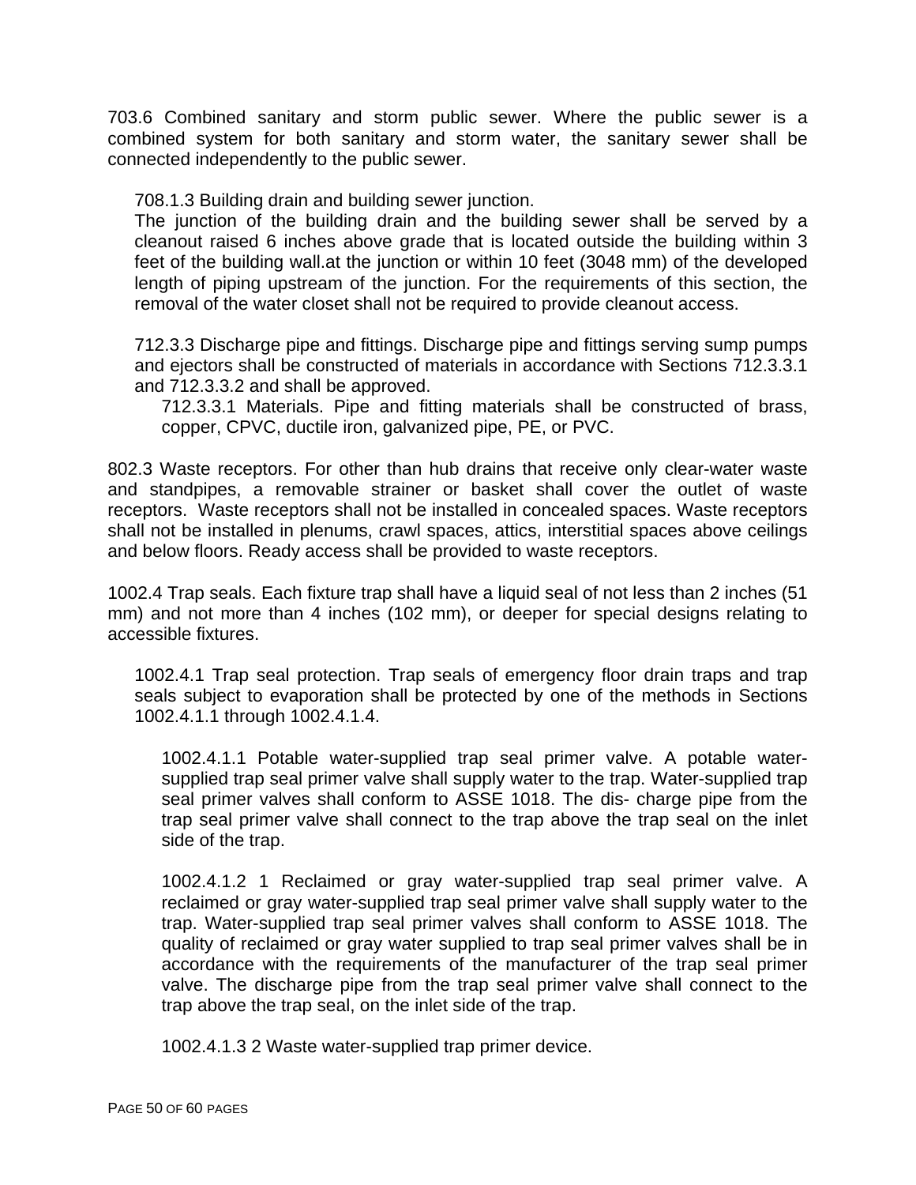703.6 Combined sanitary and storm public sewer. Where the public sewer is a combined system for both sanitary and storm water, the sanitary sewer shall be connected independently to the public sewer.

708.1.3 Building drain and building sewer junction.
The junction of the building drain and the building sewer shall be served by a cleanout raised 6 inches above grade that is located outside the building within 3 feet of the building wall.at the junction or within 10 feet (3048 mm) of the developed length of piping upstream of the junction. For the requirements of this section, the removal of the water closet shall not be required to provide cleanout access.

712.3.3 Discharge pipe and fittings. Discharge pipe and fittings serving sump pumps and ejectors shall be constructed of materials in accordance with Sections 712.3.3.1 and 712.3.3.2 and shall be approved.

712.3.3.1 Materials. Pipe and fitting materials shall be constructed of brass, copper, CPVC, ductile iron, galvanized pipe, PE, or PVC.

802.3 Waste receptors. For other than hub drains that receive only clear-water waste and standpipes, a removable strainer or basket shall cover the outlet of waste receptors. Waste receptors shall not be installed in concealed spaces. Waste receptors shall not be installed in plenums, crawl spaces, attics, interstitial spaces above ceilings and below floors. Ready access shall be provided to waste receptors.

1002.4 Trap seals. Each fixture trap shall have a liquid seal of not less than 2 inches (51 mm) and not more than 4 inches (102 mm), or deeper for special designs relating to accessible fixtures.

1002.4.1 Trap seal protection. Trap seals of emergency floor drain traps and trap seals subject to evaporation shall be protected by one of the methods in Sections 1002.4.1.1 through 1002.4.1.4.

1002.4.1.1 Potable water-supplied trap seal primer valve. A potable water-supplied trap seal primer valve shall supply water to the trap. Water-supplied trap seal primer valves shall conform to ASSE 1018. The dis- charge pipe from the trap seal primer valve shall connect to the trap above the trap seal on the inlet side of the trap.

1002.4.1.2 1 Reclaimed or gray water-supplied trap seal primer valve. A reclaimed or gray water-supplied trap seal primer valve shall supply water to the trap. Water-supplied trap seal primer valves shall conform to ASSE 1018. The quality of reclaimed or gray water supplied to trap seal primer valves shall be in accordance with the requirements of the manufacturer of the trap seal primer valve. The discharge pipe from the trap seal primer valve shall connect to the trap above the trap seal, on the inlet side of the trap.

1002.4.1.3 2 Waste water-supplied trap primer device.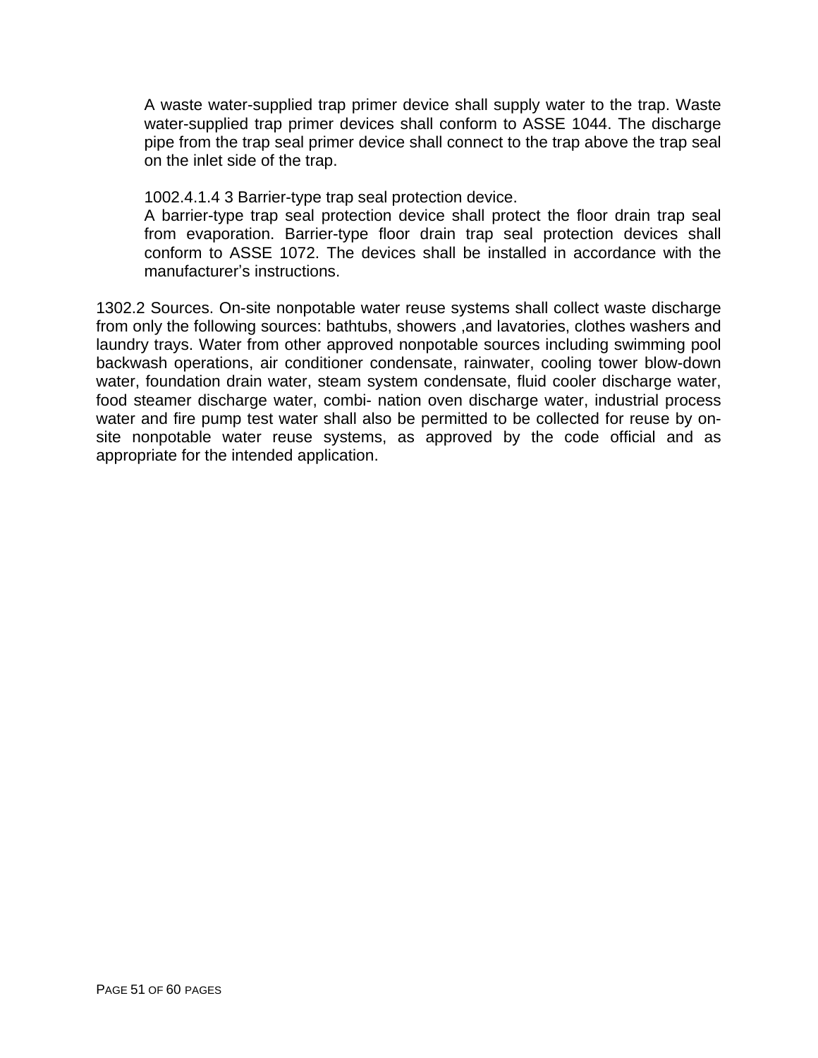A waste water-supplied trap primer device shall supply water to the trap. Waste water-supplied trap primer devices shall conform to ASSE 1044. The discharge pipe from the trap seal primer device shall connect to the trap above the trap seal on the inlet side of the trap.

1002.4.1.4 3 Barrier-type trap seal protection device.
A barrier-type trap seal protection device shall protect the floor drain trap seal from evaporation. Barrier-type floor drain trap seal protection devices shall conform to ASSE 1072. The devices shall be installed in accordance with the manufacturer's instructions.

1302.2 Sources. On-site nonpotable water reuse systems shall collect waste discharge from only the following sources: bathtubs, showers ,and lavatories, clothes washers and laundry trays. Water from other approved nonpotable sources including swimming pool backwash operations, air conditioner condensate, rainwater, cooling tower blow-down water, foundation drain water, steam system condensate, fluid cooler discharge water, food steamer discharge water, combi- nation oven discharge water, industrial process water and fire pump test water shall also be permitted to be collected for reuse by on-site nonpotable water reuse systems, as approved by the code official and as appropriate for the intended application.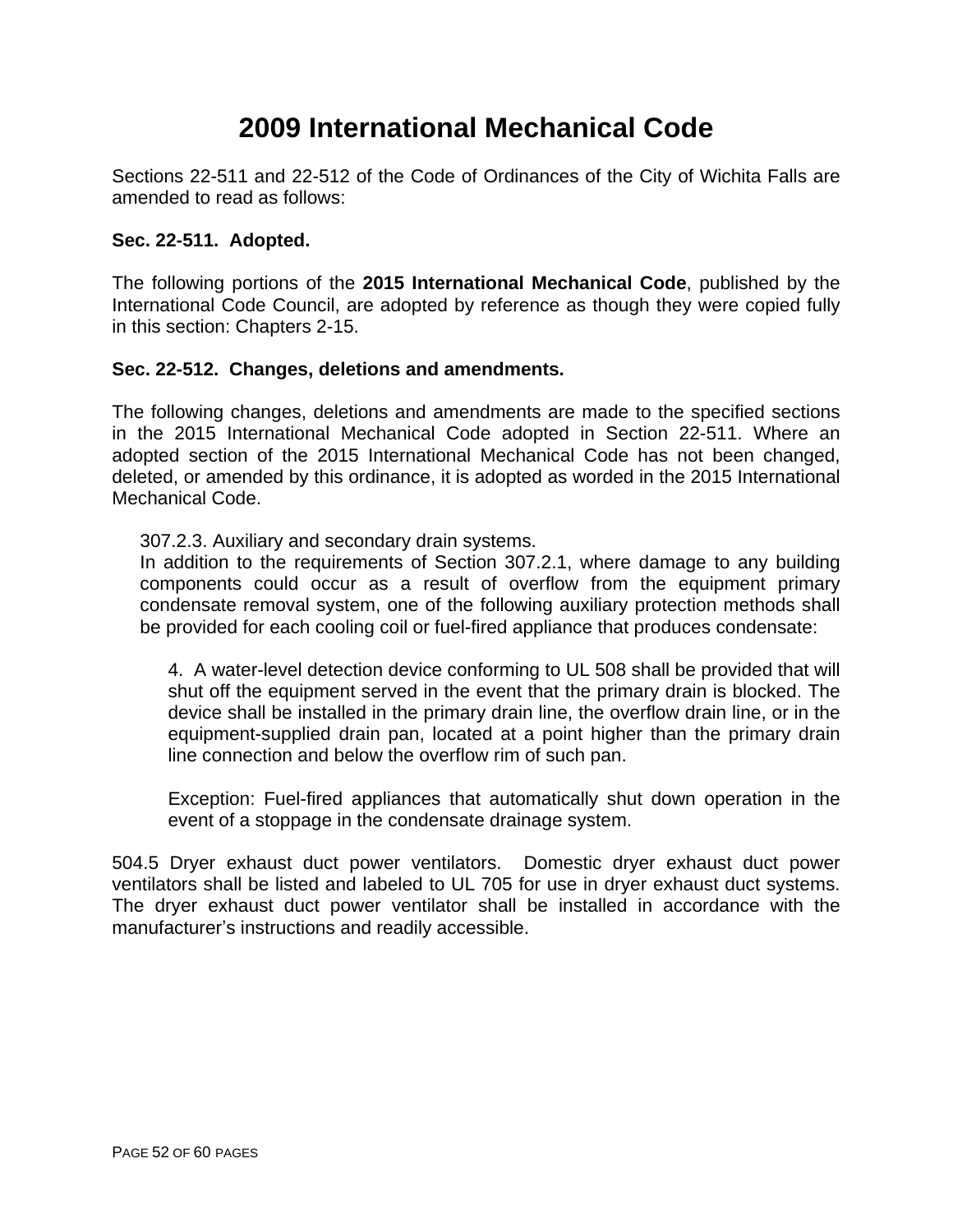# 2009 International Mechanical Code

Sections 22-511 and 22-512 of the Code of Ordinances of the City of Wichita Falls are amended to read as follows:

**Sec. 22-511. Adopted.**

The following portions of the **2015 International Mechanical Code**, published by the International Code Council, are adopted by reference as though they were copied fully in this section: Chapters 2-15.

**Sec. 22-512. Changes, deletions and amendments.**

The following changes, deletions and amendments are made to the specified sections in the 2015 International Mechanical Code adopted in Section 22-511. Where an adopted section of the 2015 International Mechanical Code has not been changed, deleted, or amended by this ordinance, it is adopted as worded in the 2015 International Mechanical Code.

> 307.2.3. Auxiliary and secondary drain systems.
> In addition to the requirements of Section 307.2.1, where damage to any building components could occur as a result of overflow from the equipment primary condensate removal system, one of the following auxiliary protection methods shall be provided for each cooling coil or fuel-fired appliance that produces condensate:
>
> > 4. A water-level detection device conforming to UL 508 shall be provided that will shut off the equipment served in the event that the primary drain is blocked. The device shall be installed in the primary drain line, the overflow drain line, or in the equipment-supplied drain pan, located at a point higher than the primary drain line connection and below the overflow rim of such pan.
> >
> > Exception: Fuel-fired appliances that automatically shut down operation in the event of a stoppage in the condensate drainage system.

504.5 Dryer exhaust duct power ventilators. Domestic dryer exhaust duct power ventilators shall be listed and labeled to UL 705 for use in dryer exhaust duct systems. The dryer exhaust duct power ventilator shall be installed in accordance with the manufacturer's instructions and readily accessible.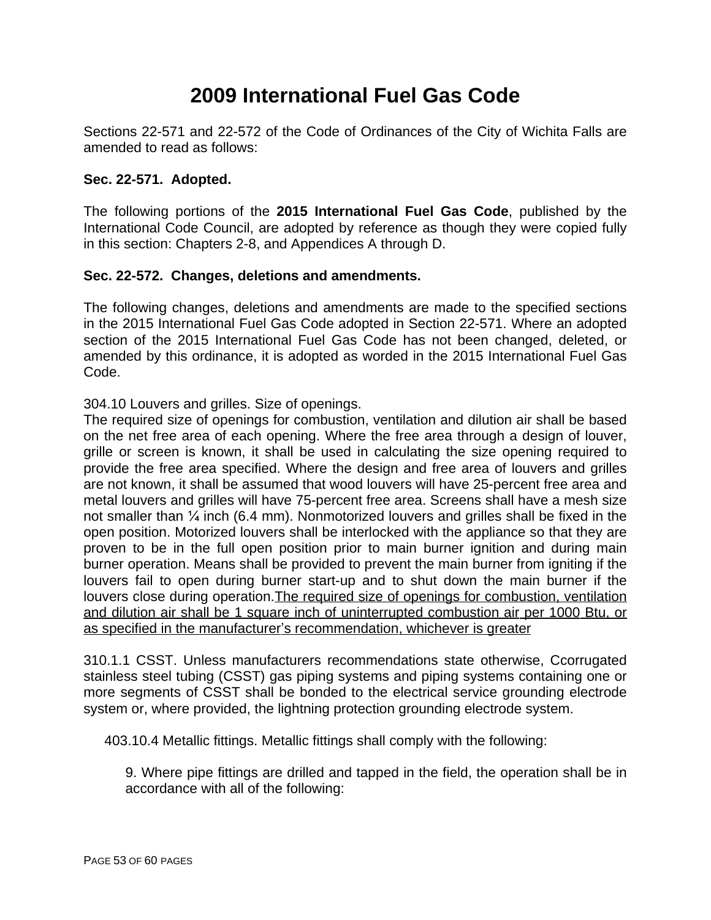# 2009 International Fuel Gas Code

Sections 22-571 and 22-572 of the Code of Ordinances of the City of Wichita Falls are amended to read as follows:

**Sec. 22-571. Adopted.**

The following portions of the **2015 International Fuel Gas Code**, published by the International Code Council, are adopted by reference as though they were copied fully in this section: Chapters 2-8, and Appendices A through D.

**Sec. 22-572. Changes, deletions and amendments.**

The following changes, deletions and amendments are made to the specified sections in the 2015 International Fuel Gas Code adopted in Section 22-571. Where an adopted section of the 2015 International Fuel Gas Code has not been changed, deleted, or amended by this ordinance, it is adopted as worded in the 2015 International Fuel Gas Code.

304.10 Louvers and grilles. Size of openings.
The required size of openings for combustion, ventilation and dilution air shall be based on the net free area of each opening. Where the free area through a design of louver, grille or screen is known, it shall be used in calculating the size opening required to provide the free area specified. Where the design and free area of louvers and grilles are not known, it shall be assumed that wood louvers will have 25-percent free area and metal louvers and grilles will have 75-percent free area. Screens shall have a mesh size not smaller than ¼ inch (6.4 mm). Nonmotorized louvers and grilles shall be fixed in the open position. Motorized louvers shall be interlocked with the appliance so that they are proven to be in the full open position prior to main burner ignition and during main burner operation. Means shall be provided to prevent the main burner from igniting if the louvers fail to open during burner start-up and to shut down the main burner if the louvers close during operation.<u>The required size of openings for combustion, ventilation and dilution air shall be 1 square inch of uninterrupted combustion air per 1000 Btu, or as specified in the manufacturer's recommendation, whichever is greater</u>

310.1.1 CSST. Unless manufacturers recommendations state otherwise, Ccorrugated stainless steel tubing (CSST) gas piping systems and piping systems containing one or more segments of CSST shall be bonded to the electrical service grounding electrode system or, where provided, the lightning protection grounding electrode system.

403.10.4 Metallic fittings. Metallic fittings shall comply with the following:

9. Where pipe fittings are drilled and tapped in the field, the operation shall be in accordance with all of the following: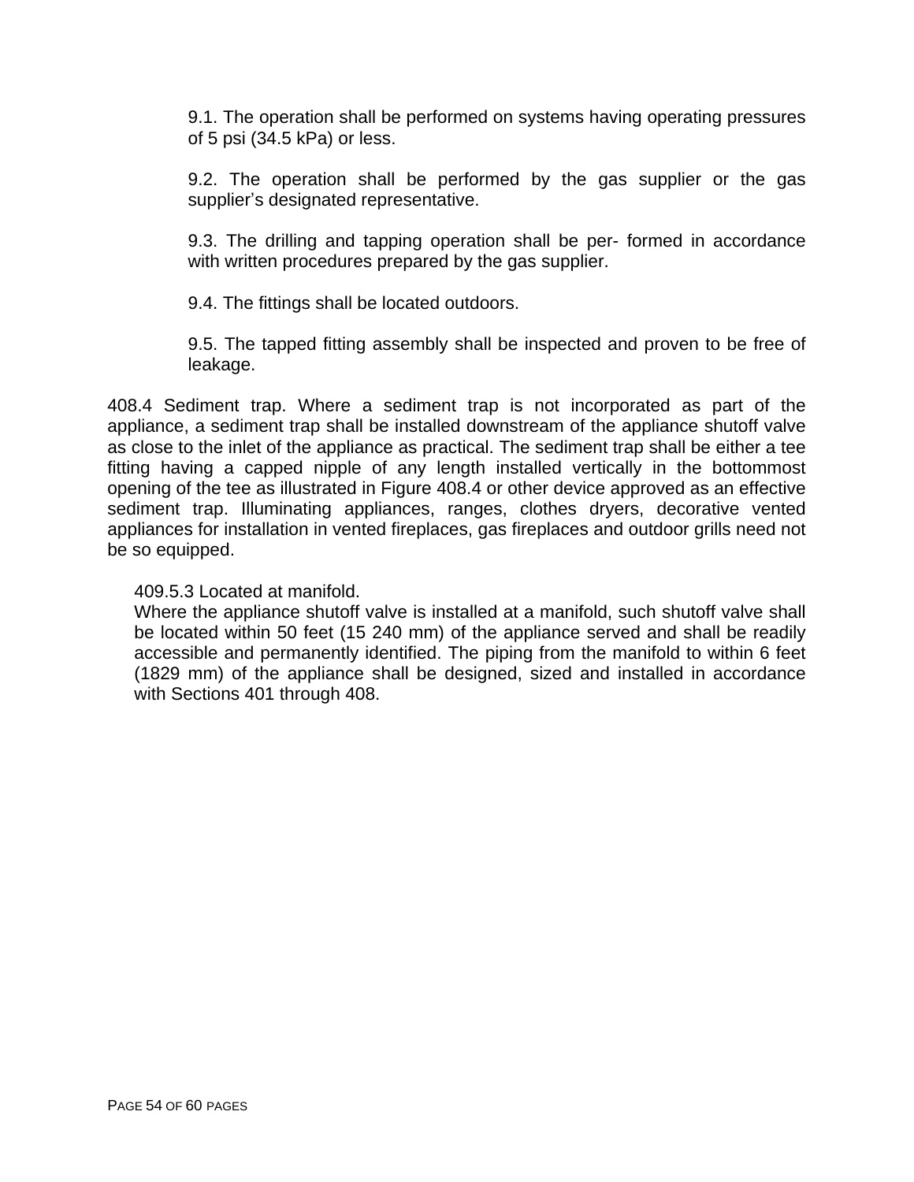9.1. The operation shall be performed on systems having operating pressures of 5 psi (34.5 kPa) or less.

9.2. The operation shall be performed by the gas supplier or the gas supplier's designated representative.

9.3. The drilling and tapping operation shall be per- formed in accordance with written procedures prepared by the gas supplier.

9.4. The fittings shall be located outdoors.

9.5. The tapped fitting assembly shall be inspected and proven to be free of leakage.

408.4 Sediment trap. Where a sediment trap is not incorporated as part of the appliance, a sediment trap shall be installed downstream of the appliance shutoff valve as close to the inlet of the appliance as practical. The sediment trap shall be either a tee fitting having a capped nipple of any length installed vertically in the bottommost opening of the tee as illustrated in Figure 408.4 or other device approved as an effective sediment trap. Illuminating appliances, ranges, clothes dryers, decorative vented appliances for installation in vented fireplaces, gas fireplaces and outdoor grills need not be so equipped.

409.5.3 Located at manifold.
Where the appliance shutoff valve is installed at a manifold, such shutoff valve shall be located within 50 feet (15 240 mm) of the appliance served and shall be readily accessible and permanently identified. The piping from the manifold to within 6 feet (1829 mm) of the appliance shall be designed, sized and installed in accordance with Sections 401 through 408.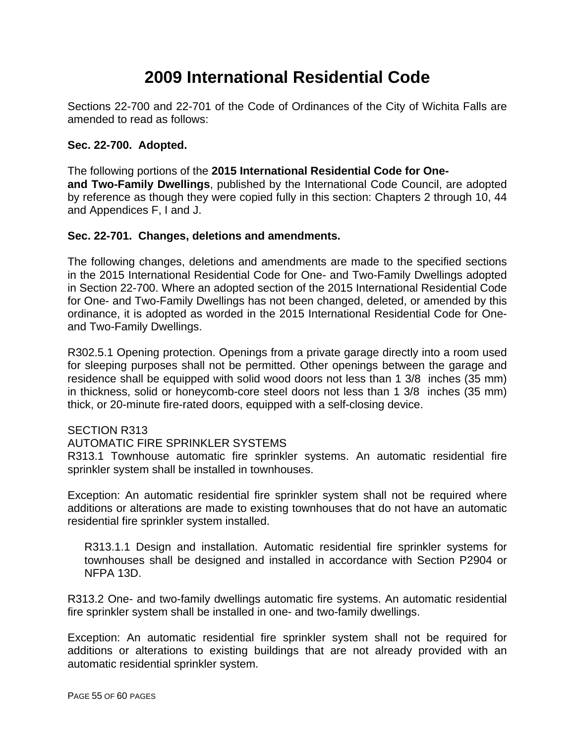# 2009 International Residential Code

Sections 22-700 and 22-701 of the Code of Ordinances of the City of Wichita Falls are amended to read as follows:

**Sec. 22-700. Adopted.**

The following portions of the **2015 International Residential Code for One- and Two-Family Dwellings**, published by the International Code Council, are adopted by reference as though they were copied fully in this section: Chapters 2 through 10, 44 and Appendices F, I and J.

**Sec. 22-701. Changes, deletions and amendments.**

The following changes, deletions and amendments are made to the specified sections in the 2015 International Residential Code for One- and Two-Family Dwellings adopted in Section 22-700. Where an adopted section of the 2015 International Residential Code for One- and Two-Family Dwellings has not been changed, deleted, or amended by this ordinance, it is adopted as worded in the 2015 International Residential Code for One- and Two-Family Dwellings.

R302.5.1 Opening protection. Openings from a private garage directly into a room used for sleeping purposes shall not be permitted. Other openings between the garage and residence shall be equipped with solid wood doors not less than 1 3/8 inches (35 mm) in thickness, solid or honeycomb-core steel doors not less than 1 3/8 inches (35 mm) thick, or 20-minute fire-rated doors, equipped with a self-closing device.

SECTION R313
AUTOMATIC FIRE SPRINKLER SYSTEMS
R313.1 Townhouse automatic fire sprinkler systems. An automatic residential fire sprinkler system shall be installed in townhouses.

Exception: An automatic residential fire sprinkler system shall not be required where additions or alterations are made to existing townhouses that do not have an automatic residential fire sprinkler system installed.

> R313.1.1 Design and installation. Automatic residential fire sprinkler systems for townhouses shall be designed and installed in accordance with Section P2904 or NFPA 13D.

R313.2 One- and two-family dwellings automatic fire systems. An automatic residential fire sprinkler system shall be installed in one- and two-family dwellings.

Exception: An automatic residential fire sprinkler system shall not be required for additions or alterations to existing buildings that are not already provided with an automatic residential sprinkler system.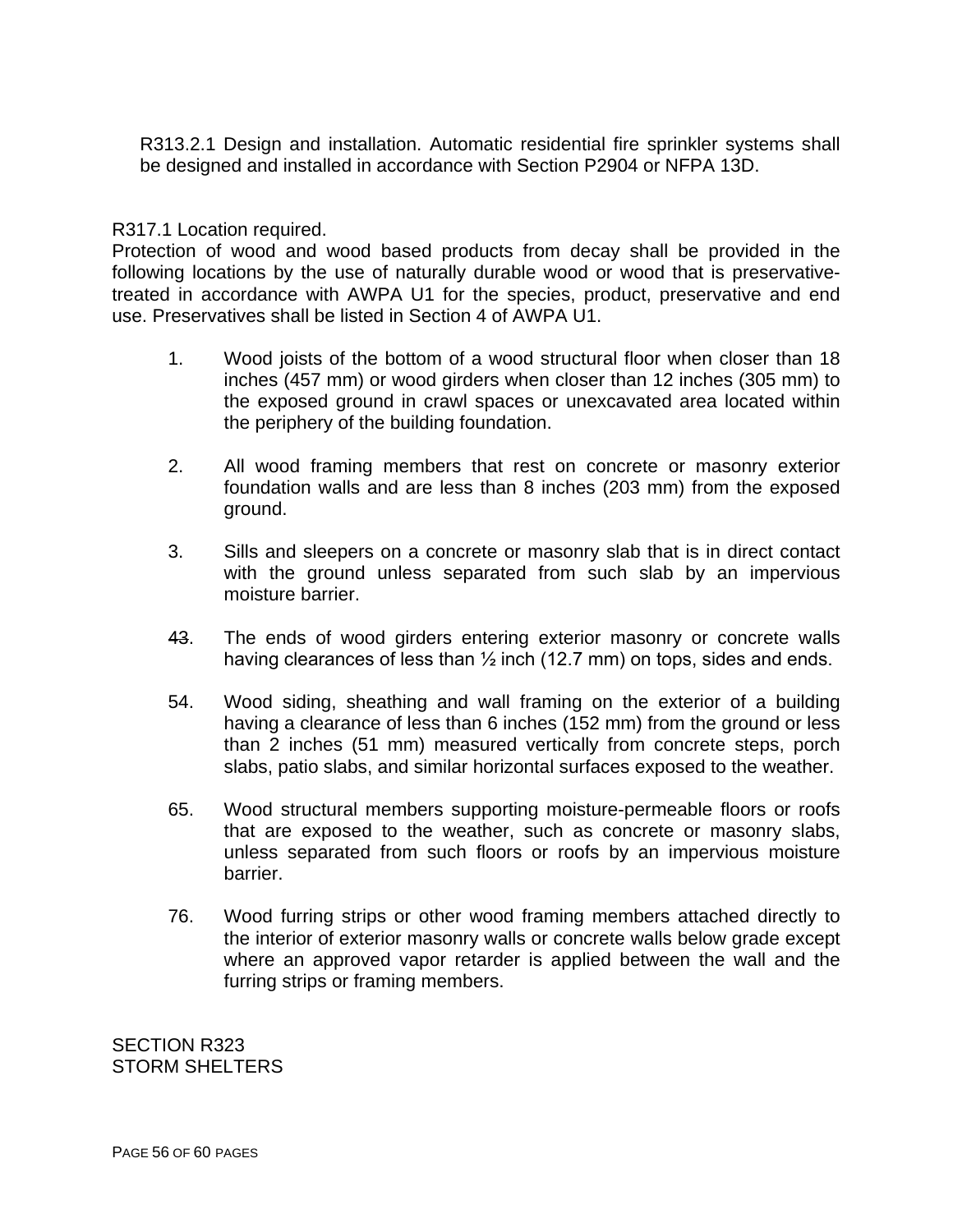R313.2.1 Design and installation. Automatic residential fire sprinkler systems shall be designed and installed in accordance with Section P2904 or NFPA 13D.

R317.1 Location required.
Protection of wood and wood based products from decay shall be provided in the following locations by the use of naturally durable wood or wood that is preservative-treated in accordance with AWPA U1 for the species, product, preservative and end use. Preservatives shall be listed in Section 4 of AWPA U1.

1. Wood joists of the bottom of a wood structural floor when closer than 18 inches (457 mm) or wood girders when closer than 12 inches (305 mm) to the exposed ground in crawl spaces or unexcavated area located within the periphery of the building foundation.

2. All wood framing members that rest on concrete or masonry exterior foundation walls and are less than 8 inches (203 mm) from the exposed ground.

3. Sills and sleepers on a concrete or masonry slab that is in direct contact with the ground unless separated from such slab by an impervious moisture barrier.

4~~3~~. The ends of wood girders entering exterior masonry or concrete walls having clearances of less than ½ inch (12.7 mm) on tops, sides and ends.

54. Wood siding, sheathing and wall framing on the exterior of a building having a clearance of less than 6 inches (152 mm) from the ground or less than 2 inches (51 mm) measured vertically from concrete steps, porch slabs, patio slabs, and similar horizontal surfaces exposed to the weather.

65. Wood structural members supporting moisture-permeable floors or roofs that are exposed to the weather, such as concrete or masonry slabs, unless separated from such floors or roofs by an impervious moisture barrier.

76. Wood furring strips or other wood framing members attached directly to the interior of exterior masonry walls or concrete walls below grade except where an approved vapor retarder is applied between the wall and the furring strips or framing members.

SECTION R323
STORM SHELTERS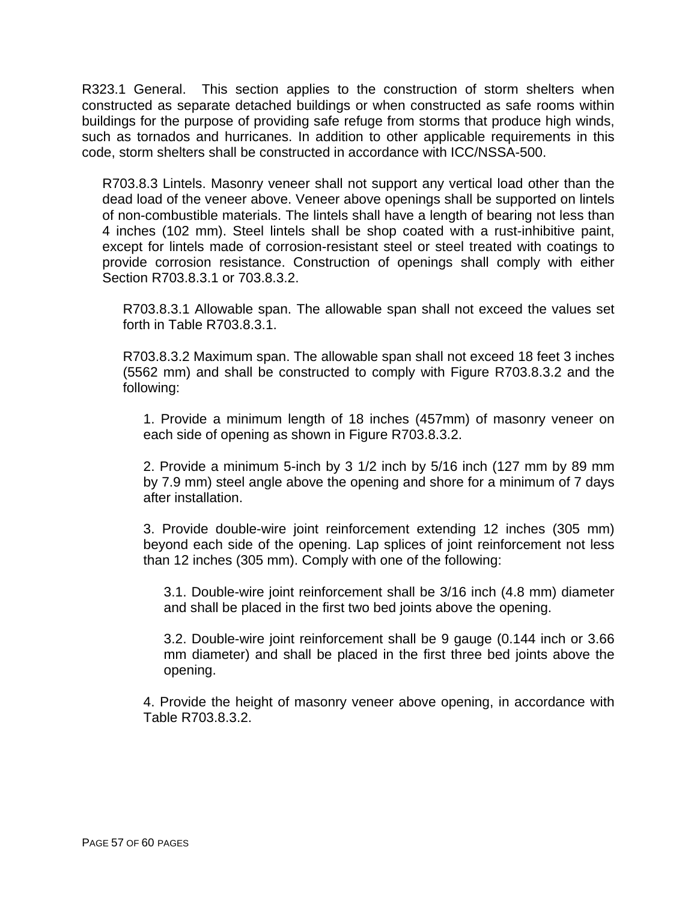R323.1 General. This section applies to the construction of storm shelters when constructed as separate detached buildings or when constructed as safe rooms within buildings for the purpose of providing safe refuge from storms that produce high winds, such as tornados and hurricanes. In addition to other applicable requirements in this code, storm shelters shall be constructed in accordance with ICC/NSSA-500.

R703.8.3 Lintels. Masonry veneer shall not support any vertical load other than the dead load of the veneer above. Veneer above openings shall be supported on lintels of non-combustible materials. The lintels shall have a length of bearing not less than 4 inches (102 mm). Steel lintels shall be shop coated with a rust-inhibitive paint, except for lintels made of corrosion-resistant steel or steel treated with coatings to provide corrosion resistance. Construction of openings shall comply with either Section R703.8.3.1 or 703.8.3.2.

R703.8.3.1 Allowable span. The allowable span shall not exceed the values set forth in Table R703.8.3.1.

R703.8.3.2 Maximum span. The allowable span shall not exceed 18 feet 3 inches (5562 mm) and shall be constructed to comply with Figure R703.8.3.2 and the following:

1. Provide a minimum length of 18 inches (457mm) of masonry veneer on each side of opening as shown in Figure R703.8.3.2.

2. Provide a minimum 5-inch by 3 1/2 inch by 5/16 inch (127 mm by 89 mm by 7.9 mm) steel angle above the opening and shore for a minimum of 7 days after installation.

3. Provide double-wire joint reinforcement extending 12 inches (305 mm) beyond each side of the opening. Lap splices of joint reinforcement not less than 12 inches (305 mm). Comply with one of the following:

3.1. Double-wire joint reinforcement shall be 3/16 inch (4.8 mm) diameter and shall be placed in the first two bed joints above the opening.

3.2. Double-wire joint reinforcement shall be 9 gauge (0.144 inch or 3.66 mm diameter) and shall be placed in the first three bed joints above the opening.

4. Provide the height of masonry veneer above opening, in accordance with Table R703.8.3.2.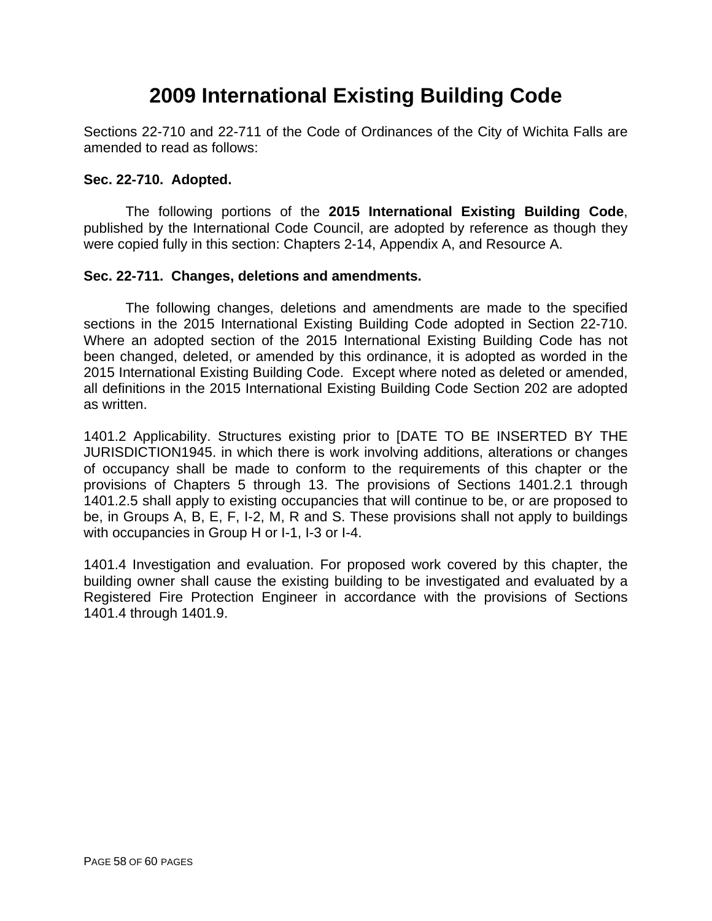# 2009 International Existing Building Code

Sections 22-710 and 22-711 of the Code of Ordinances of the City of Wichita Falls are amended to read as follows:

**Sec. 22-710. Adopted.**

The following portions of the **2015 International Existing Building Code**, published by the International Code Council, are adopted by reference as though they were copied fully in this section: Chapters 2-14, Appendix A, and Resource A.

**Sec. 22-711. Changes, deletions and amendments.**

The following changes, deletions and amendments are made to the specified sections in the 2015 International Existing Building Code adopted in Section 22-710. Where an adopted section of the 2015 International Existing Building Code has not been changed, deleted, or amended by this ordinance, it is adopted as worded in the 2015 International Existing Building Code. Except where noted as deleted or amended, all definitions in the 2015 International Existing Building Code Section 202 are adopted as written.

1401.2 Applicability. Structures existing prior to [DATE TO BE INSERTED BY THE JURISDICTION1945. in which there is work involving additions, alterations or changes of occupancy shall be made to conform to the requirements of this chapter or the provisions of Chapters 5 through 13. The provisions of Sections 1401.2.1 through 1401.2.5 shall apply to existing occupancies that will continue to be, or are proposed to be, in Groups A, B, E, F, I-2, M, R and S. These provisions shall not apply to buildings with occupancies in Group H or I-1, I-3 or I-4.

1401.4 Investigation and evaluation. For proposed work covered by this chapter, the building owner shall cause the existing building to be investigated and evaluated by a Registered Fire Protection Engineer in accordance with the provisions of Sections 1401.4 through 1401.9.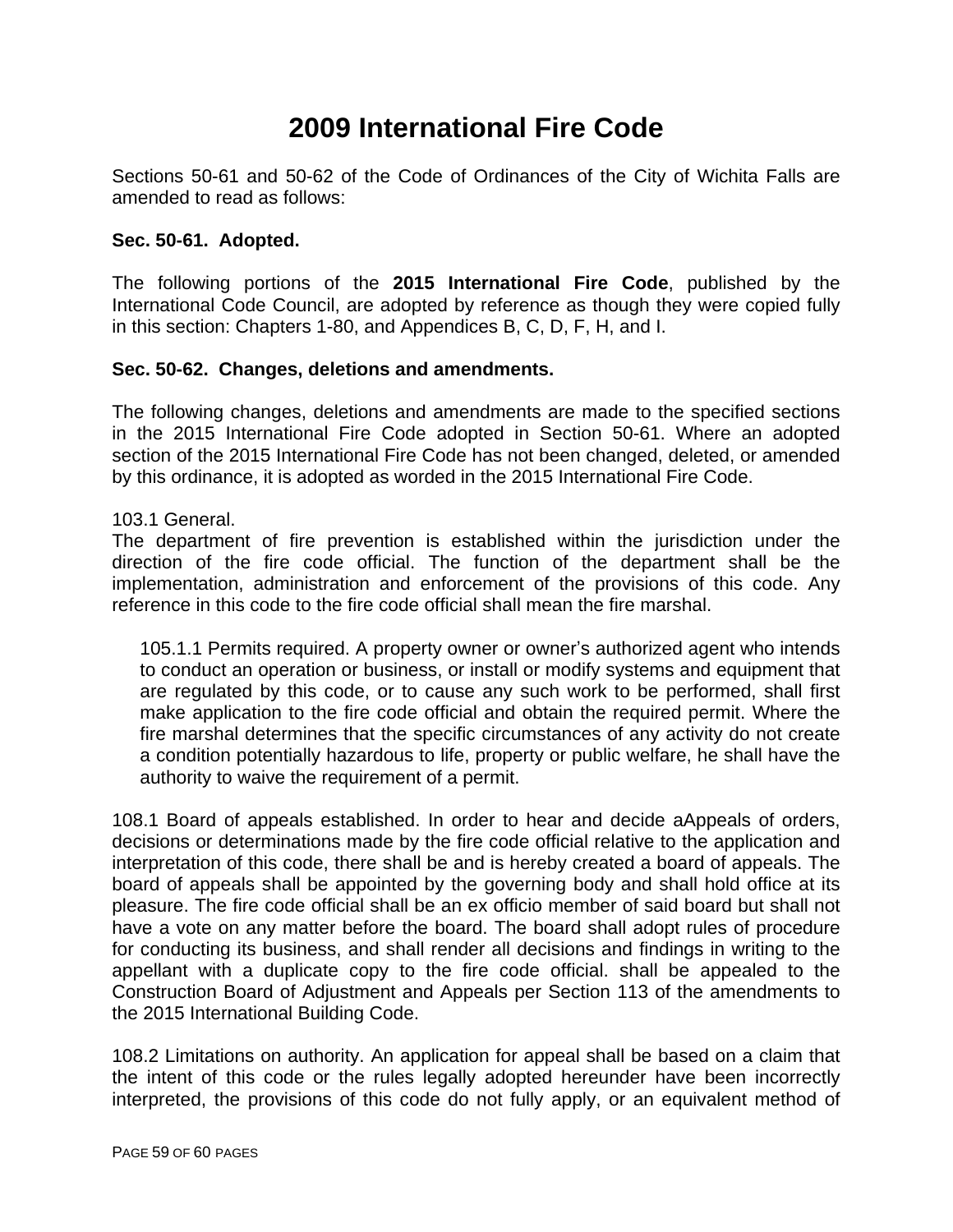// 2009 International Fire Code

Sections 50-61 and 50-62 of the Code of Ordinances of the City of Wichita Falls are amended to read as follows:

**Sec. 50-61. Adopted.**

The following portions of the **2015 International Fire Code**, published by the International Code Council, are adopted by reference as though they were copied fully in this section: Chapters 1-80, and Appendices B, C, D, F, H, and I.

**Sec. 50-62. Changes, deletions and amendments.**

The following changes, deletions and amendments are made to the specified sections in the 2015 International Fire Code adopted in Section 50-61. Where an adopted section of the 2015 International Fire Code has not been changed, deleted, or amended by this ordinance, it is adopted as worded in the 2015 International Fire Code.

103.1 General.
The department of fire prevention is established within the jurisdiction under the direction of the fire code official. The function of the department shall be the implementation, administration and enforcement of the provisions of this code. Any reference in this code to the fire code official shall mean the fire marshal.

> 105.1.1 Permits required. A property owner or owner's authorized agent who intends to conduct an operation or business, or install or modify systems and equipment that are regulated by this code, or to cause any such work to be performed, shall first make application to the fire code official and obtain the required permit. Where the fire marshal determines that the specific circumstances of any activity do not create a condition potentially hazardous to life, property or public welfare, he shall have the authority to waive the requirement of a permit.

108.1 Board of appeals established. In order to hear and decide aAppeals of orders, decisions or determinations made by the fire code official relative to the application and interpretation of this code, there shall be and is hereby created a board of appeals. The board of appeals shall be appointed by the governing body and shall hold office at its pleasure. The fire code official shall be an ex officio member of said board but shall not have a vote on any matter before the board. The board shall adopt rules of procedure for conducting its business, and shall render all decisions and findings in writing to the appellant with a duplicate copy to the fire code official. shall be appealed to the Construction Board of Adjustment and Appeals per Section 113 of the amendments to the 2015 International Building Code.

108.2 Limitations on authority. An application for appeal shall be based on a claim that the intent of this code or the rules legally adopted hereunder have been incorrectly interpreted, the provisions of this code do not fully apply, or an equivalent method of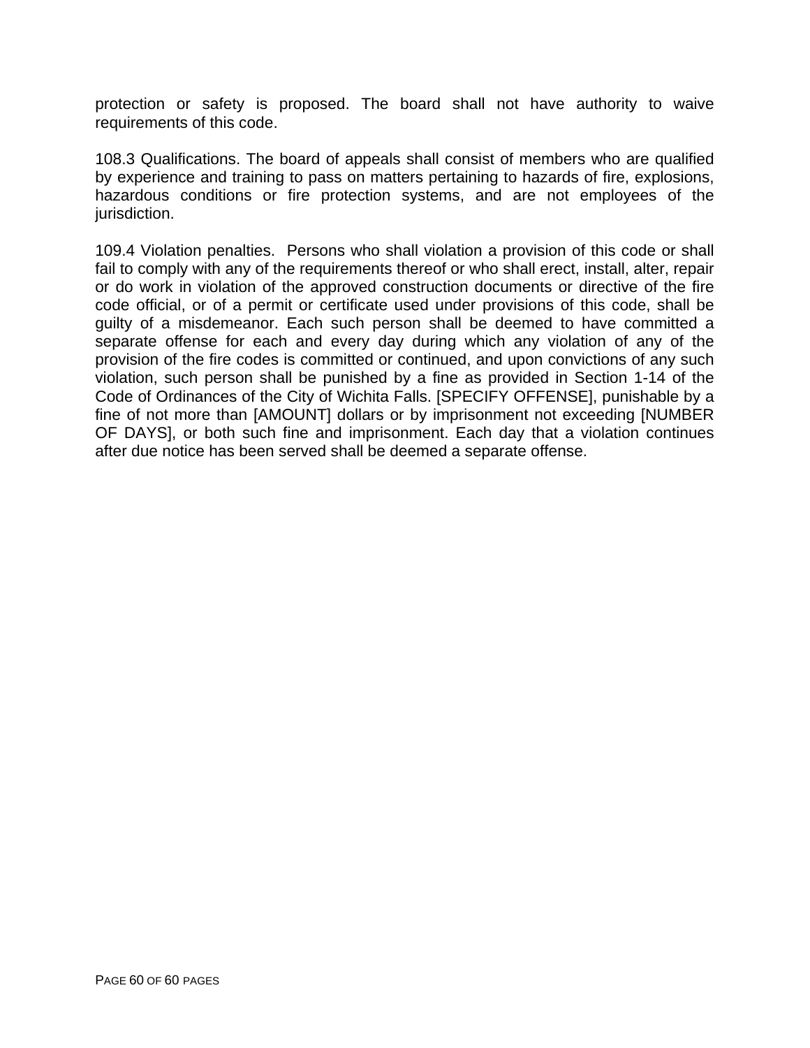protection or safety is proposed. The board shall not have authority to waive requirements of this code.

108.3 Qualifications. The board of appeals shall consist of members who are qualified by experience and training to pass on matters pertaining to hazards of fire, explosions, hazardous conditions or fire protection systems, and are not employees of the jurisdiction.

109.4 Violation penalties. Persons who shall violation a provision of this code or shall fail to comply with any of the requirements thereof or who shall erect, install, alter, repair or do work in violation of the approved construction documents or directive of the fire code official, or of a permit or certificate used under provisions of this code, shall be guilty of a misdemeanor. Each such person shall be deemed to have committed a separate offense for each and every day during which any violation of any of the provision of the fire codes is committed or continued, and upon convictions of any such violation, such person shall be punished by a fine as provided in Section 1-14 of the Code of Ordinances of the City of Wichita Falls. [SPECIFY OFFENSE], punishable by a fine of not more than [AMOUNT] dollars or by imprisonment not exceeding [NUMBER OF DAYS], or both such fine and imprisonment. Each day that a violation continues after due notice has been served shall be deemed a separate offense.